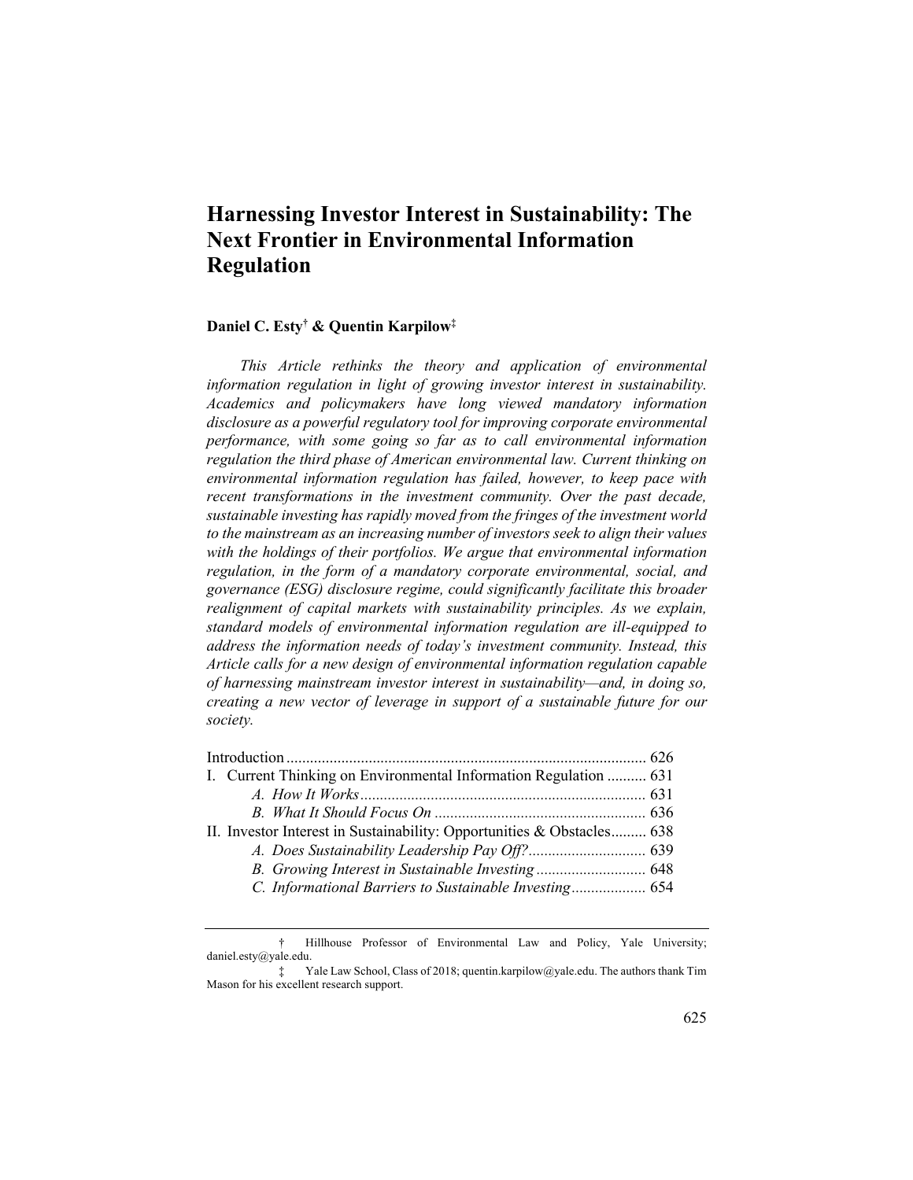# Harnessing Investor Interest in Sustainability: The Next Frontier in Environmental Information Regulation

**Daniel C. Esty[†] & Quentin Karpilow[‡]**

*This Article rethinks the theory and application of environmental information regulation in light of growing investor interest in sustainability. Academics and policymakers have long viewed mandatory information disclosure as a powerful regulatory tool for improving corporate environmental performance, with some going so far as to call environmental information regulation the third phase of American environmental law. Current thinking on environmental information regulation has failed, however, to keep pace with recent transformations in the investment community. Over the past decade, sustainable investing has rapidly moved from the fringes of the investment world to the mainstream as an increasing number of investors seek to align their values with the holdings of their portfolios. We argue that environmental information regulation, in the form of a mandatory corporate environmental, social, and governance (ESG) disclosure regime, could significantly facilitate this broader realignment of capital markets with sustainability principles. As we explain, standard models of environmental information regulation are ill-equipped to address the information needs of today's investment community. Instead, this Article calls for a new design of environmental information regulation capable of harnessing mainstream investor interest in sustainability—and, in doing so, creating a new vector of leverage in support of a sustainable future for our society.*

Introduction ........................................................................................... 626
I. Current Thinking on Environmental Information Regulation .......... 631
  *A. How It Works* ........................................................................ 631
  *B. What It Should Focus On* ..................................................... 636
II. Investor Interest in Sustainability: Opportunities & Obstacles......... 638
  *A. Does Sustainability Leadership Pay Off?* ............................. 639
  *B. Growing Interest in Sustainable Investing* ........................... 648
  *C. Informational Barriers to Sustainable Investing* ................... 654

---

† Hillhouse Professor of Environmental Law and Policy, Yale University; daniel.esty@yale.edu.

‡ Yale Law School, Class of 2018; quentin.karpilow@yale.edu. The authors thank Tim Mason for his excellent research support.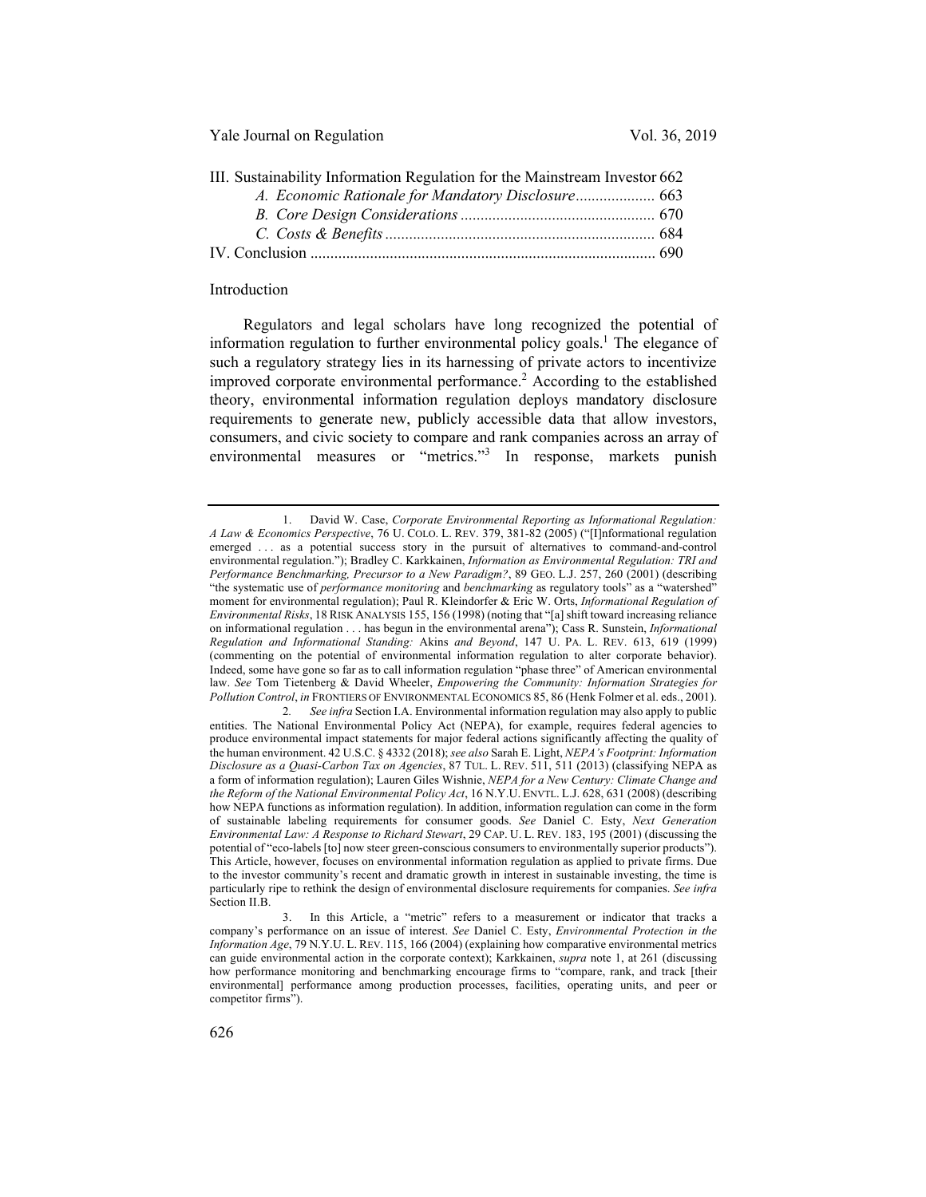III. Sustainability Information Regulation for the Mainstream Investor 662
  *A. Economic Rationale for Mandatory Disclosure* .................... 663
  *B. Core Design Considerations* ................................................ 670
  *C. Costs & Benefits* ................................................................... 684
IV. Conclusion ....................................................................................... 690

## Introduction

Regulators and legal scholars have long recognized the potential of information regulation to further environmental policy goals.[1] The elegance of such a regulatory strategy lies in its harnessing of private actors to incentivize improved corporate environmental performance.[2] According to the established theory, environmental information regulation deploys mandatory disclosure requirements to generate new, publicly accessible data that allow investors, consumers, and civic society to compare and rank companies across an array of environmental measures or "metrics."[3] In response, markets punish

---

1. David W. Case, *Corporate Environmental Reporting as Informational Regulation: A Law & Economics Perspective*, 76 U. COLO. L. REV. 379, 381-82 (2005) ("[I]nformational regulation emerged . . . as a potential success story in the pursuit of alternatives to command-and-control environmental regulation."); Bradley C. Karkkainen, *Information as Environmental Regulation: TRI and Performance Benchmarking, Precursor to a New Paradigm?*, 89 GEO. L.J. 257, 260 (2001) (describing "the systematic use of *performance monitoring* and *benchmarking* as regulatory tools" as a "watershed" moment for environmental regulation); Paul R. Kleindorfer & Eric W. Orts, *Informational Regulation of Environmental Risks*, 18 RISK ANALYSIS 155, 156 (1998) (noting that "[a] shift toward increasing reliance on informational regulation . . . has begun in the environmental arena"); Cass R. Sunstein, *Informational Regulation and Informational Standing:* Akins *and Beyond*, 147 U. PA. L. REV. 613, 619 (1999) (commenting on the potential of environmental information regulation to alter corporate behavior). Indeed, some have gone so far as to call information regulation "phase three" of American environmental law. *See* Tom Tietenberg & David Wheeler, *Empowering the Community: Information Strategies for Pollution Control*, *in* FRONTIERS OF ENVIRONMENTAL ECONOMICS 85, 86 (Henk Folmer et al. eds., 2001).

2. *See infra* Section I.A. Environmental information regulation may also apply to public entities. The National Environmental Policy Act (NEPA), for example, requires federal agencies to produce environmental impact statements for major federal actions significantly affecting the quality of the human environment. 42 U.S.C. § 4332 (2018); *see also* Sarah E. Light, *NEPA's Footprint: Information Disclosure as a Quasi-Carbon Tax on Agencies*, 87 TUL. L. REV. 511, 511 (2013) (classifying NEPA as a form of information regulation); Lauren Giles Wishnie, *NEPA for a New Century: Climate Change and the Reform of the National Environmental Policy Act*, 16 N.Y.U. ENVTL. L.J. 628, 631 (2008) (describing how NEPA functions as information regulation). In addition, information regulation can come in the form of sustainable labeling requirements for consumer goods. *See* Daniel C. Esty, *Next Generation Environmental Law: A Response to Richard Stewart*, 29 CAP. U. L. REV. 183, 195 (2001) (discussing the potential of "eco-labels [to] now steer green-conscious consumers to environmentally superior products"). This Article, however, focuses on environmental information regulation as applied to private firms. Due to the investor community's recent and dramatic growth in interest in sustainable investing, the time is particularly ripe to rethink the design of environmental disclosure requirements for companies. *See infra* Section II.B.

3. In this Article, a "metric" refers to a measurement or indicator that tracks a company's performance on an issue of interest. *See* Daniel C. Esty, *Environmental Protection in the Information Age*, 79 N.Y.U. L. REV. 115, 166 (2004) (explaining how comparative environmental metrics can guide environmental action in the corporate context); Karkkainen, *supra* note 1, at 261 (discussing how performance monitoring and benchmarking encourage firms to "compare, rank, and track [their environmental] performance among production processes, facilities, operating units, and peer or competitor firms").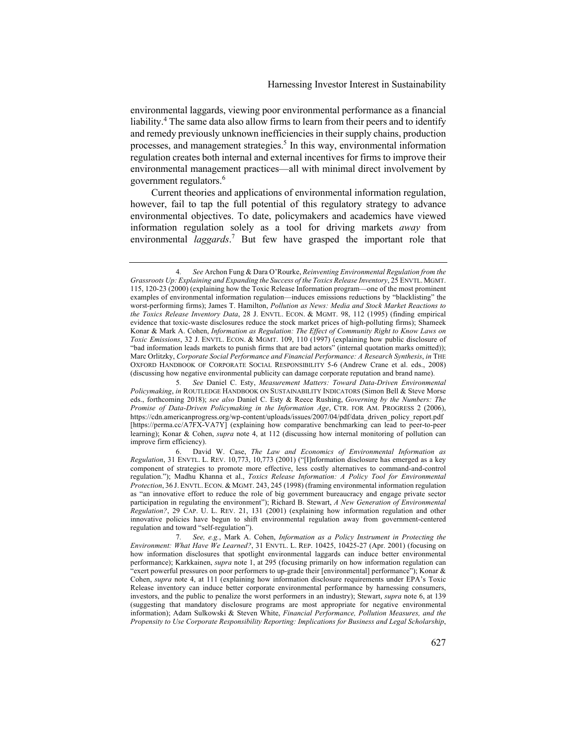environmental laggards, viewing poor environmental performance as a financial liability.[4] The same data also allow firms to learn from their peers and to identify and remedy previously unknown inefficiencies in their supply chains, production processes, and management strategies.[5] In this way, environmental information regulation creates both internal and external incentives for firms to improve their environmental management practices—all with minimal direct involvement by government regulators.[6]

Current theories and applications of environmental information regulation, however, fail to tap the full potential of this regulatory strategy to advance environmental objectives. To date, policymakers and academics have viewed information regulation solely as a tool for driving markets *away* from environmental *laggards*.[7] But few have grasped the important role that

---

4. *See* Archon Fung & Dara O'Rourke, *Reinventing Environmental Regulation from the Grassroots Up: Explaining and Expanding the Success of the Toxics Release Inventory*, 25 ENVTL. MGMT. 115, 120-23 (2000) (explaining how the Toxic Release Information program—one of the most prominent examples of environmental information regulation—induces emissions reductions by "blacklisting" the worst-performing firms); James T. Hamilton, *Pollution as News: Media and Stock Market Reactions to the Toxics Release Inventory Data*, 28 J. ENVTL. ECON. & MGMT. 98, 112 (1995) (finding empirical evidence that toxic-waste disclosures reduce the stock market prices of high-polluting firms); Shameek Konar & Mark A. Cohen, *Information as Regulation: The Effect of Community Right to Know Laws on Toxic Emissions*, 32 J. ENVTL. ECON. & MGMT. 109, 110 (1997) (explaining how public disclosure of "bad information leads markets to punish firms that are bad actors" (internal quotation marks omitted)); Marc Orlitzky, *Corporate Social Performance and Financial Performance: A Research Synthesis*, *in* THE OXFORD HANDBOOK OF CORPORATE SOCIAL RESPONSIBILITY 5-6 (Andrew Crane et al. eds., 2008) (discussing how negative environmental publicity can damage corporate reputation and brand name).

5. *See* Daniel C. Esty, *Measurement Matters: Toward Data-Driven Environmental Policymaking*, *in* ROUTLEDGE HANDBOOK ON SUSTAINABILITY INDICATORS (Simon Bell & Steve Morse eds., forthcoming 2018); *see also* Daniel C. Esty & Reece Rushing, *Governing by the Numbers: The Promise of Data-Driven Policymaking in the Information Age*, CTR. FOR AM. PROGRESS 2 (2006), https://cdn.americanprogress.org/wp-content/uploads/issues/2007/04/pdf/data_driven_policy_report.pdf [https://perma.cc/A7FX-VA7Y] (explaining how comparative benchmarking can lead to peer-to-peer learning); Konar & Cohen, *supra* note 4, at 112 (discussing how internal monitoring of pollution can improve firm efficiency).

6. David W. Case, *The Law and Economics of Environmental Information as Regulation*, 31 ENVTL. L. REV. 10,773, 10,773 (2001) ("[I]nformation disclosure has emerged as a key component of strategies to promote more effective, less costly alternatives to command-and-control regulation."); Madhu Khanna et al., *Toxics Release Information: A Policy Tool for Environmental Protection*, 36 J. ENVTL. ECON. & MGMT. 243, 245 (1998) (framing environmental information regulation as "an innovative effort to reduce the role of big government bureaucracy and engage private sector participation in regulating the environment"); Richard B. Stewart, *A New Generation of Environmental Regulation?*, 29 CAP. U. L. REV. 21, 131 (2001) (explaining how information regulation and other innovative policies have begun to shift environmental regulation away from government-centered regulation and toward "self-regulation").

7. *See, e.g.*, Mark A. Cohen, *Information as a Policy Instrument in Protecting the Environment: What Have We Learned?*, 31 ENVTL. L. REP. 10425, 10425-27 (Apr. 2001) (focusing on how information disclosures that spotlight environmental laggards can induce better environmental performance); Karkkainen, *supra* note 1, at 295 (focusing primarily on how information regulation can "exert powerful pressures on poor performers to up-grade their [environmental] performance"); Konar & Cohen, *supra* note 4, at 111 (explaining how information disclosure requirements under EPA's Toxic Release inventory can induce better corporate environmental performance by harnessing consumers, investors, and the public to penalize the worst performers in an industry); Stewart, *supra* note 6, at 139 (suggesting that mandatory disclosure programs are most appropriate for negative environmental information); Adam Sulkowski & Steven White, *Financial Performance, Pollution Measures, and the Propensity to Use Corporate Responsibility Reporting: Implications for Business and Legal Scholarship*,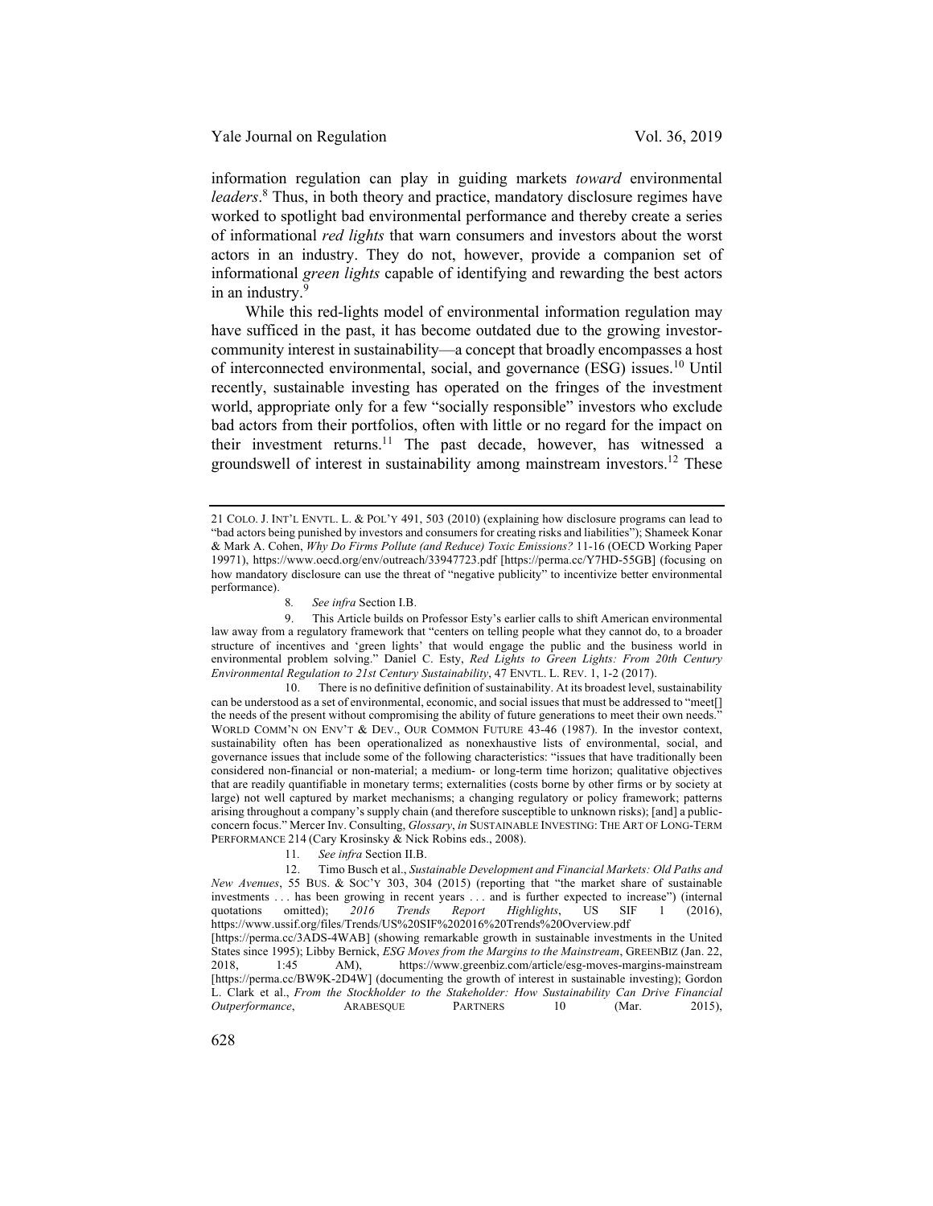information regulation can play in guiding markets *toward* environmental *leaders*.[8] Thus, in both theory and practice, mandatory disclosure regimes have worked to spotlight bad environmental performance and thereby create a series of informational *red lights* that warn consumers and investors about the worst actors in an industry. They do not, however, provide a companion set of informational *green lights* capable of identifying and rewarding the best actors in an industry.[9]

While this red-lights model of environmental information regulation may have sufficed in the past, it has become outdated due to the growing investor-community interest in sustainability—a concept that broadly encompasses a host of interconnected environmental, social, and governance (ESG) issues.[10] Until recently, sustainable investing has operated on the fringes of the investment world, appropriate only for a few "socially responsible" investors who exclude bad actors from their portfolios, often with little or no regard for the impact on their investment returns.[11] The past decade, however, has witnessed a groundswell of interest in sustainability among mainstream investors.[12] These

---

21 COLO. J. INT'L ENVTL. L. & POL'Y 491, 503 (2010) (explaining how disclosure programs can lead to "bad actors being punished by investors and consumers for creating risks and liabilities"); Shameek Konar & Mark A. Cohen, *Why Do Firms Pollute (and Reduce) Toxic Emissions?* 11-16 (OECD Working Paper 19971), https://www.oecd.org/env/outreach/33947723.pdf [https://perma.cc/Y7HD-55GB] (focusing on how mandatory disclosure can use the threat of "negative publicity" to incentivize better environmental performance).

8. *See infra* Section I.B.

9. This Article builds on Professor Esty's earlier calls to shift American environmental law away from a regulatory framework that "centers on telling people what they cannot do, to a broader structure of incentives and 'green lights' that would engage the public and the business world in environmental problem solving." Daniel C. Esty, *Red Lights to Green Lights: From 20th Century Environmental Regulation to 21st Century Sustainability*, 47 ENVTL. L. REV. 1, 1-2 (2017).

10. There is no definitive definition of sustainability. At its broadest level, sustainability can be understood as a set of environmental, economic, and social issues that must be addressed to "meet[] the needs of the present without compromising the ability of future generations to meet their own needs." WORLD COMM'N ON ENV'T & DEV., OUR COMMON FUTURE 43-46 (1987). In the investor context, sustainability often has been operationalized as nonexhaustive lists of environmental, social, and governance issues that include some of the following characteristics: "issues that have traditionally been considered non-financial or non-material; a medium- or long-term time horizon; qualitative objectives that are readily quantifiable in monetary terms; externalities (costs borne by other firms or by society at large) not well captured by market mechanisms; a changing regulatory or policy framework; patterns arising throughout a company's supply chain (and therefore susceptible to unknown risks); [and] a public-concern focus." Mercer Inv. Consulting, *Glossary*, *in* SUSTAINABLE INVESTING: THE ART OF LONG-TERM PERFORMANCE 214 (Cary Krosinsky & Nick Robins eds., 2008).

11. *See infra* Section II.B.

12. Timo Busch et al., *Sustainable Development and Financial Markets: Old Paths and New Avenues*, 55 BUS. & SOC'Y 303, 304 (2015) (reporting that "the market share of sustainable investments . . . has been growing in recent years . . . and is further expected to increase") (internal quotations omitted); *2016 Trends Report Highlights*, US SIF 1 (2016), https://www.ussif.org/files/Trends/US%20SIF%202016%20Trends%20Overview.pdf [https://perma.cc/3ADS-4WAB] (showing remarkable growth in sustainable investments in the United States since 1995); Libby Bernick, *ESG Moves from the Margins to the Mainstream*, GREENBIZ (Jan. 22, 2018, 1:45 AM), https://www.greenbiz.com/article/esg-moves-margins-mainstream [https://perma.cc/BW9K-2D4W] (documenting the growth of interest in sustainable investing); Gordon L. Clark et al., *From the Stockholder to the Stakeholder: How Sustainability Can Drive Financial Outperformance*, ARABESQUE PARTNERS 10 (Mar. 2015),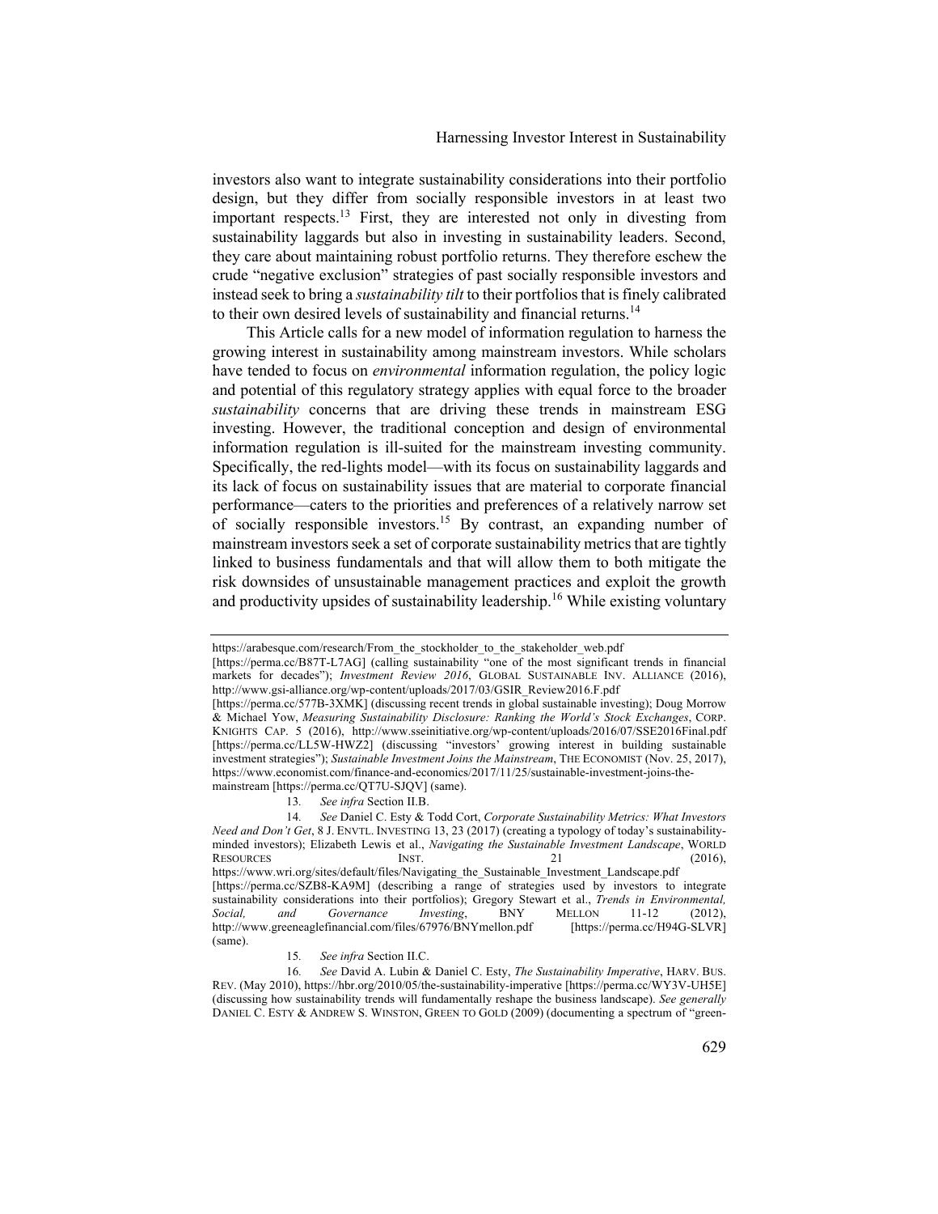investors also want to integrate sustainability considerations into their portfolio design, but they differ from socially responsible investors in at least two important respects.[13] First, they are interested not only in divesting from sustainability laggards but also in investing in sustainability leaders. Second, they care about maintaining robust portfolio returns. They therefore eschew the crude "negative exclusion" strategies of past socially responsible investors and instead seek to bring a *sustainability tilt* to their portfolios that is finely calibrated to their own desired levels of sustainability and financial returns.[14]

This Article calls for a new model of information regulation to harness the growing interest in sustainability among mainstream investors. While scholars have tended to focus on *environmental* information regulation, the policy logic and potential of this regulatory strategy applies with equal force to the broader *sustainability* concerns that are driving these trends in mainstream ESG investing. However, the traditional conception and design of environmental information regulation is ill-suited for the mainstream investing community. Specifically, the red-lights model—with its focus on sustainability laggards and its lack of focus on sustainability issues that are material to corporate financial performance—caters to the priorities and preferences of a relatively narrow set of socially responsible investors.[15] By contrast, an expanding number of mainstream investors seek a set of corporate sustainability metrics that are tightly linked to business fundamentals and that will allow them to both mitigate the risk downsides of unsustainable management practices and exploit the growth and productivity upsides of sustainability leadership.[16] While existing voluntary

---

https://arabesque.com/research/From_the_stockholder_to_the_stakeholder_web.pdf [https://perma.cc/B87T-L7AG] (calling sustainability "one of the most significant trends in financial markets for decades"); *Investment Review 2016*, GLOBAL SUSTAINABLE INV. ALLIANCE (2016), http://www.gsi-alliance.org/wp-content/uploads/2017/03/GSIR_Review2016.F.pdf [https://perma.cc/577B-3XMK] (discussing recent trends in global sustainable investing); Doug Morrow & Michael Yow, *Measuring Sustainability Disclosure: Ranking the World's Stock Exchanges*, CORP. KNIGHTS CAP. 5 (2016), http://www.sseinitiative.org/wp-content/uploads/2016/07/SSE2016Final.pdf [https://perma.cc/LL5W-HWZ2] (discussing "investors' growing interest in building sustainable investment strategies"); *Sustainable Investment Joins the Mainstream*, THE ECONOMIST (Nov. 25, 2017), https://www.economist.com/finance-and-economics/2017/11/25/sustainable-investment-joins-the-mainstream [https://perma.cc/QT7U-SJQV] (same).

13. *See infra* Section II.B.

14. *See* Daniel C. Esty & Todd Cort, *Corporate Sustainability Metrics: What Investors Need and Don't Get*, 8 J. ENVTL. INVESTING 13, 23 (2017) (creating a typology of today's sustainability-minded investors); Elizabeth Lewis et al., *Navigating the Sustainable Investment Landscape*, WORLD RESOURCES INST. 21 (2016), https://www.wri.org/sites/default/files/Navigating_the_Sustainable_Investment_Landscape.pdf [https://perma.cc/SZB8-KA9M] (describing a range of strategies used by investors to integrate sustainability considerations into their portfolios); Gregory Stewart et al., *Trends in Environmental, Social, and Governance Investing*, BNY MELLON 11-12 (2012), http://www.greeneaglefinancial.com/files/67976/BNYmellon.pdf [https://perma.cc/H94G-SLVR] (same).

15. *See infra* Section II.C.

16. *See* David A. Lubin & Daniel C. Esty, *The Sustainability Imperative*, HARV. BUS. REV. (May 2010), https://hbr.org/2010/05/the-sustainability-imperative [https://perma.cc/WY3V-UH5E] (discussing how sustainability trends will fundamentally reshape the business landscape). *See generally* DANIEL C. ESTY & ANDREW S. WINSTON, GREEN TO GOLD (2009) (documenting a spectrum of "green-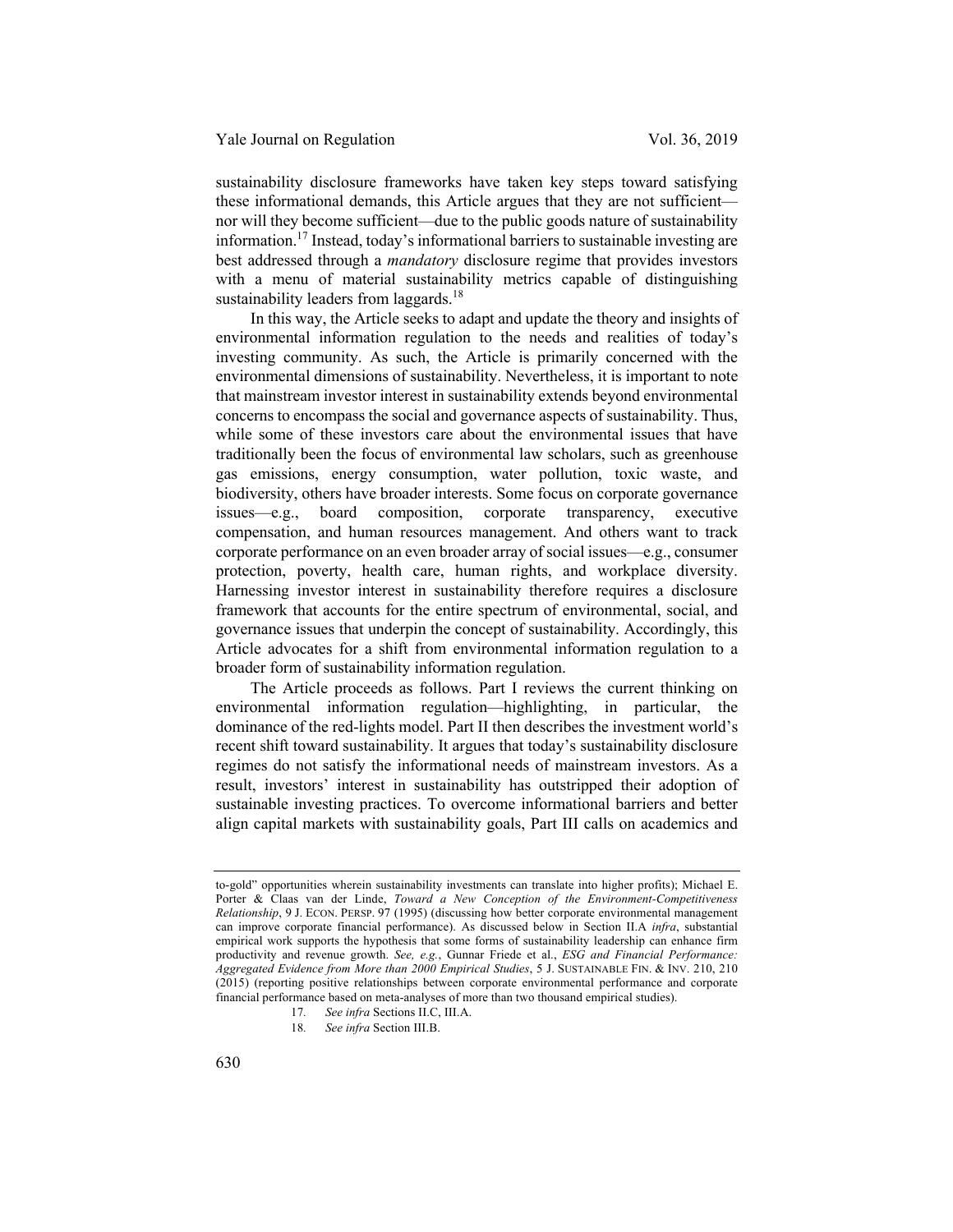sustainability disclosure frameworks have taken key steps toward satisfying these informational demands, this Article argues that they are not sufficient—nor will they become sufficient—due to the public goods nature of sustainability information.[17] Instead, today's informational barriers to sustainable investing are best addressed through a *mandatory* disclosure regime that provides investors with a menu of material sustainability metrics capable of distinguishing sustainability leaders from laggards.[18]

In this way, the Article seeks to adapt and update the theory and insights of environmental information regulation to the needs and realities of today's investing community. As such, the Article is primarily concerned with the environmental dimensions of sustainability. Nevertheless, it is important to note that mainstream investor interest in sustainability extends beyond environmental concerns to encompass the social and governance aspects of sustainability. Thus, while some of these investors care about the environmental issues that have traditionally been the focus of environmental law scholars, such as greenhouse gas emissions, energy consumption, water pollution, toxic waste, and biodiversity, others have broader interests. Some focus on corporate governance issues—e.g., board composition, corporate transparency, executive compensation, and human resources management. And others want to track corporate performance on an even broader array of social issues—e.g., consumer protection, poverty, health care, human rights, and workplace diversity. Harnessing investor interest in sustainability therefore requires a disclosure framework that accounts for the entire spectrum of environmental, social, and governance issues that underpin the concept of sustainability. Accordingly, this Article advocates for a shift from environmental information regulation to a broader form of sustainability information regulation.

The Article proceeds as follows. Part I reviews the current thinking on environmental information regulation—highlighting, in particular, the dominance of the red-lights model. Part II then describes the investment world's recent shift toward sustainability. It argues that today's sustainability disclosure regimes do not satisfy the informational needs of mainstream investors. As a result, investors' interest in sustainability has outstripped their adoption of sustainable investing practices. To overcome informational barriers and better align capital markets with sustainability goals, Part III calls on academics and

---

to-gold" opportunities wherein sustainability investments can translate into higher profits); Michael E. Porter & Claas van der Linde, *Toward a New Conception of the Environment-Competitiveness Relationship*, 9 J. ECON. PERSP. 97 (1995) (discussing how better corporate environmental management can improve corporate financial performance). As discussed below in Section II.A *infra*, substantial empirical work supports the hypothesis that some forms of sustainability leadership can enhance firm productivity and revenue growth. *See, e.g.*, Gunnar Friede et al., *ESG and Financial Performance: Aggregated Evidence from More than 2000 Empirical Studies*, 5 J. SUSTAINABLE FIN. & INV. 210, 210 (2015) (reporting positive relationships between corporate environmental performance and corporate financial performance based on meta-analyses of more than two thousand empirical studies).

17. *See infra* Sections II.C, III.A.

18. *See infra* Section III.B.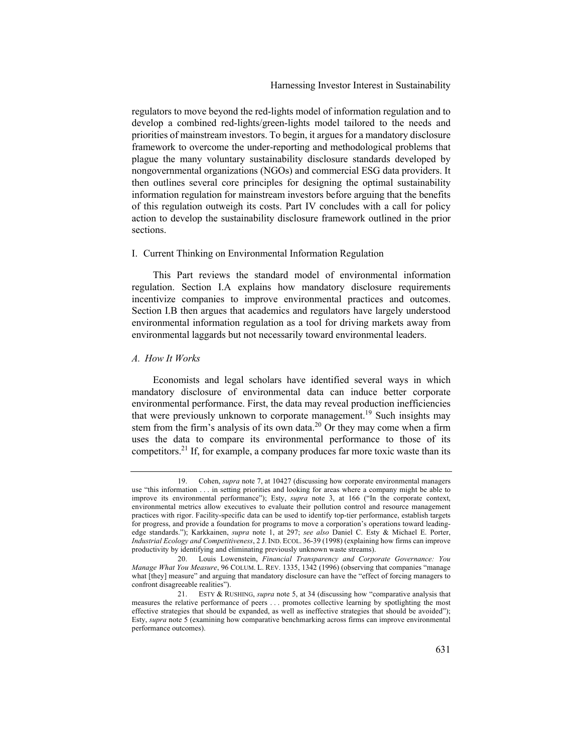regulators to move beyond the red-lights model of information regulation and to develop a combined red-lights/green-lights model tailored to the needs and priorities of mainstream investors. To begin, it argues for a mandatory disclosure framework to overcome the under-reporting and methodological problems that plague the many voluntary sustainability disclosure standards developed by nongovernmental organizations (NGOs) and commercial ESG data providers. It then outlines several core principles for designing the optimal sustainability information regulation for mainstream investors before arguing that the benefits of this regulation outweigh its costs. Part IV concludes with a call for policy action to develop the sustainability disclosure framework outlined in the prior sections.

## I. Current Thinking on Environmental Information Regulation

This Part reviews the standard model of environmental information regulation. Section I.A explains how mandatory disclosure requirements incentivize companies to improve environmental practices and outcomes. Section I.B then argues that academics and regulators have largely understood environmental information regulation as a tool for driving markets away from environmental laggards but not necessarily toward environmental leaders.

### *A. How It Works*

Economists and legal scholars have identified several ways in which mandatory disclosure of environmental data can induce better corporate environmental performance. First, the data may reveal production inefficiencies that were previously unknown to corporate management.[19] Such insights may stem from the firm's analysis of its own data.[20] Or they may come when a firm uses the data to compare its environmental performance to those of its competitors.[21] If, for example, a company produces far more toxic waste than its

---

19. Cohen, *supra* note 7, at 10427 (discussing how corporate environmental managers use "this information . . . in setting priorities and looking for areas where a company might be able to improve its environmental performance"); Esty, *supra* note 3, at 166 ("In the corporate context, environmental metrics allow executives to evaluate their pollution control and resource management practices with rigor. Facility-specific data can be used to identify top-tier performance, establish targets for progress, and provide a foundation for programs to move a corporation's operations toward leading-edge standards."); Karkkainen, *supra* note 1, at 297; *see also* Daniel C. Esty & Michael E. Porter, *Industrial Ecology and Competitiveness*, 2 J. IND. ECOL. 36-39 (1998) (explaining how firms can improve productivity by identifying and eliminating previously unknown waste streams).

20. Louis Lowenstein, *Financial Transparency and Corporate Governance: You Manage What You Measure*, 96 COLUM. L. REV. 1335, 1342 (1996) (observing that companies "manage what [they] measure" and arguing that mandatory disclosure can have the "effect of forcing managers to confront disagreeable realities").

21. ESTY & RUSHING, *supra* note 5, at 34 (discussing how "comparative analysis that measures the relative performance of peers . . . promotes collective learning by spotlighting the most effective strategies that should be expanded, as well as ineffective strategies that should be avoided"); Esty, *supra* note 5 (examining how comparative benchmarking across firms can improve environmental performance outcomes).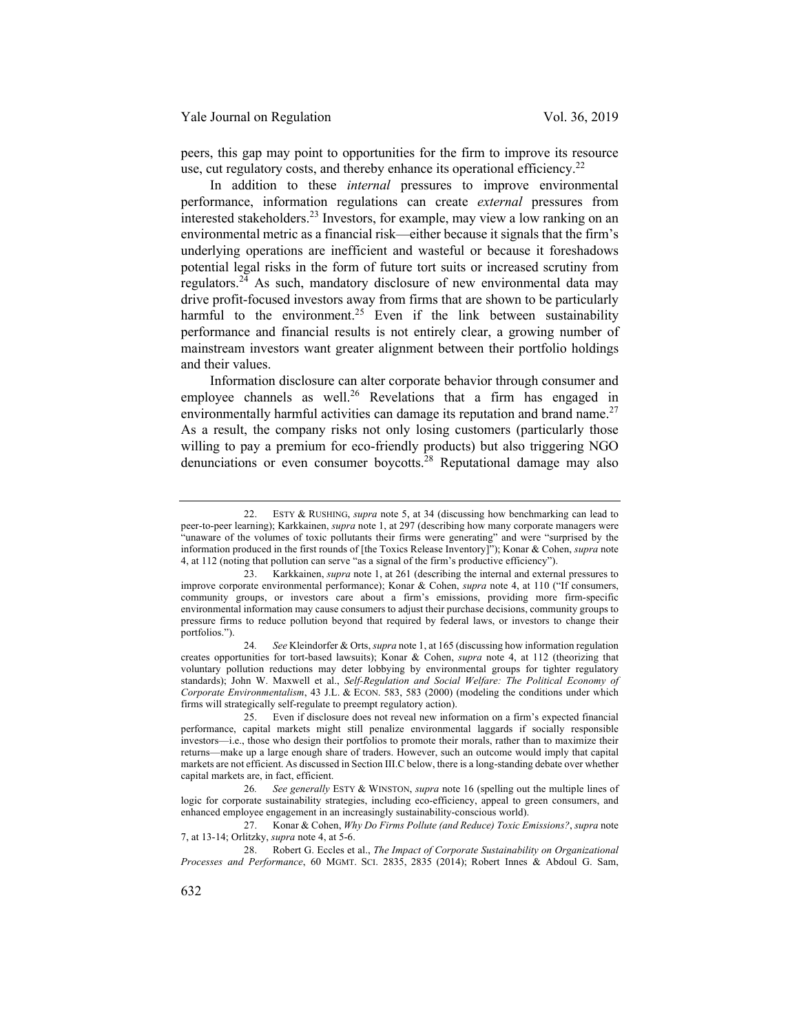peers, this gap may point to opportunities for the firm to improve its resource use, cut regulatory costs, and thereby enhance its operational efficiency.[22]

In addition to these *internal* pressures to improve environmental performance, information regulations can create *external* pressures from interested stakeholders.[23] Investors, for example, may view a low ranking on an environmental metric as a financial risk—either because it signals that the firm's underlying operations are inefficient and wasteful or because it foreshadows potential legal risks in the form of future tort suits or increased scrutiny from regulators.[24] As such, mandatory disclosure of new environmental data may drive profit-focused investors away from firms that are shown to be particularly harmful to the environment.[25] Even if the link between sustainability performance and financial results is not entirely clear, a growing number of mainstream investors want greater alignment between their portfolio holdings and their values.

Information disclosure can alter corporate behavior through consumer and employee channels as well.[26] Revelations that a firm has engaged in environmentally harmful activities can damage its reputation and brand name.[27] As a result, the company risks not only losing customers (particularly those willing to pay a premium for eco-friendly products) but also triggering NGO denunciations or even consumer boycotts.[28] Reputational damage may also

---

22. ESTY & RUSHING, *supra* note 5, at 34 (discussing how benchmarking can lead to peer-to-peer learning); Karkkainen, *supra* note 1, at 297 (describing how many corporate managers were "unaware of the volumes of toxic pollutants their firms were generating" and were "surprised by the information produced in the first rounds of [the Toxics Release Inventory]"); Konar & Cohen, *supra* note 4, at 112 (noting that pollution can serve "as a signal of the firm's productive efficiency").

23. Karkkainen, *supra* note 1, at 261 (describing the internal and external pressures to improve corporate environmental performance); Konar & Cohen, *supra* note 4, at 110 ("If consumers, community groups, or investors care about a firm's emissions, providing more firm-specific environmental information may cause consumers to adjust their purchase decisions, community groups to pressure firms to reduce pollution beyond that required by federal laws, or investors to change their portfolios.").

24. *See* Kleindorfer & Orts, *supra* note 1, at 165 (discussing how information regulation creates opportunities for tort-based lawsuits); Konar & Cohen, *supra* note 4, at 112 (theorizing that voluntary pollution reductions may deter lobbying by environmental groups for tighter regulatory standards); John W. Maxwell et al., *Self-Regulation and Social Welfare: The Political Economy of Corporate Environmentalism*, 43 J.L. & ECON. 583, 583 (2000) (modeling the conditions under which firms will strategically self-regulate to preempt regulatory action).

25. Even if disclosure does not reveal new information on a firm's expected financial performance, capital markets might still penalize environmental laggards if socially responsible investors—i.e., those who design their portfolios to promote their morals, rather than to maximize their returns—make up a large enough share of traders. However, such an outcome would imply that capital markets are not efficient. As discussed in Section III.C below, there is a long-standing debate over whether capital markets are, in fact, efficient.

26. *See generally* ESTY & WINSTON, *supra* note 16 (spelling out the multiple lines of logic for corporate sustainability strategies, including eco-efficiency, appeal to green consumers, and enhanced employee engagement in an increasingly sustainability-conscious world).

27. Konar & Cohen, *Why Do Firms Pollute (and Reduce) Toxic Emissions?*, *supra* note 7, at 13-14; Orlitzky, *supra* note 4, at 5-6.

28. Robert G. Eccles et al., *The Impact of Corporate Sustainability on Organizational Processes and Performance*, 60 MGMT. SCI. 2835, 2835 (2014); Robert Innes & Abdoul G. Sam,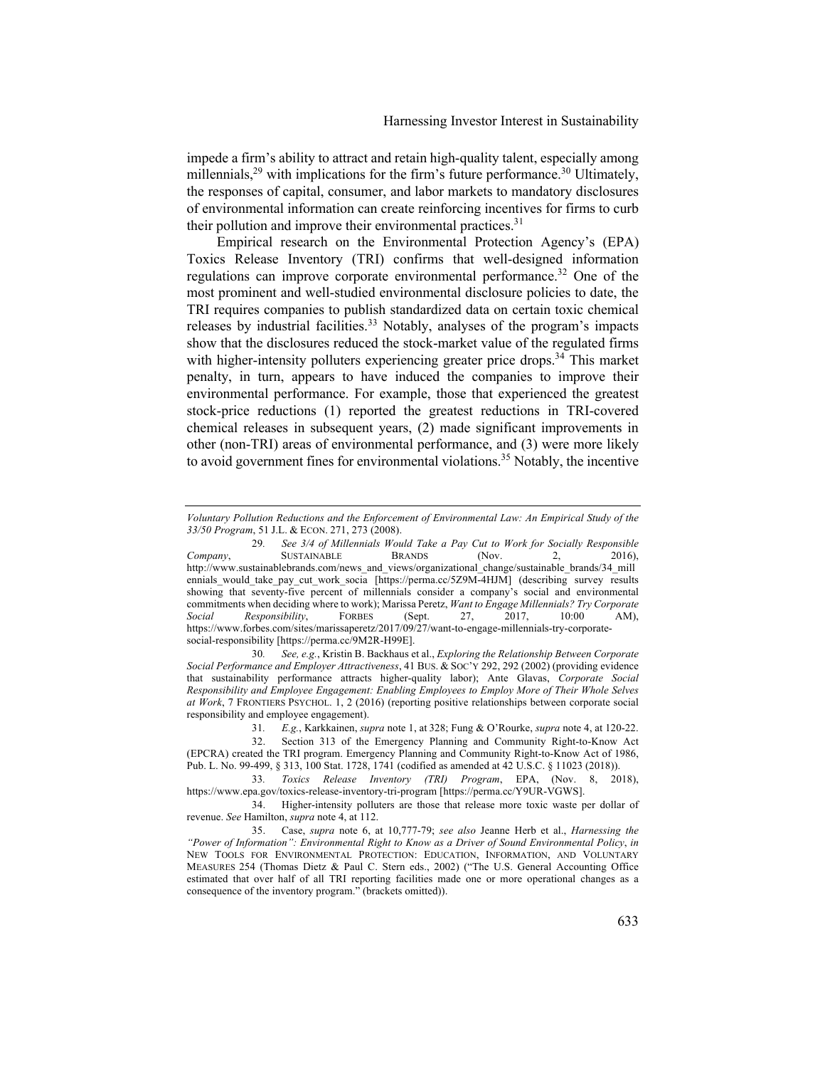impede a firm's ability to attract and retain high-quality talent, especially among millennials,[29] with implications for the firm's future performance.[30] Ultimately, the responses of capital, consumer, and labor markets to mandatory disclosures of environmental information can create reinforcing incentives for firms to curb their pollution and improve their environmental practices.[31]

Empirical research on the Environmental Protection Agency's (EPA) Toxics Release Inventory (TRI) confirms that well-designed information regulations can improve corporate environmental performance.[32] One of the most prominent and well-studied environmental disclosure policies to date, the TRI requires companies to publish standardized data on certain toxic chemical releases by industrial facilities.[33] Notably, analyses of the program's impacts show that the disclosures reduced the stock-market value of the regulated firms with higher-intensity polluters experiencing greater price drops.[34] This market penalty, in turn, appears to have induced the companies to improve their environmental performance. For example, those that experienced the greatest stock-price reductions (1) reported the greatest reductions in TRI-covered chemical releases in subsequent years, (2) made significant improvements in other (non-TRI) areas of environmental performance, and (3) were more likely to avoid government fines for environmental violations.[35] Notably, the incentive

---

*Voluntary Pollution Reductions and the Enforcement of Environmental Law: An Empirical Study of the 33/50 Program*, 51 J.L. & ECON. 271, 273 (2008).

29. *See 3/4 of Millennials Would Take a Pay Cut to Work for Socially Responsible Company*, SUSTAINABLE BRANDS (Nov. 2, 2016), http://www.sustainablebrands.com/news_and_views/organizational_change/sustainable_brands/34_millennials_would_take_pay_cut_work_socia [https://perma.cc/5Z9M-4HJM] (describing survey results showing that seventy-five percent of millennials consider a company's social and environmental commitments when deciding where to work); Marissa Peretz, *Want to Engage Millennials? Try Corporate Social Responsibility*, FORBES (Sept. 27, 2017, 10:00 AM), https://www.forbes.com/sites/marissaperetz/2017/09/27/want-to-engage-millennials-try-corporate-social-responsibility [https://perma.cc/9M2R-H99E].

30. *See, e.g.*, Kristin B. Backhaus et al., *Exploring the Relationship Between Corporate Social Performance and Employer Attractiveness*, 41 BUS. & SOC'Y 292, 292 (2002) (providing evidence that sustainability performance attracts higher-quality labor); Ante Glavas, *Corporate Social Responsibility and Employee Engagement: Enabling Employees to Employ More of Their Whole Selves at Work*, 7 FRONTIERS PSYCHOL. 1, 2 (2016) (reporting positive relationships between corporate social responsibility and employee engagement).

31. *E.g.*, Karkkainen, *supra* note 1, at 328; Fung & O'Rourke, *supra* note 4, at 120-22.

32. Section 313 of the Emergency Planning and Community Right-to-Know Act (EPCRA) created the TRI program. Emergency Planning and Community Right-to-Know Act of 1986, Pub. L. No. 99-499, § 313, 100 Stat. 1728, 1741 (codified as amended at 42 U.S.C. § 11023 (2018)).

33. *Toxics Release Inventory (TRI) Program*, EPA, (Nov. 8, 2018), https://www.epa.gov/toxics-release-inventory-tri-program [https://perma.cc/Y9UR-VGWS].

34. Higher-intensity polluters are those that release more toxic waste per dollar of revenue. *See* Hamilton, *supra* note 4, at 112.

35. Case, *supra* note 6, at 10,777-79; *see also* Jeanne Herb et al., *Harnessing the "Power of Information": Environmental Right to Know as a Driver of Sound Environmental Policy*, *in* NEW TOOLS FOR ENVIRONMENTAL PROTECTION: EDUCATION, INFORMATION, AND VOLUNTARY MEASURES 254 (Thomas Dietz & Paul C. Stern eds., 2002) ("The U.S. General Accounting Office estimated that over half of all TRI reporting facilities made one or more operational changes as a consequence of the inventory program." (brackets omitted)).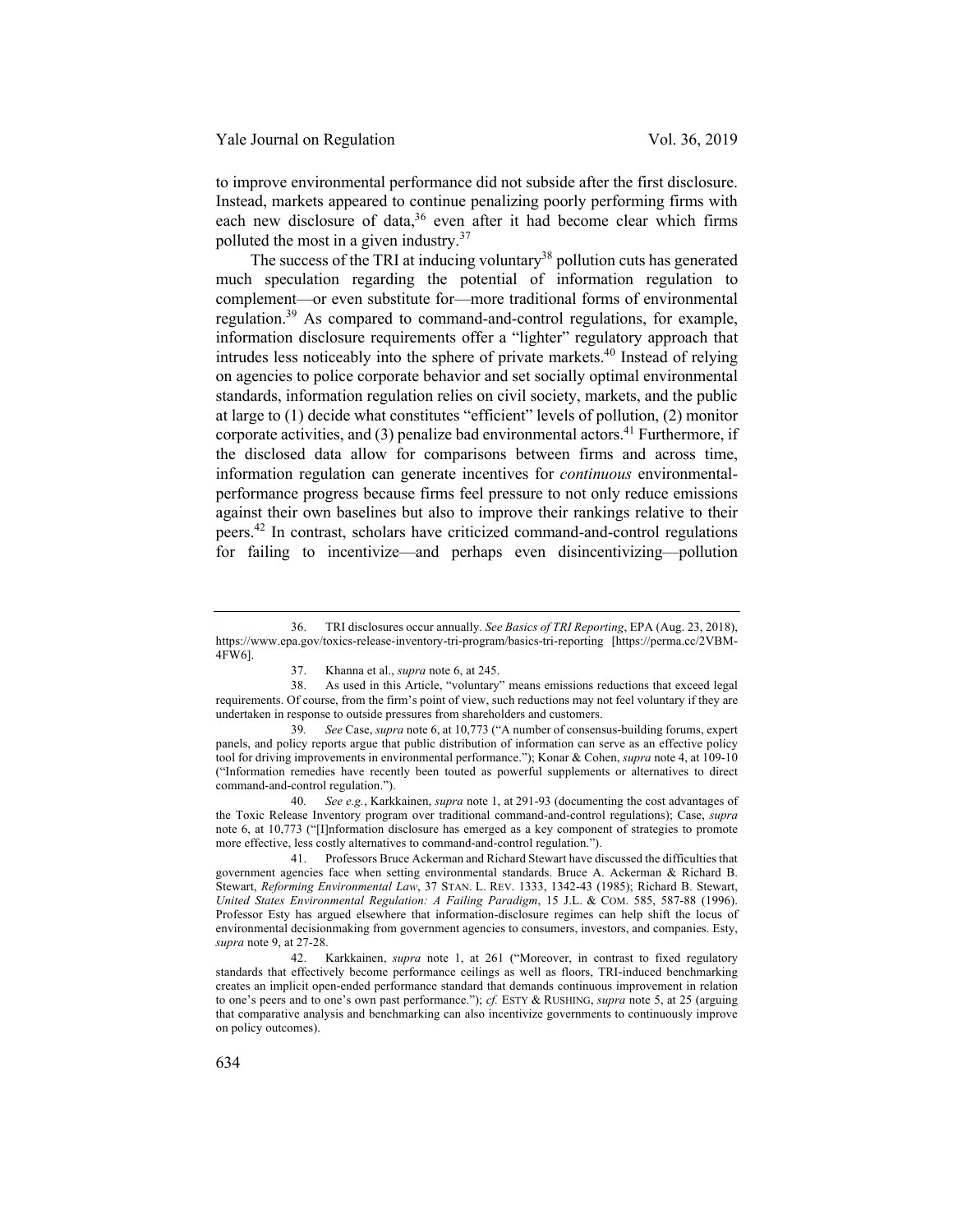to improve environmental performance did not subside after the first disclosure. Instead, markets appeared to continue penalizing poorly performing firms with each new disclosure of data,[36] even after it had become clear which firms polluted the most in a given industry.[37]

The success of the TRI at inducing voluntary[38] pollution cuts has generated much speculation regarding the potential of information regulation to complement—or even substitute for—more traditional forms of environmental regulation.[39] As compared to command-and-control regulations, for example, information disclosure requirements offer a "lighter" regulatory approach that intrudes less noticeably into the sphere of private markets.[40] Instead of relying on agencies to police corporate behavior and set socially optimal environmental standards, information regulation relies on civil society, markets, and the public at large to (1) decide what constitutes "efficient" levels of pollution, (2) monitor corporate activities, and (3) penalize bad environmental actors.[41] Furthermore, if the disclosed data allow for comparisons between firms and across time, information regulation can generate incentives for *continuous* environmental-performance progress because firms feel pressure to not only reduce emissions against their own baselines but also to improve their rankings relative to their peers.[42] In contrast, scholars have criticized command-and-control regulations for failing to incentivize—and perhaps even disincentivizing—pollution

---

36. TRI disclosures occur annually. *See Basics of TRI Reporting*, EPA (Aug. 23, 2018), https://www.epa.gov/toxics-release-inventory-tri-program/basics-tri-reporting [https://perma.cc/2VBM-4FW6].

37. Khanna et al., *supra* note 6, at 245.

38. As used in this Article, "voluntary" means emissions reductions that exceed legal requirements. Of course, from the firm's point of view, such reductions may not feel voluntary if they are undertaken in response to outside pressures from shareholders and customers.

39. *See* Case, *supra* note 6, at 10,773 ("A number of consensus-building forums, expert panels, and policy reports argue that public distribution of information can serve as an effective policy tool for driving improvements in environmental performance."); Konar & Cohen, *supra* note 4, at 109-10 ("Information remedies have recently been touted as powerful supplements or alternatives to direct command-and-control regulation.").

40. *See e.g.*, Karkkainen, *supra* note 1, at 291-93 (documenting the cost advantages of the Toxic Release Inventory program over traditional command-and-control regulations); Case, *supra* note 6, at 10,773 ("[I]nformation disclosure has emerged as a key component of strategies to promote more effective, less costly alternatives to command-and-control regulation.").

41. Professors Bruce Ackerman and Richard Stewart have discussed the difficulties that government agencies face when setting environmental standards. Bruce A. Ackerman & Richard B. Stewart, *Reforming Environmental Law*, 37 STAN. L. REV. 1333, 1342-43 (1985); Richard B. Stewart, *United States Environmental Regulation: A Failing Paradigm*, 15 J.L. & COM. 585, 587-88 (1996). Professor Esty has argued elsewhere that information-disclosure regimes can help shift the locus of environmental decisionmaking from government agencies to consumers, investors, and companies. Esty, *supra* note 9, at 27-28.

42. Karkkainen, *supra* note 1, at 261 ("Moreover, in contrast to fixed regulatory standards that effectively become performance ceilings as well as floors, TRI-induced benchmarking creates an implicit open-ended performance standard that demands continuous improvement in relation to one's peers and to one's own past performance."); *cf.* ESTY & RUSHING, *supra* note 5, at 25 (arguing that comparative analysis and benchmarking can also incentivize governments to continuously improve on policy outcomes).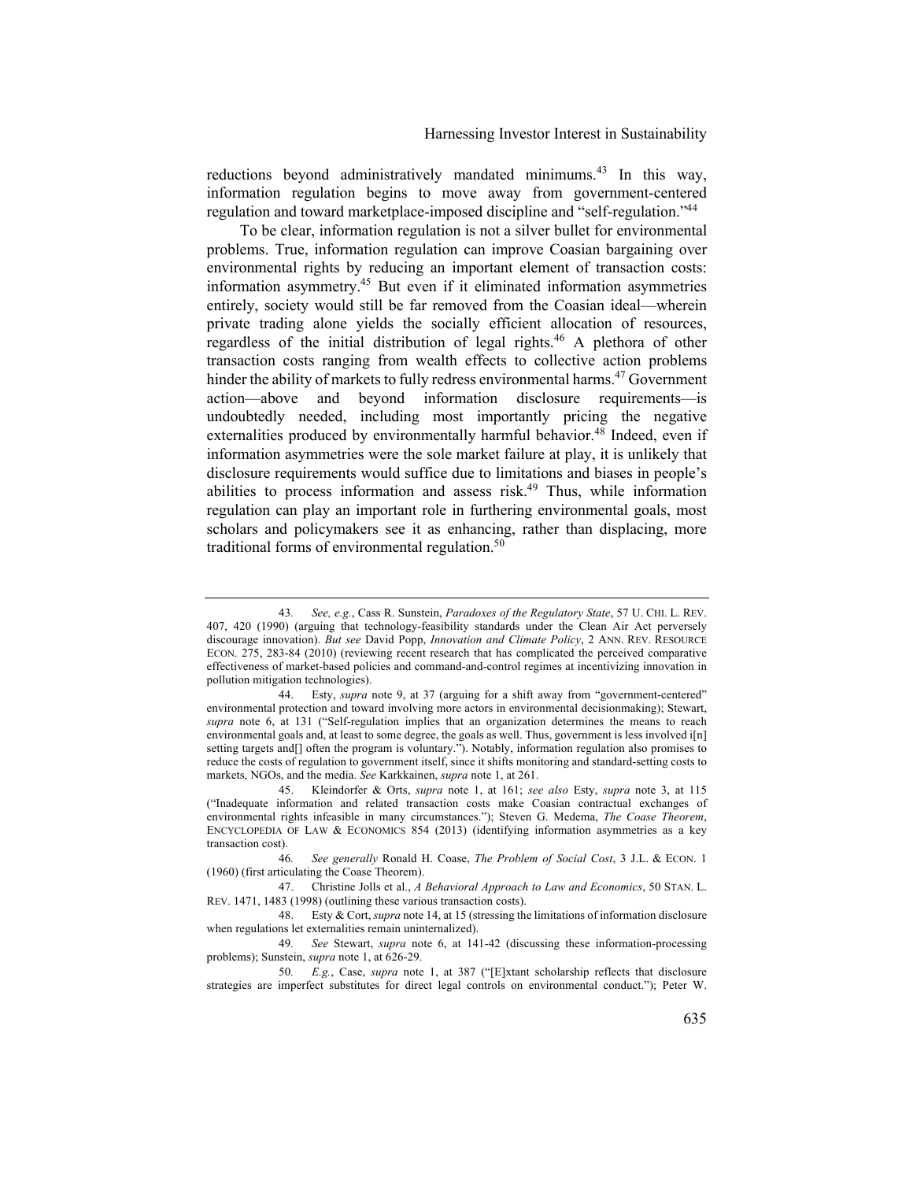reductions beyond administratively mandated minimums.[43] In this way, information regulation begins to move away from government-centered regulation and toward marketplace-imposed discipline and "self-regulation."[44]

To be clear, information regulation is not a silver bullet for environmental problems. True, information regulation can improve Coasian bargaining over environmental rights by reducing an important element of transaction costs: information asymmetry.[45] But even if it eliminated information asymmetries entirely, society would still be far removed from the Coasian ideal—wherein private trading alone yields the socially efficient allocation of resources, regardless of the initial distribution of legal rights.[46] A plethora of other transaction costs ranging from wealth effects to collective action problems hinder the ability of markets to fully redress environmental harms.[47] Government action—above and beyond information disclosure requirements—is undoubtedly needed, including most importantly pricing the negative externalities produced by environmentally harmful behavior.[48] Indeed, even if information asymmetries were the sole market failure at play, it is unlikely that disclosure requirements would suffice due to limitations and biases in people's abilities to process information and assess risk.[49] Thus, while information regulation can play an important role in furthering environmental goals, most scholars and policymakers see it as enhancing, rather than displacing, more traditional forms of environmental regulation.[50]

---

43. *See, e.g.*, Cass R. Sunstein, *Paradoxes of the Regulatory State*, 57 U. CHI. L. REV. 407, 420 (1990) (arguing that technology-feasibility standards under the Clean Air Act perversely discourage innovation). *But see* David Popp, *Innovation and Climate Policy*, 2 ANN. REV. RESOURCE ECON. 275, 283-84 (2010) (reviewing recent research that has complicated the perceived comparative effectiveness of market-based policies and command-and-control regimes at incentivizing innovation in pollution mitigation technologies).

44. Esty, *supra* note 9, at 37 (arguing for a shift away from "government-centered" environmental protection and toward involving more actors in environmental decisionmaking); Stewart, *supra* note 6, at 131 ("Self-regulation implies that an organization determines the means to reach environmental goals and, at least to some degree, the goals as well. Thus, government is less involved i[n] setting targets and[] often the program is voluntary."). Notably, information regulation also promises to reduce the costs of regulation to government itself, since it shifts monitoring and standard-setting costs to markets, NGOs, and the media. *See* Karkkainen, *supra* note 1, at 261.

45. Kleindorfer & Orts, *supra* note 1, at 161; *see also* Esty, *supra* note 3, at 115 ("Inadequate information and related transaction costs make Coasian contractual exchanges of environmental rights infeasible in many circumstances."); Steven G. Medema, *The Coase Theorem*, ENCYCLOPEDIA OF LAW & ECONOMICS 854 (2013) (identifying information asymmetries as a key transaction cost).

46. *See generally* Ronald H. Coase, *The Problem of Social Cost*, 3 J.L. & ECON. 1 (1960) (first articulating the Coase Theorem).

47. Christine Jolls et al., *A Behavioral Approach to Law and Economics*, 50 STAN. L. REV. 1471, 1483 (1998) (outlining these various transaction costs).

48. Esty & Cort, *supra* note 14, at 15 (stressing the limitations of information disclosure when regulations let externalities remain uninternalized).

49. *See* Stewart, *supra* note 6, at 141-42 (discussing these information-processing problems); Sunstein, *supra* note 1, at 626-29.

50. *E.g.*, Case, *supra* note 1, at 387 ("[E]xtant scholarship reflects that disclosure strategies are imperfect substitutes for direct legal controls on environmental conduct."); Peter W.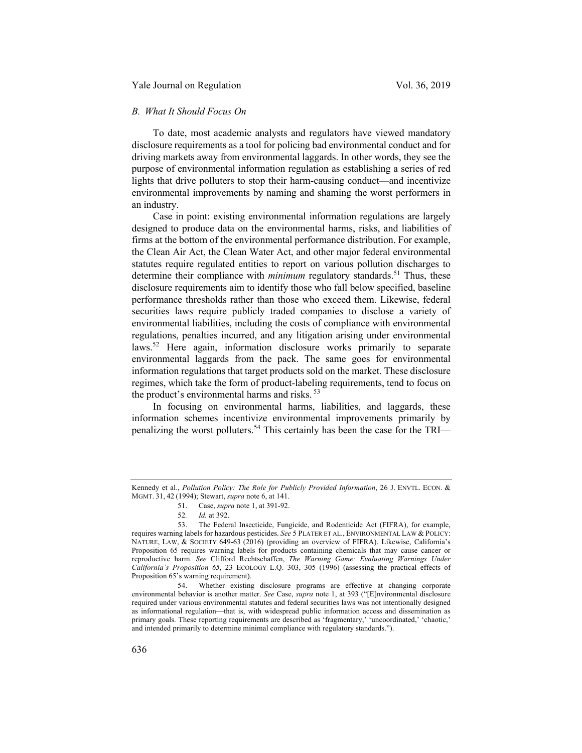### *B. What It Should Focus On*

To date, most academic analysts and regulators have viewed mandatory disclosure requirements as a tool for policing bad environmental conduct and for driving markets away from environmental laggards. In other words, they see the purpose of environmental information regulation as establishing a series of red lights that drive polluters to stop their harm-causing conduct—and incentivize environmental improvements by naming and shaming the worst performers in an industry.

Case in point: existing environmental information regulations are largely designed to produce data on the environmental harms, risks, and liabilities of firms at the bottom of the environmental performance distribution. For example, the Clean Air Act, the Clean Water Act, and other major federal environmental statutes require regulated entities to report on various pollution discharges to determine their compliance with *minimum* regulatory standards.[51] Thus, these disclosure requirements aim to identify those who fall below specified, baseline performance thresholds rather than those who exceed them. Likewise, federal securities laws require publicly traded companies to disclose a variety of environmental liabilities, including the costs of compliance with environmental regulations, penalties incurred, and any litigation arising under environmental laws.[52] Here again, information disclosure works primarily to separate environmental laggards from the pack. The same goes for environmental information regulations that target products sold on the market. These disclosure regimes, which take the form of product-labeling requirements, tend to focus on the product's environmental harms and risks.[53]

In focusing on environmental harms, liabilities, and laggards, these information schemes incentivize environmental improvements primarily by penalizing the worst polluters.[54] This certainly has been the case for the TRI—

---

Kennedy et al., *Pollution Policy: The Role for Publicly Provided Information*, 26 J. ENVTL. ECON. & MGMT. 31, 42 (1994); Stewart, *supra* note 6, at 141.

51. Case, *supra* note 1, at 391-92.

52. *Id.* at 392.

53. The Federal Insecticide, Fungicide, and Rodenticide Act (FIFRA), for example, requires warning labels for hazardous pesticides. *See* 5 PLATER ET AL., ENVIRONMENTAL LAW & POLICY: NATURE, LAW, & SOCIETY 649-63 (2016) (providing an overview of FIFRA). Likewise, California's Proposition 65 requires warning labels for products containing chemicals that may cause cancer or reproductive harm. *See* Clifford Rechtschaffen, *The Warning Game: Evaluating Warnings Under California's Proposition 65*, 23 ECOLOGY L.Q. 303, 305 (1996) (assessing the practical effects of Proposition 65's warning requirement).

54. Whether existing disclosure programs are effective at changing corporate environmental behavior is another matter. *See* Case, *supra* note 1, at 393 ("[E]nvironmental disclosure required under various environmental statutes and federal securities laws was not intentionally designed as informational regulation—that is, with widespread public information access and dissemination as primary goals. These reporting requirements are described as 'fragmentary,' 'uncoordinated,' 'chaotic,' and intended primarily to determine minimal compliance with regulatory standards.").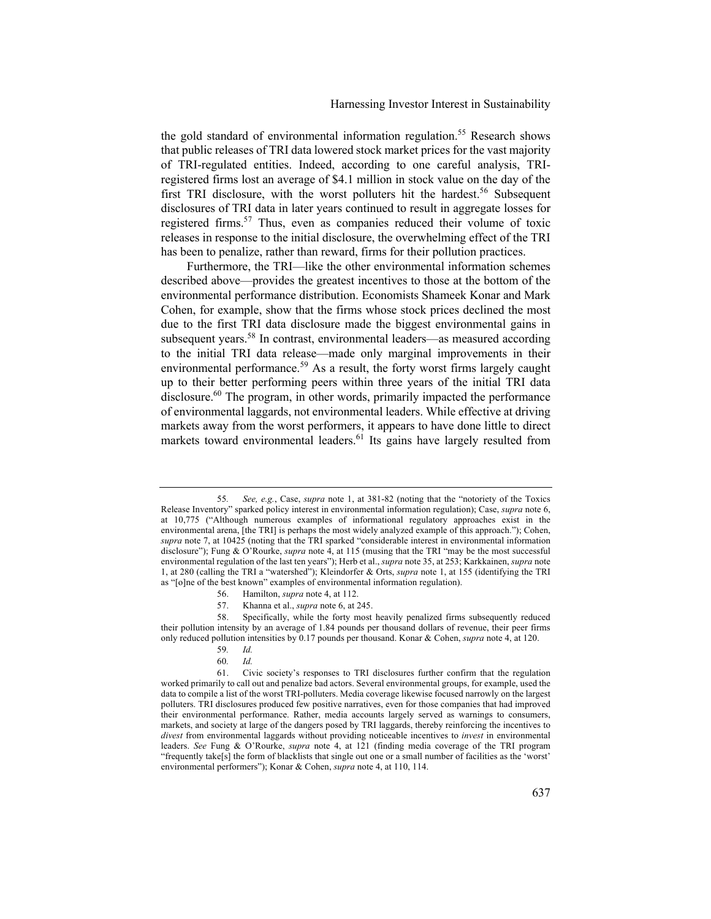the gold standard of environmental information regulation.[55] Research shows that public releases of TRI data lowered stock market prices for the vast majority of TRI-regulated entities. Indeed, according to one careful analysis, TRI-registered firms lost an average of $4.1 million in stock value on the day of the first TRI disclosure, with the worst polluters hit the hardest.[56] Subsequent disclosures of TRI data in later years continued to result in aggregate losses for registered firms.[57] Thus, even as companies reduced their volume of toxic releases in response to the initial disclosure, the overwhelming effect of the TRI has been to penalize, rather than reward, firms for their pollution practices.

Furthermore, the TRI—like the other environmental information schemes described above—provides the greatest incentives to those at the bottom of the environmental performance distribution. Economists Shameek Konar and Mark Cohen, for example, show that the firms whose stock prices declined the most due to the first TRI data disclosure made the biggest environmental gains in subsequent years.[58] In contrast, environmental leaders—as measured according to the initial TRI data release—made only marginal improvements in their environmental performance.[59] As a result, the forty worst firms largely caught up to their better performing peers within three years of the initial TRI data disclosure.[60] The program, in other words, primarily impacted the performance of environmental laggards, not environmental leaders. While effective at driving markets away from the worst performers, it appears to have done little to direct markets toward environmental leaders.[61] Its gains have largely resulted from

---

55. *See, e.g.*, Case, *supra* note 1, at 381-82 (noting that the "notoriety of the Toxics Release Inventory" sparked policy interest in environmental information regulation); Case, *supra* note 6, at 10,775 ("Although numerous examples of informational regulatory approaches exist in the environmental arena, [the TRI] is perhaps the most widely analyzed example of this approach."); Cohen, *supra* note 7, at 10425 (noting that the TRI sparked "considerable interest in environmental information disclosure"); Fung & O'Rourke, *supra* note 4, at 115 (musing that the TRI "may be the most successful environmental regulation of the last ten years"); Herb et al., *supra* note 35, at 253; Karkkainen, *supra* note 1, at 280 (calling the TRI a "watershed"); Kleindorfer & Orts, *supra* note 1, at 155 (identifying the TRI as "[o]ne of the best known" examples of environmental information regulation).

56. Hamilton, *supra* note 4, at 112.

57. Khanna et al., *supra* note 6, at 245.

58. Specifically, while the forty most heavily penalized firms subsequently reduced their pollution intensity by an average of 1.84 pounds per thousand dollars of revenue, their peer firms only reduced pollution intensities by 0.17 pounds per thousand. Konar & Cohen, *supra* note 4, at 120.

59. *Id.*

60. *Id.*

61. Civic society's responses to TRI disclosures further confirm that the regulation worked primarily to call out and penalize bad actors. Several environmental groups, for example, used the data to compile a list of the worst TRI-polluters. Media coverage likewise focused narrowly on the largest polluters. TRI disclosures produced few positive narratives, even for those companies that had improved their environmental performance. Rather, media accounts largely served as warnings to consumers, markets, and society at large of the dangers posed by TRI laggards, thereby reinforcing the incentives to *divest* from environmental laggards without providing noticeable incentives to *invest* in environmental leaders. *See* Fung & O'Rourke, *supra* note 4, at 121 (finding media coverage of the TRI program "frequently take[s] the form of blacklists that single out one or a small number of facilities as the 'worst' environmental performers"); Konar & Cohen, *supra* note 4, at 110, 114.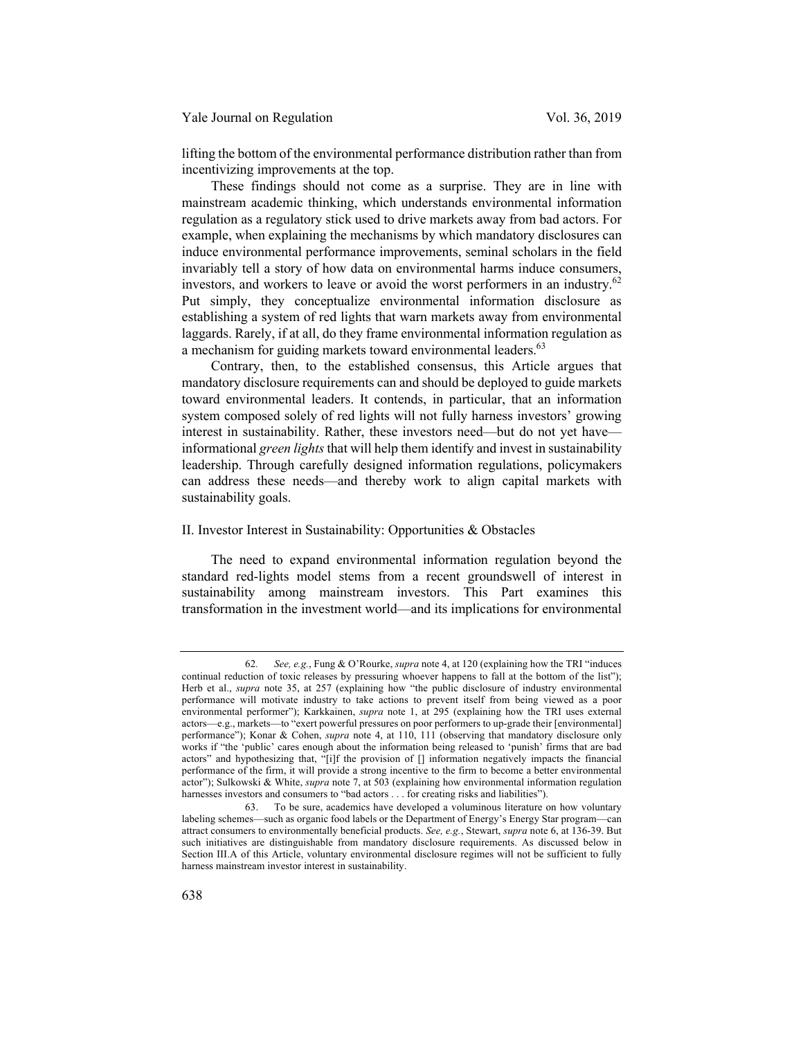lifting the bottom of the environmental performance distribution rather than from incentivizing improvements at the top.

These findings should not come as a surprise. They are in line with mainstream academic thinking, which understands environmental information regulation as a regulatory stick used to drive markets away from bad actors. For example, when explaining the mechanisms by which mandatory disclosures can induce environmental performance improvements, seminal scholars in the field invariably tell a story of how data on environmental harms induce consumers, investors, and workers to leave or avoid the worst performers in an industry.[62] Put simply, they conceptualize environmental information disclosure as establishing a system of red lights that warn markets away from environmental laggards. Rarely, if at all, do they frame environmental information regulation as a mechanism for guiding markets toward environmental leaders.[63]

Contrary, then, to the established consensus, this Article argues that mandatory disclosure requirements can and should be deployed to guide markets toward environmental leaders. It contends, in particular, that an information system composed solely of red lights will not fully harness investors' growing interest in sustainability. Rather, these investors need—but do not yet have—informational *green lights* that will help them identify and invest in sustainability leadership. Through carefully designed information regulations, policymakers can address these needs—and thereby work to align capital markets with sustainability goals.

## II. Investor Interest in Sustainability: Opportunities & Obstacles

The need to expand environmental information regulation beyond the standard red-lights model stems from a recent groundswell of interest in sustainability among mainstream investors. This Part examines this transformation in the investment world—and its implications for environmental

---

62. *See, e.g.*, Fung & O'Rourke, *supra* note 4, at 120 (explaining how the TRI "induces continual reduction of toxic releases by pressuring whoever happens to fall at the bottom of the list"); Herb et al., *supra* note 35, at 257 (explaining how "the public disclosure of industry environmental performance will motivate industry to take actions to prevent itself from being viewed as a poor environmental performer"); Karkkainen, *supra* note 1, at 295 (explaining how the TRI uses external actors—e.g., markets—to "exert powerful pressures on poor performers to up-grade their [environmental] performance"); Konar & Cohen, *supra* note 4, at 110, 111 (observing that mandatory disclosure only works if "the 'public' cares enough about the information being released to 'punish' firms that are bad actors" and hypothesizing that, "[i]f the provision of [] information negatively impacts the financial performance of the firm, it will provide a strong incentive to the firm to become a better environmental actor"); Sulkowski & White, *supra* note 7, at 503 (explaining how environmental information regulation harnesses investors and consumers to "bad actors . . . for creating risks and liabilities").

63. To be sure, academics have developed a voluminous literature on how voluntary labeling schemes—such as organic food labels or the Department of Energy's Energy Star program—can attract consumers to environmentally beneficial products. *See, e.g.*, Stewart, *supra* note 6, at 136-39. But such initiatives are distinguishable from mandatory disclosure requirements. As discussed below in Section III.A of this Article, voluntary environmental disclosure regimes will not be sufficient to fully harness mainstream investor interest in sustainability.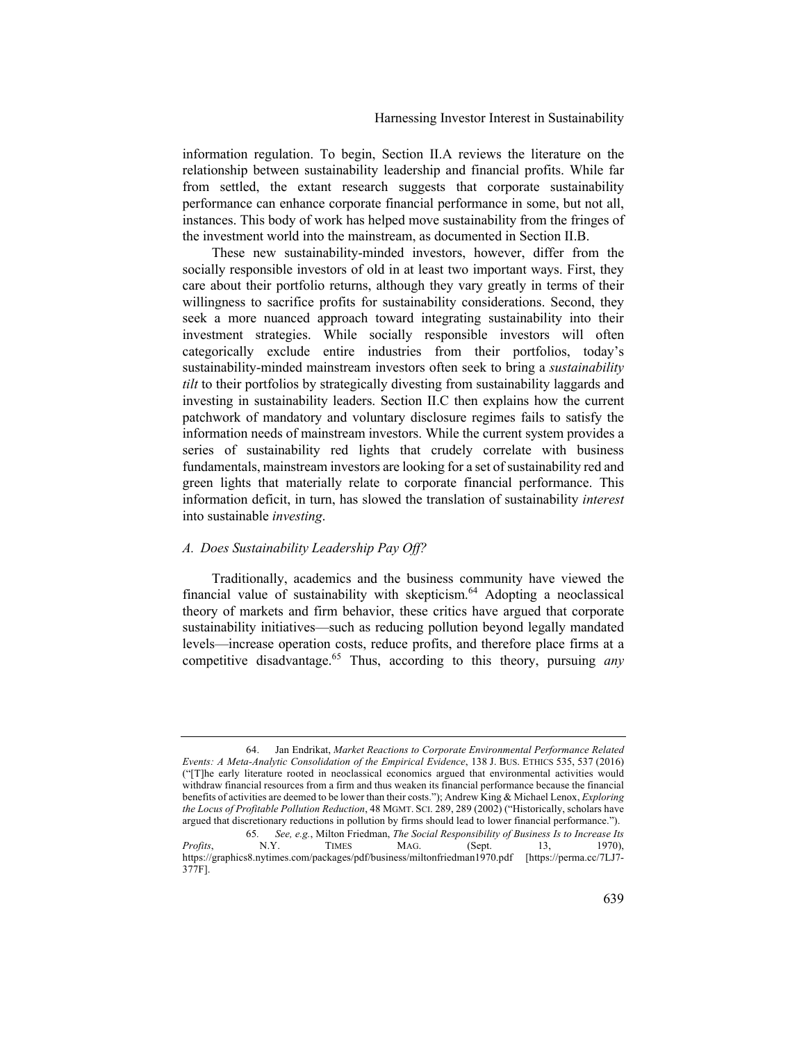information regulation. To begin, Section II.A reviews the literature on the relationship between sustainability leadership and financial profits. While far from settled, the extant research suggests that corporate sustainability performance can enhance corporate financial performance in some, but not all, instances. This body of work has helped move sustainability from the fringes of the investment world into the mainstream, as documented in Section II.B.

These new sustainability-minded investors, however, differ from the socially responsible investors of old in at least two important ways. First, they care about their portfolio returns, although they vary greatly in terms of their willingness to sacrifice profits for sustainability considerations. Second, they seek a more nuanced approach toward integrating sustainability into their investment strategies. While socially responsible investors will often categorically exclude entire industries from their portfolios, today's sustainability-minded mainstream investors often seek to bring a *sustainability tilt* to their portfolios by strategically divesting from sustainability laggards and investing in sustainability leaders. Section II.C then explains how the current patchwork of mandatory and voluntary disclosure regimes fails to satisfy the information needs of mainstream investors. While the current system provides a series of sustainability red lights that crudely correlate with business fundamentals, mainstream investors are looking for a set of sustainability red and green lights that materially relate to corporate financial performance. This information deficit, in turn, has slowed the translation of sustainability *interest* into sustainable *investing*.

### *A. Does Sustainability Leadership Pay Off?*

Traditionally, academics and the business community have viewed the financial value of sustainability with skepticism.[64] Adopting a neoclassical theory of markets and firm behavior, these critics have argued that corporate sustainability initiatives—such as reducing pollution beyond legally mandated levels—increase operation costs, reduce profits, and therefore place firms at a competitive disadvantage.[65] Thus, according to this theory, pursuing *any*

---

64. Jan Endrikat, *Market Reactions to Corporate Environmental Performance Related Events: A Meta-Analytic Consolidation of the Empirical Evidence*, 138 J. BUS. ETHICS 535, 537 (2016) ("[T]he early literature rooted in neoclassical economics argued that environmental activities would withdraw financial resources from a firm and thus weaken its financial performance because the financial benefits of activities are deemed to be lower than their costs."); Andrew King & Michael Lenox, *Exploring the Locus of Profitable Pollution Reduction*, 48 MGMT. SCI. 289, 289 (2002) ("Historically, scholars have argued that discretionary reductions in pollution by firms should lead to lower financial performance.").

65. *See, e.g.*, Milton Friedman, *The Social Responsibility of Business Is to Increase Its Profits*, N.Y. TIMES MAG. (Sept. 13, 1970), https://graphics8.nytimes.com/packages/pdf/business/miltonfriedman1970.pdf [https://perma.cc/7LJ7-377F].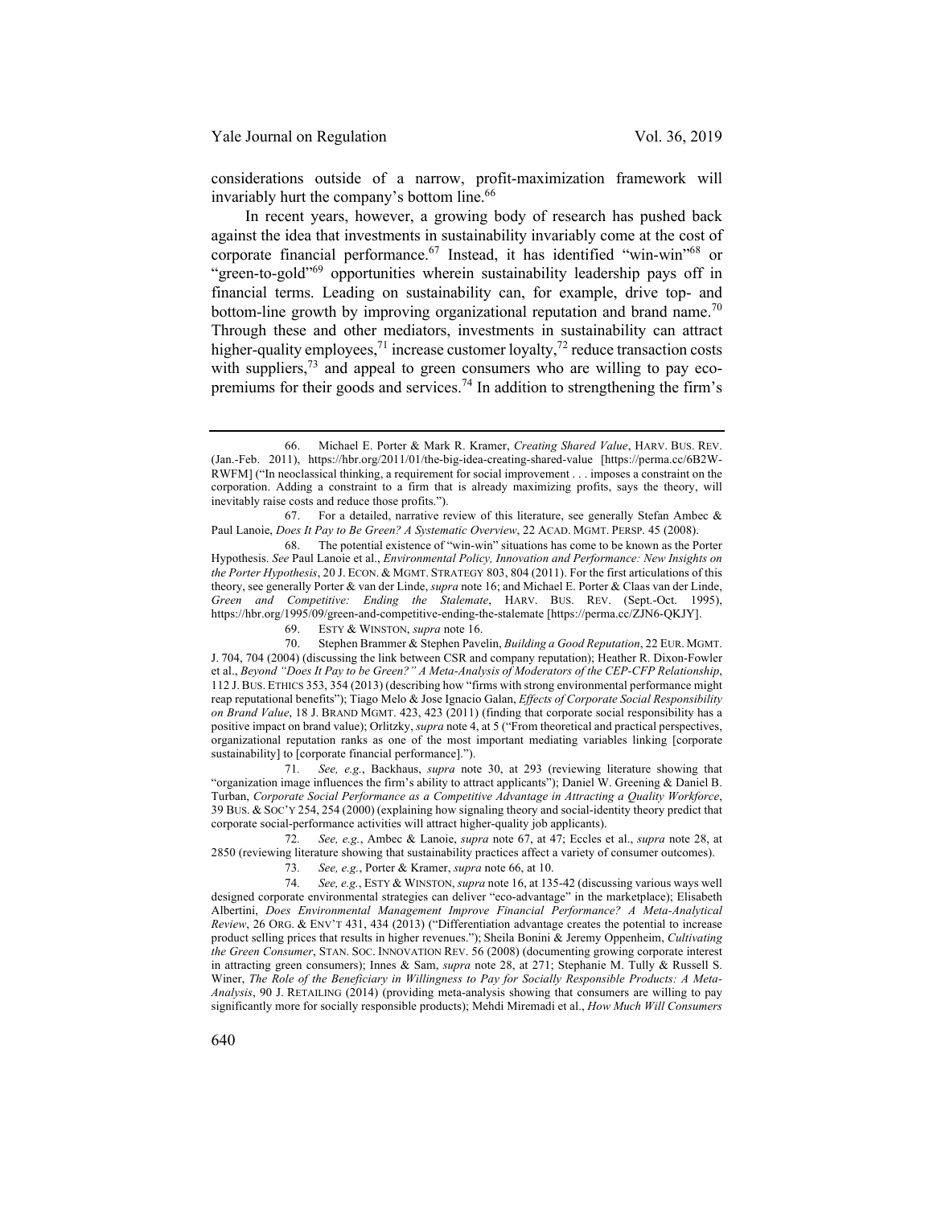considerations outside of a narrow, profit-maximization framework will invariably hurt the company's bottom line.[66]

In recent years, however, a growing body of research has pushed back against the idea that investments in sustainability invariably come at the cost of corporate financial performance.[67] Instead, it has identified "win-win"[68] or "green-to-gold"[69] opportunities wherein sustainability leadership pays off in financial terms. Leading on sustainability can, for example, drive top- and bottom-line growth by improving organizational reputation and brand name.[70] Through these and other mediators, investments in sustainability can attract higher-quality employees,[71] increase customer loyalty,[72] reduce transaction costs with suppliers,[73] and appeal to green consumers who are willing to pay eco-premiums for their goods and services.[74] In addition to strengthening the firm's

---

66. Michael E. Porter & Mark R. Kramer, *Creating Shared Value*, HARV. BUS. REV. (Jan.-Feb. 2011), https://hbr.org/2011/01/the-big-idea-creating-shared-value [https://perma.cc/6B2W-RWFM] ("In neoclassical thinking, a requirement for social improvement . . . imposes a constraint on the corporation. Adding a constraint to a firm that is already maximizing profits, says the theory, will inevitably raise costs and reduce those profits.").

67. For a detailed, narrative review of this literature, see generally Stefan Ambec & Paul Lanoie, *Does It Pay to Be Green? A Systematic Overview*, 22 ACAD. MGMT. PERSP. 45 (2008).

68. The potential existence of "win-win" situations has come to be known as the Porter Hypothesis. *See* Paul Lanoie et al., *Environmental Policy, Innovation and Performance: New Insights on the Porter Hypothesis*, 20 J. ECON. & MGMT. STRATEGY 803, 804 (2011). For the first articulations of this theory, see generally Porter & van der Linde, *supra* note 16; and Michael E. Porter & Claas van der Linde, *Green and Competitive: Ending the Stalemate*, HARV. BUS. REV. (Sept.-Oct. 1995), https://hbr.org/1995/09/green-and-competitive-ending-the-stalemate [https://perma.cc/ZJN6-QKJY].

69. ESTY & WINSTON, *supra* note 16.

70. Stephen Brammer & Stephen Pavelin, *Building a Good Reputation*, 22 EUR. MGMT. J. 704, 704 (2004) (discussing the link between CSR and company reputation); Heather R. Dixon-Fowler et al., *Beyond "Does It Pay to be Green?" A Meta-Analysis of Moderators of the CEP-CFP Relationship*, 112 J. BUS. ETHICS 353, 354 (2013) (describing how "firms with strong environmental performance might reap reputational benefits"); Tiago Melo & Jose Ignacio Galan, *Effects of Corporate Social Responsibility on Brand Value*, 18 J. BRAND MGMT. 423, 423 (2011) (finding that corporate social responsibility has a positive impact on brand value); Orlitzky, *supra* note 4, at 5 ("From theoretical and practical perspectives, organizational reputation ranks as one of the most important mediating variables linking [corporate sustainability] to [corporate financial performance].").

71. *See, e.g.*, Backhaus, *supra* note 30, at 293 (reviewing literature showing that "organization image influences the firm's ability to attract applicants"); Daniel W. Greening & Daniel B. Turban, *Corporate Social Performance as a Competitive Advantage in Attracting a Quality Workforce*, 39 BUS. & SOC'Y 254, 254 (2000) (explaining how signaling theory and social-identity theory predict that corporate social-performance activities will attract higher-quality job applicants).

72. *See, e.g.*, Ambec & Lanoie, *supra* note 67, at 47; Eccles et al., *supra* note 28, at 2850 (reviewing literature showing that sustainability practices affect a variety of consumer outcomes).

73. *See, e.g.*, Porter & Kramer, *supra* note 66, at 10.

74. *See, e.g.*, ESTY & WINSTON, *supra* note 16, at 135-42 (discussing various ways well designed corporate environmental strategies can deliver "eco-advantage" in the marketplace); Elisabeth Albertini, *Does Environmental Management Improve Financial Performance? A Meta-Analytical Review*, 26 ORG. & ENV'T 431, 434 (2013) ("Differentiation advantage creates the potential to increase product selling prices that results in higher revenues."); Sheila Bonini & Jeremy Oppenheim, *Cultivating the Green Consumer*, STAN. SOC. INNOVATION REV. 56 (2008) (documenting growing corporate interest in attracting green consumers); Innes & Sam, *supra* note 28, at 271; Stephanie M. Tully & Russell S. Winer, *The Role of the Beneficiary in Willingness to Pay for Socially Responsible Products: A Meta-Analysis*, 90 J. RETAILING (2014) (providing meta-analysis showing that consumers are willing to pay significantly more for socially responsible products); Mehdi Miremadi et al., *How Much Will Consumers*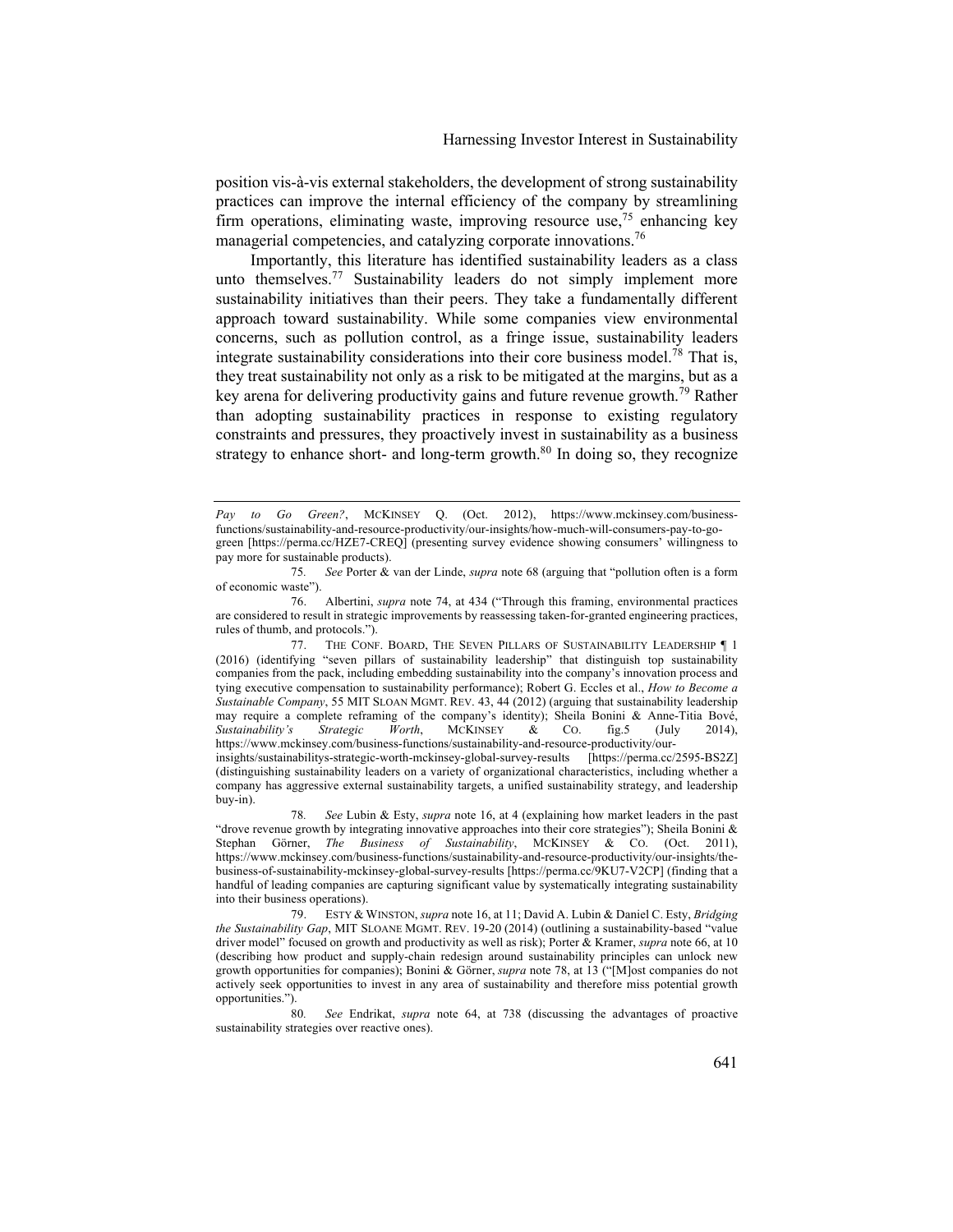position vis-à-vis external stakeholders, the development of strong sustainability practices can improve the internal efficiency of the company by streamlining firm operations, eliminating waste, improving resource use,[75] enhancing key managerial competencies, and catalyzing corporate innovations.[76]

Importantly, this literature has identified sustainability leaders as a class unto themselves.[77] Sustainability leaders do not simply implement more sustainability initiatives than their peers. They take a fundamentally different approach toward sustainability. While some companies view environmental concerns, such as pollution control, as a fringe issue, sustainability leaders integrate sustainability considerations into their core business model.[78] That is, they treat sustainability not only as a risk to be mitigated at the margins, but as a key arena for delivering productivity gains and future revenue growth.[79] Rather than adopting sustainability practices in response to existing regulatory constraints and pressures, they proactively invest in sustainability as a business strategy to enhance short- and long-term growth.[80] In doing so, they recognize

---

*Pay to Go Green?*, MCKINSEY Q. (Oct. 2012), https://www.mckinsey.com/business-functions/sustainability-and-resource-productivity/our-insights/how-much-will-consumers-pay-to-go-green [https://perma.cc/HZE7-CREQ] (presenting survey evidence showing consumers' willingness to pay more for sustainable products).

75. *See* Porter & van der Linde, *supra* note 68 (arguing that "pollution often is a form of economic waste").

76. Albertini, *supra* note 74, at 434 ("Through this framing, environmental practices are considered to result in strategic improvements by reassessing taken-for-granted engineering practices, rules of thumb, and protocols.").

77. THE CONF. BOARD, THE SEVEN PILLARS OF SUSTAINABILITY LEADERSHIP ¶ 1 (2016) (identifying "seven pillars of sustainability leadership" that distinguish top sustainability companies from the pack, including embedding sustainability into the company's innovation process and tying executive compensation to sustainability performance); Robert G. Eccles et al., *How to Become a Sustainable Company*, 55 MIT SLOAN MGMT. REV. 43, 44 (2012) (arguing that sustainability leadership may require a complete reframing of the company's identity); Sheila Bonini & Anne-Titia Bové, *Sustainability's Strategic Worth*, MCKINSEY & CO. fig.5 (July 2014), https://www.mckinsey.com/business-functions/sustainability-and-resource-productivity/our-insights/sustainabilitys-strategic-worth-mckinsey-global-survey-results [https://perma.cc/2595-BS2Z] (distinguishing sustainability leaders on a variety of organizational characteristics, including whether a company has aggressive external sustainability targets, a unified sustainability strategy, and leadership buy-in).

78. *See* Lubin & Esty, *supra* note 16, at 4 (explaining how market leaders in the past "drove revenue growth by integrating innovative approaches into their core strategies"); Sheila Bonini & Stephan Görner, *The Business of Sustainability*, MCKINSEY & CO. (Oct. 2011), https://www.mckinsey.com/business-functions/sustainability-and-resource-productivity/our-insights/the-business-of-sustainability-mckinsey-global-survey-results [https://perma.cc/9KU7-V2CP] (finding that a handful of leading companies are capturing significant value by systematically integrating sustainability into their business operations).

79. ESTY & WINSTON, *supra* note 16, at 11; David A. Lubin & Daniel C. Esty, *Bridging the Sustainability Gap*, MIT SLOANE MGMT. REV. 19-20 (2014) (outlining a sustainability-based "value driver model" focused on growth and productivity as well as risk); Porter & Kramer, *supra* note 66, at 10 (describing how product and supply-chain redesign around sustainability principles can unlock new growth opportunities for companies); Bonini & Görner, *supra* note 78, at 13 ("[M]ost companies do not actively seek opportunities to invest in any area of sustainability and therefore miss potential growth opportunities.").

80. *See* Endrikat, *supra* note 64, at 738 (discussing the advantages of proactive sustainability strategies over reactive ones).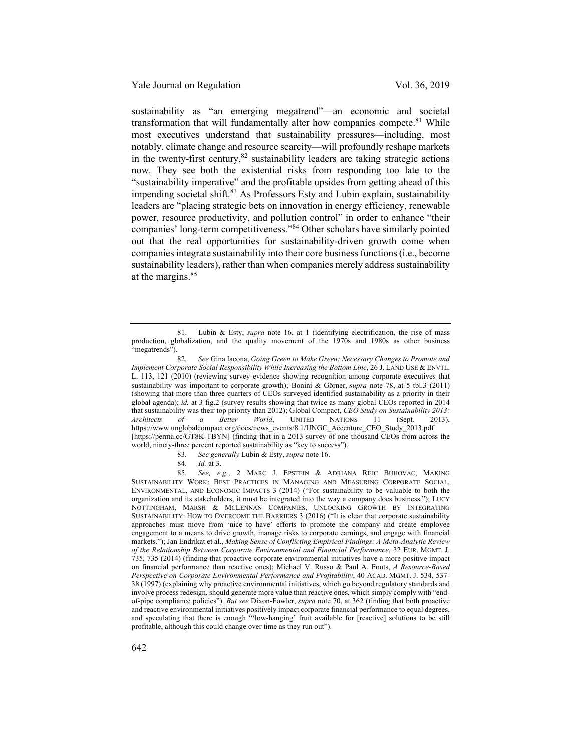sustainability as "an emerging megatrend"—an economic and societal transformation that will fundamentally alter how companies compete.[81] While most executives understand that sustainability pressures—including, most notably, climate change and resource scarcity—will profoundly reshape markets in the twenty-first century,[82] sustainability leaders are taking strategic actions now. They see both the existential risks from responding too late to the "sustainability imperative" and the profitable upsides from getting ahead of this impending societal shift.[83] As Professors Esty and Lubin explain, sustainability leaders are "placing strategic bets on innovation in energy efficiency, renewable power, resource productivity, and pollution control" in order to enhance "their companies' long-term competitiveness."[84] Other scholars have similarly pointed out that the real opportunities for sustainability-driven growth come when companies integrate sustainability into their core business functions (i.e., become sustainability leaders), rather than when companies merely address sustainability at the margins.[85]

---

81. Lubin & Esty, *supra* note 16, at 1 (identifying electrification, the rise of mass production, globalization, and the quality movement of the 1970s and 1980s as other business "megatrends").

82. *See* Gina Iacona, *Going Green to Make Green: Necessary Changes to Promote and Implement Corporate Social Responsibility While Increasing the Bottom Line*, 26 J. LAND USE & ENVTL. L. 113, 121 (2010) (reviewing survey evidence showing recognition among corporate executives that sustainability was important to corporate growth); Bonini & Görner, *supra* note 78, at 5 tbl.3 (2011) (showing that more than three quarters of CEOs surveyed identified sustainability as a priority in their global agenda); *id.* at 3 fig.2 (survey results showing that twice as many global CEOs reported in 2014 that sustainability was their top priority than 2012); Global Compact, *CEO Study on Sustainability 2013: Architects of a Better World*, UNITED NATIONS 11 (Sept. 2013), https://www.unglobalcompact.org/docs/news_events/8.1/UNGC_Accenture_CEO_Study_2013.pdf [https://perma.cc/GT8K-TBYN] (finding that in a 2013 survey of one thousand CEOs from across the world, ninety-three percent reported sustainability as "key to success").

83. *See generally* Lubin & Esty, *supra* note 16.

84. *Id.* at 3.

85. *See, e.g.*, 2 MARC J. EPSTEIN & ADRIANA REJC BUHOVAC, MAKING SUSTAINABILITY WORK: BEST PRACTICES IN MANAGING AND MEASURING CORPORATE SOCIAL, ENVIRONMENTAL, AND ECONOMIC IMPACTS 3 (2014) ("For sustainability to be valuable to both the organization and its stakeholders, it must be integrated into the way a company does business."); LUCY NOTTINGHAM, MARSH & MCLENNAN COMPANIES, UNLOCKING GROWTH BY INTEGRATING SUSTAINABILITY: HOW TO OVERCOME THE BARRIERS 3 (2016) ("It is clear that corporate sustainability approaches must move from 'nice to have' efforts to promote the company and create employee engagement to a means to drive growth, manage risks to corporate earnings, and engage with financial markets."); Jan Endrikat et al., *Making Sense of Conflicting Empirical Findings: A Meta-Analytic Review of the Relationship Between Corporate Environmental and Financial Performance*, 32 EUR. MGMT. J. 735, 735 (2014) (finding that proactive corporate environmental initiatives have a more positive impact on financial performance than reactive ones); Michael V. Russo & Paul A. Fouts, *A Resource-Based Perspective on Corporate Environmental Performance and Profitability*, 40 ACAD. MGMT. J. 534, 537-38 (1997) (explaining why proactive environmental initiatives, which go beyond regulatory standards and involve process redesign, should generate more value than reactive ones, which simply comply with "end-of-pipe compliance policies"). *But see* Dixon-Fowler, *supra* note 70, at 362 (finding that both proactive and reactive environmental initiatives positively impact corporate financial performance to equal degrees, and speculating that there is enough "'low-hanging' fruit available for [reactive] solutions to be still profitable, although this could change over time as they run out").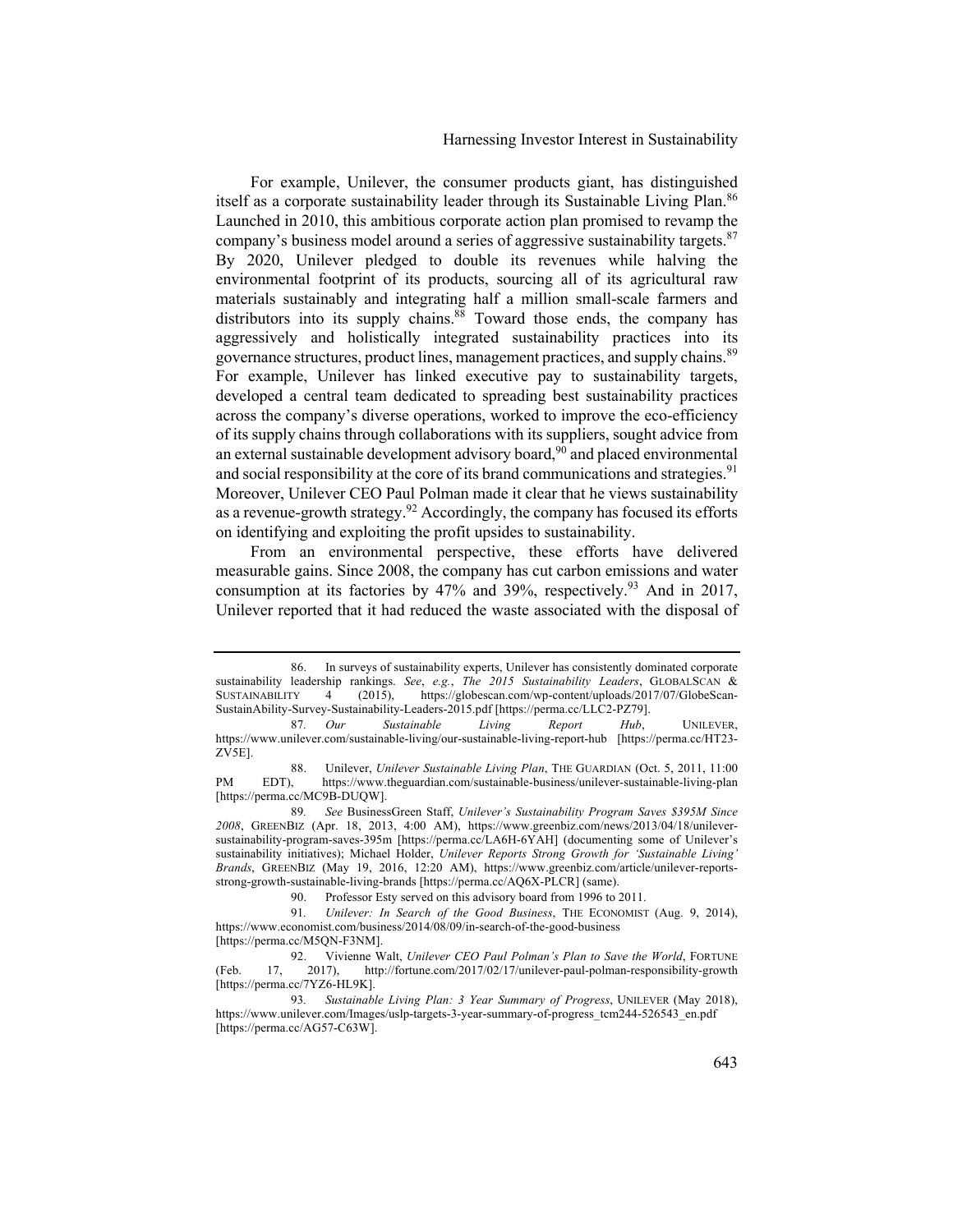For example, Unilever, the consumer products giant, has distinguished itself as a corporate sustainability leader through its Sustainable Living Plan.[86] Launched in 2010, this ambitious corporate action plan promised to revamp the company's business model around a series of aggressive sustainability targets.[87] By 2020, Unilever pledged to double its revenues while halving the environmental footprint of its products, sourcing all of its agricultural raw materials sustainably and integrating half a million small-scale farmers and distributors into its supply chains.[88] Toward those ends, the company has aggressively and holistically integrated sustainability practices into its governance structures, product lines, management practices, and supply chains.[89] For example, Unilever has linked executive pay to sustainability targets, developed a central team dedicated to spreading best sustainability practices across the company's diverse operations, worked to improve the eco-efficiency of its supply chains through collaborations with its suppliers, sought advice from an external sustainable development advisory board,[90] and placed environmental and social responsibility at the core of its brand communications and strategies.[91] Moreover, Unilever CEO Paul Polman made it clear that he views sustainability as a revenue-growth strategy.[92] Accordingly, the company has focused its efforts on identifying and exploiting the profit upsides to sustainability.

From an environmental perspective, these efforts have delivered measurable gains. Since 2008, the company has cut carbon emissions and water consumption at its factories by 47% and 39%, respectively.[93] And in 2017, Unilever reported that it had reduced the waste associated with the disposal of

---

86. In surveys of sustainability experts, Unilever has consistently dominated corporate sustainability leadership rankings. *See*, *e.g.*, *The 2015 Sustainability Leaders*, GLOBALSCAN & SUSTAINABILITY 4 (2015), https://globescan.com/wp-content/uploads/2017/07/GlobeScan-SustainAbility-Survey-Sustainability-Leaders-2015.pdf [https://perma.cc/LLC2-PZ79].

87. *Our Sustainable Living Report Hub*, UNILEVER, https://www.unilever.com/sustainable-living/our-sustainable-living-report-hub [https://perma.cc/HT23-ZV5E].

88. Unilever, *Unilever Sustainable Living Plan*, THE GUARDIAN (Oct. 5, 2011, 11:00 PM EDT), https://www.theguardian.com/sustainable-business/unilever-sustainable-living-plan [https://perma.cc/MC9B-DUQW].

89. *See* BusinessGreen Staff, *Unilever's Sustainability Program Saves $395M Since 2008*, GREENBIZ (Apr. 18, 2013, 4:00 AM), https://www.greenbiz.com/news/2013/04/18/unilever-sustainability-program-saves-395m [https://perma.cc/LA6H-6YAH] (documenting some of Unilever's sustainability initiatives); Michael Holder, *Unilever Reports Strong Growth for 'Sustainable Living' Brands*, GREENBIZ (May 19, 2016, 12:20 AM), https://www.greenbiz.com/article/unilever-reports-strong-growth-sustainable-living-brands [https://perma.cc/AQ6X-PLCR] (same).

90. Professor Esty served on this advisory board from 1996 to 2011.

91. *Unilever: In Search of the Good Business*, THE ECONOMIST (Aug. 9, 2014), https://www.economist.com/business/2014/08/09/in-search-of-the-good-business [https://perma.cc/M5QN-F3NM].

92. Vivienne Walt, *Unilever CEO Paul Polman's Plan to Save the World*, FORTUNE (Feb. 17, 2017), http://fortune.com/2017/02/17/unilever-paul-polman-responsibility-growth [https://perma.cc/7YZ6-HL9K].

93. *Sustainable Living Plan: 3 Year Summary of Progress*, UNILEVER (May 2018), https://www.unilever.com/Images/uslp-targets-3-year-summary-of-progress_tcm244-526543_en.pdf [https://perma.cc/AG57-C63W].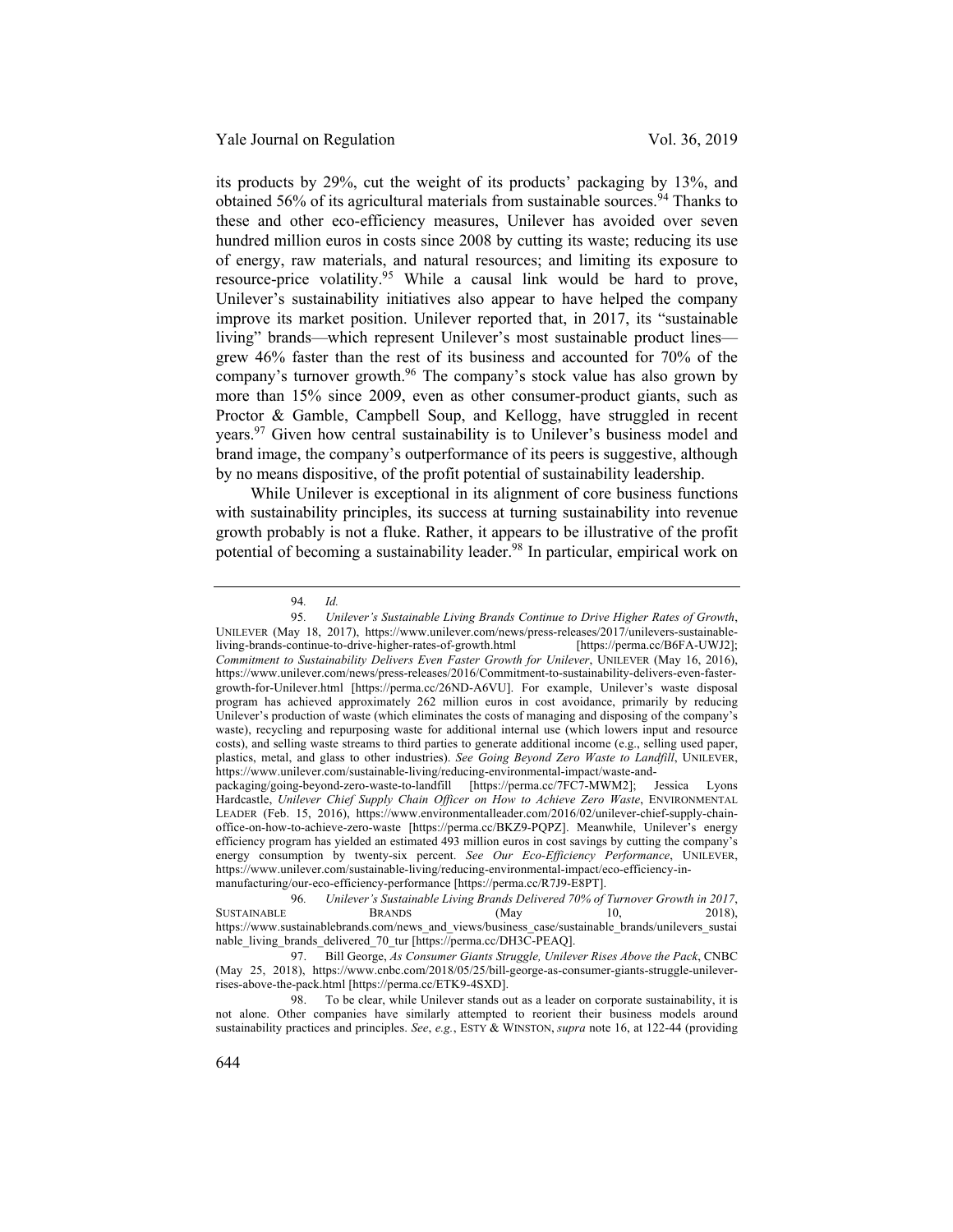its products by 29%, cut the weight of its products' packaging by 13%, and obtained 56% of its agricultural materials from sustainable sources.[94] Thanks to these and other eco-efficiency measures, Unilever has avoided over seven hundred million euros in costs since 2008 by cutting its waste; reducing its use of energy, raw materials, and natural resources; and limiting its exposure to resource-price volatility.[95] While a causal link would be hard to prove, Unilever's sustainability initiatives also appear to have helped the company improve its market position. Unilever reported that, in 2017, its "sustainable living" brands—which represent Unilever's most sustainable product lines—grew 46% faster than the rest of its business and accounted for 70% of the company's turnover growth.[96] The company's stock value has also grown by more than 15% since 2009, even as other consumer-product giants, such as Proctor & Gamble, Campbell Soup, and Kellogg, have struggled in recent years.[97] Given how central sustainability is to Unilever's business model and brand image, the company's outperformance of its peers is suggestive, although by no means dispositive, of the profit potential of sustainability leadership.

While Unilever is exceptional in its alignment of core business functions with sustainability principles, its success at turning sustainability into revenue growth probably is not a fluke. Rather, it appears to be illustrative of the profit potential of becoming a sustainability leader.[98] In particular, empirical work on

---

94. *Id.*

95. *Unilever's Sustainable Living Brands Continue to Drive Higher Rates of Growth*, UNILEVER (May 18, 2017), https://www.unilever.com/news/press-releases/2017/unilevers-sustainable-living-brands-continue-to-drive-higher-rates-of-growth.html [https://perma.cc/B6FA-UWJ2]; *Commitment to Sustainability Delivers Even Faster Growth for Unilever*, UNILEVER (May 16, 2016), https://www.unilever.com/news/press-releases/2016/Commitment-to-sustainability-delivers-even-faster-growth-for-Unilever.html [https://perma.cc/26ND-A6VU]. For example, Unilever's waste disposal program has achieved approximately 262 million euros in cost avoidance, primarily by reducing Unilever's production of waste (which eliminates the costs of managing and disposing of the company's waste), recycling and repurposing waste for additional internal use (which lowers input and resource costs), and selling waste streams to third parties to generate additional income (e.g., selling used paper, plastics, metal, and glass to other industries). *See Going Beyond Zero Waste to Landfill*, UNILEVER, https://www.unilever.com/sustainable-living/reducing-environmental-impact/waste-and-packaging/going-beyond-zero-waste-to-landfill [https://perma.cc/7FC7-MWM2]; Jessica Lyons Hardcastle, *Unilever Chief Supply Chain Officer on How to Achieve Zero Waste*, ENVIRONMENTAL LEADER (Feb. 15, 2016), https://www.environmentalleader.com/2016/02/unilever-chief-supply-chain-office-on-how-to-achieve-zero-waste [https://perma.cc/BKZ9-PQPZ]. Meanwhile, Unilever's energy efficiency program has yielded an estimated 493 million euros in cost savings by cutting the company's energy consumption by twenty-six percent. *See Our Eco-Efficiency Performance*, UNILEVER, https://www.unilever.com/sustainable-living/reducing-environmental-impact/eco-efficiency-in-manufacturing/our-eco-efficiency-performance [https://perma.cc/R7J9-E8PT].

96. *Unilever's Sustainable Living Brands Delivered 70% of Turnover Growth in 2017*, SUSTAINABLE BRANDS (May 10, 2018), https://www.sustainablebrands.com/news_and_views/business_case/sustainable_brands/unilevers_sustainable_living_brands_delivered_70_tur [https://perma.cc/DH3C-PEAQ].

97. Bill George, *As Consumer Giants Struggle, Unilever Rises Above the Pack*, CNBC (May 25, 2018), https://www.cnbc.com/2018/05/25/bill-george-as-consumer-giants-struggle-unilever-rises-above-the-pack.html [https://perma.cc/ETK9-4SXD].

98. To be clear, while Unilever stands out as a leader on corporate sustainability, it is not alone. Other companies have similarly attempted to reorient their business models around sustainability practices and principles. *See*, *e.g.*, ESTY & WINSTON, *supra* note 16, at 122-44 (providing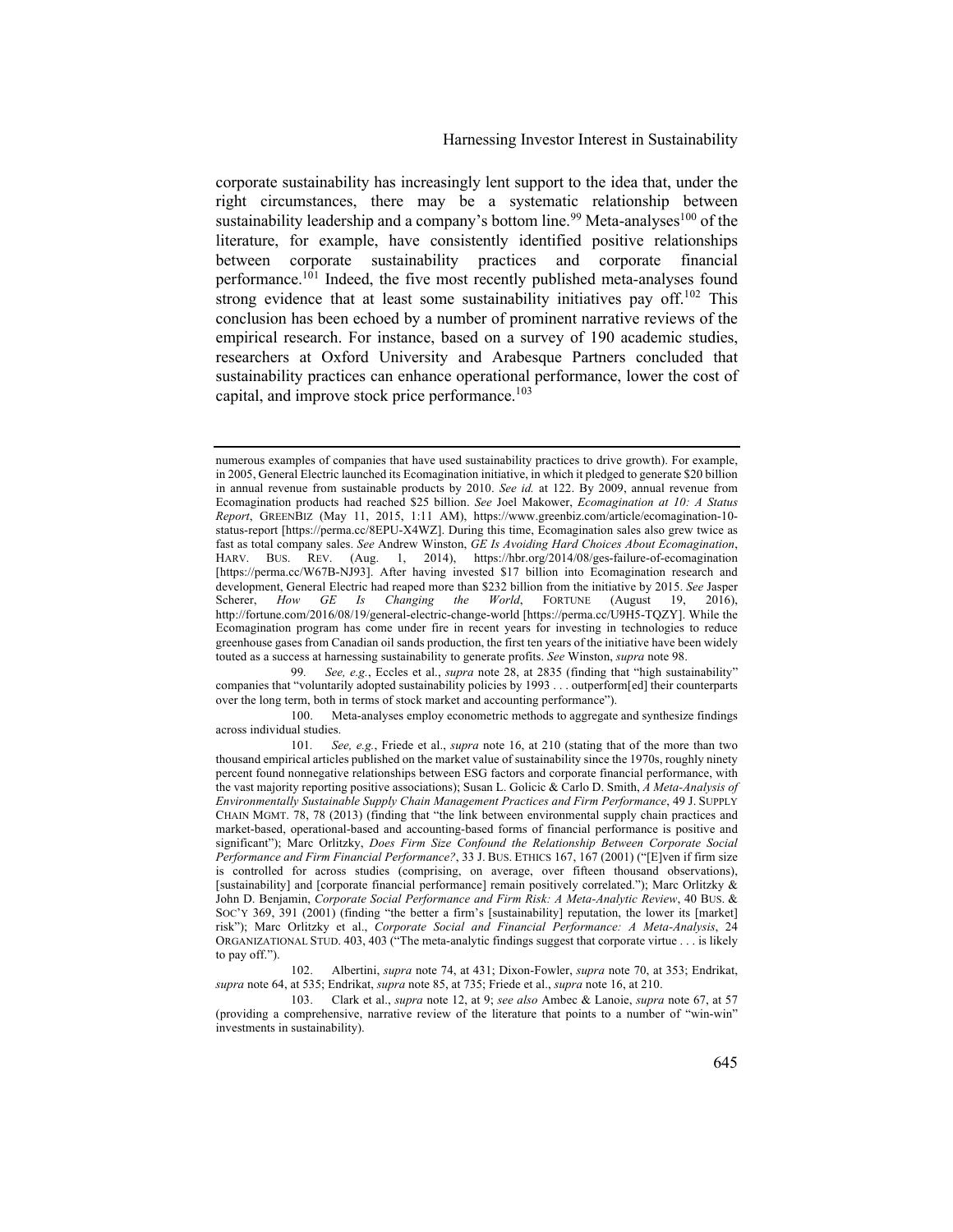corporate sustainability has increasingly lent support to the idea that, under the right circumstances, there may be a systematic relationship between sustainability leadership and a company's bottom line.[99] Meta-analyses[100] of the literature, for example, have consistently identified positive relationships between corporate sustainability practices and corporate financial performance.[101] Indeed, the five most recently published meta-analyses found strong evidence that at least some sustainability initiatives pay off.[102] This conclusion has been echoed by a number of prominent narrative reviews of the empirical research. For instance, based on a survey of 190 academic studies, researchers at Oxford University and Arabesque Partners concluded that sustainability practices can enhance operational performance, lower the cost of capital, and improve stock price performance.[103]

---

numerous examples of companies that have used sustainability practices to drive growth). For example, in 2005, General Electric launched its Ecomagination initiative, in which it pledged to generate $20 billion in annual revenue from sustainable products by 2010. *See id.* at 122. By 2009, annual revenue from Ecomagination products had reached $25 billion. *See* Joel Makower, *Ecomagination at 10: A Status Report*, GREENBIZ (May 11, 2015, 1:11 AM), https://www.greenbiz.com/article/ecomagination-10-status-report [https://perma.cc/8EPU-X4WZ]. During this time, Ecomagination sales also grew twice as fast as total company sales. *See* Andrew Winston, *GE Is Avoiding Hard Choices About Ecomagination*, HARV. BUS. REV. (Aug. 1, 2014), https://hbr.org/2014/08/ges-failure-of-ecomagination [https://perma.cc/W67B-NJ93]. After having invested $17 billion into Ecomagination research and development, General Electric had reaped more than $232 billion from the initiative by 2015. *See* Jasper Scherer, *How GE Is Changing the World*, FORTUNE (August 19, 2016), http://fortune.com/2016/08/19/general-electric-change-world [https://perma.cc/U9H5-TQZY]. While the Ecomagination program has come under fire in recent years for investing in technologies to reduce greenhouse gases from Canadian oil sands production, the first ten years of the initiative have been widely touted as a success at harnessing sustainability to generate profits. *See* Winston, *supra* note 98.

99. *See, e.g.*, Eccles et al., *supra* note 28, at 2835 (finding that "high sustainability" companies that "voluntarily adopted sustainability policies by 1993 . . . outperform[ed] their counterparts over the long term, both in terms of stock market and accounting performance").

100. Meta-analyses employ econometric methods to aggregate and synthesize findings across individual studies.

101. *See, e.g.*, Friede et al., *supra* note 16, at 210 (stating that of the more than two thousand empirical articles published on the market value of sustainability since the 1970s, roughly ninety percent found nonnegative relationships between ESG factors and corporate financial performance, with the vast majority reporting positive associations); Susan L. Golicic & Carlo D. Smith, *A Meta-Analysis of Environmentally Sustainable Supply Chain Management Practices and Firm Performance*, 49 J. SUPPLY CHAIN MGMT. 78, 78 (2013) (finding that "the link between environmental supply chain practices and market-based, operational-based and accounting-based forms of financial performance is positive and significant"); Marc Orlitzky, *Does Firm Size Confound the Relationship Between Corporate Social Performance and Firm Financial Performance?*, 33 J. BUS. ETHICS 167, 167 (2001) ("[E]ven if firm size is controlled for across studies (comprising, on average, over fifteen thousand observations), [sustainability] and [corporate financial performance] remain positively correlated."); Marc Orlitzky & John D. Benjamin, *Corporate Social Performance and Firm Risk: A Meta-Analytic Review*, 40 BUS. & SOC'Y 369, 391 (2001) (finding "the better a firm's [sustainability] reputation, the lower its [market] risk"); Marc Orlitzky et al., *Corporate Social and Financial Performance: A Meta-Analysis*, 24 ORGANIZATIONAL STUD. 403, 403 ("The meta-analytic findings suggest that corporate virtue . . . is likely to pay off.").

102. Albertini, *supra* note 74, at 431; Dixon-Fowler, *supra* note 70, at 353; Endrikat, *supra* note 64, at 535; Endrikat, *supra* note 85, at 735; Friede et al., *supra* note 16, at 210.

103. Clark et al., *supra* note 12, at 9; *see also* Ambec & Lanoie, *supra* note 67, at 57 (providing a comprehensive, narrative review of the literature that points to a number of "win-win" investments in sustainability).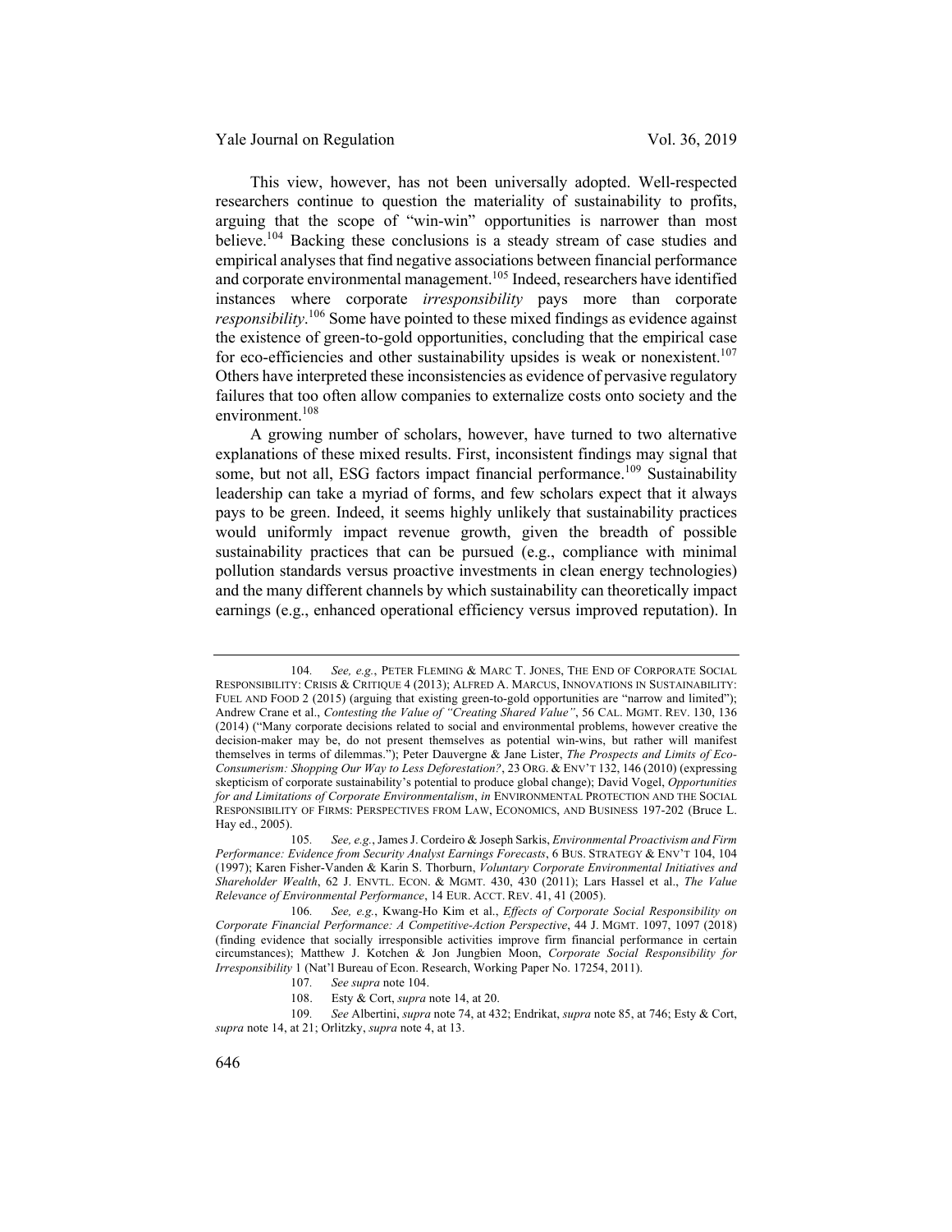This view, however, has not been universally adopted. Well-respected researchers continue to question the materiality of sustainability to profits, arguing that the scope of "win-win" opportunities is narrower than most believe.[104] Backing these conclusions is a steady stream of case studies and empirical analyses that find negative associations between financial performance and corporate environmental management.[105] Indeed, researchers have identified instances where corporate *irresponsibility* pays more than corporate *responsibility*.[106] Some have pointed to these mixed findings as evidence against the existence of green-to-gold opportunities, concluding that the empirical case for eco-efficiencies and other sustainability upsides is weak or nonexistent.[107] Others have interpreted these inconsistencies as evidence of pervasive regulatory failures that too often allow companies to externalize costs onto society and the environment.[108]

A growing number of scholars, however, have turned to two alternative explanations of these mixed results. First, inconsistent findings may signal that some, but not all, ESG factors impact financial performance.[109] Sustainability leadership can take a myriad of forms, and few scholars expect that it always pays to be green. Indeed, it seems highly unlikely that sustainability practices would uniformly impact revenue growth, given the breadth of possible sustainability practices that can be pursued (e.g., compliance with minimal pollution standards versus proactive investments in clean energy technologies) and the many different channels by which sustainability can theoretically impact earnings (e.g., enhanced operational efficiency versus improved reputation). In

---

104. *See, e.g.*, PETER FLEMING & MARC T. JONES, THE END OF CORPORATE SOCIAL RESPONSIBILITY: CRISIS & CRITIQUE 4 (2013); ALFRED A. MARCUS, INNOVATIONS IN SUSTAINABILITY: FUEL AND FOOD 2 (2015) (arguing that existing green-to-gold opportunities are "narrow and limited"); Andrew Crane et al., *Contesting the Value of "Creating Shared Value"*, 56 CAL. MGMT. REV. 130, 136 (2014) ("Many corporate decisions related to social and environmental problems, however creative the decision-maker may be, do not present themselves as potential win-wins, but rather will manifest themselves in terms of dilemmas."); Peter Dauvergne & Jane Lister, *The Prospects and Limits of Eco-Consumerism: Shopping Our Way to Less Deforestation?*, 23 ORG. & ENV'T 132, 146 (2010) (expressing skepticism of corporate sustainability's potential to produce global change); David Vogel, *Opportunities for and Limitations of Corporate Environmentalism*, *in* ENVIRONMENTAL PROTECTION AND THE SOCIAL RESPONSIBILITY OF FIRMS: PERSPECTIVES FROM LAW, ECONOMICS, AND BUSINESS 197-202 (Bruce L. Hay ed., 2005).

105. *See, e.g.*, James J. Cordeiro & Joseph Sarkis, *Environmental Proactivism and Firm Performance: Evidence from Security Analyst Earnings Forecasts*, 6 BUS. STRATEGY & ENV'T 104, 104 (1997); Karen Fisher-Vanden & Karin S. Thorburn, *Voluntary Corporate Environmental Initiatives and Shareholder Wealth*, 62 J. ENVTL. ECON. & MGMT. 430, 430 (2011); Lars Hassel et al., *The Value Relevance of Environmental Performance*, 14 EUR. ACCT. REV. 41, 41 (2005).

106. *See, e.g.*, Kwang-Ho Kim et al., *Effects of Corporate Social Responsibility on Corporate Financial Performance: A Competitive-Action Perspective*, 44 J. MGMT. 1097, 1097 (2018) (finding evidence that socially irresponsible activities improve firm financial performance in certain circumstances); Matthew J. Kotchen & Jon Jungbien Moon, *Corporate Social Responsibility for Irresponsibility* 1 (Nat'l Bureau of Econ. Research, Working Paper No. 17254, 2011).

107. *See supra* note 104.

108. Esty & Cort, *supra* note 14, at 20.

109. *See* Albertini, *supra* note 74, at 432; Endrikat, *supra* note 85, at 746; Esty & Cort, *supra* note 14, at 21; Orlitzky, *supra* note 4, at 13.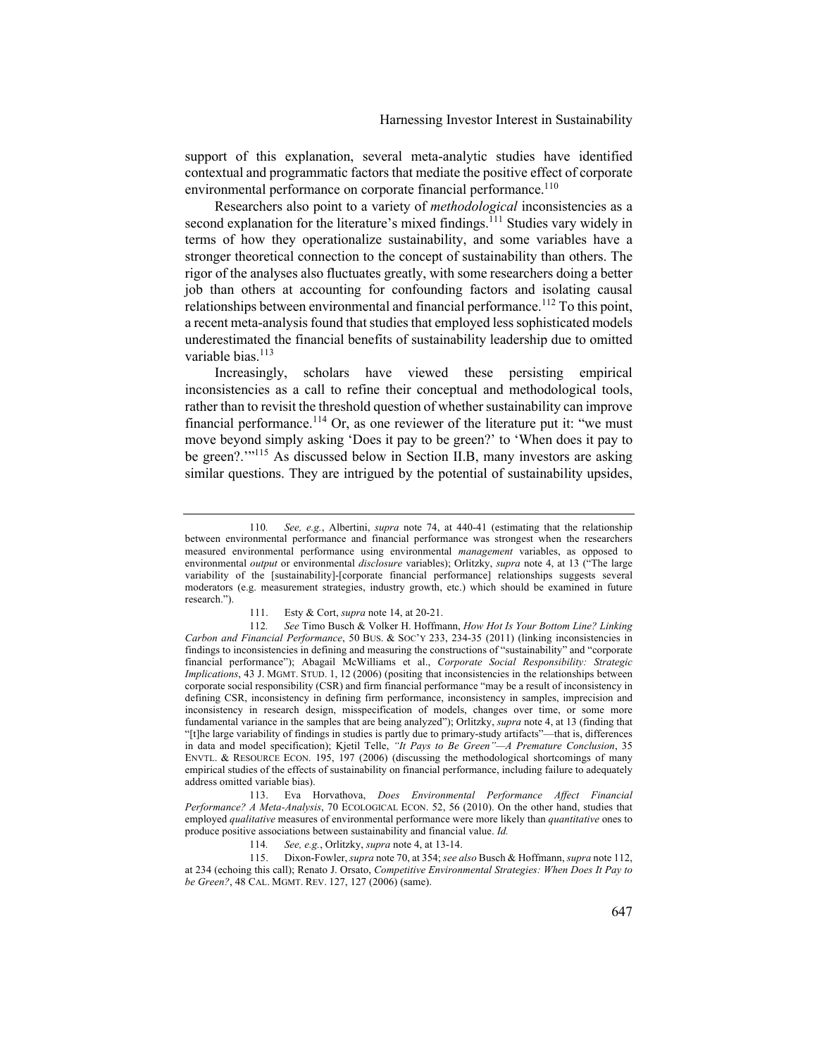support of this explanation, several meta-analytic studies have identified contextual and programmatic factors that mediate the positive effect of corporate environmental performance on corporate financial performance.[110]

Researchers also point to a variety of *methodological* inconsistencies as a second explanation for the literature's mixed findings.[111] Studies vary widely in terms of how they operationalize sustainability, and some variables have a stronger theoretical connection to the concept of sustainability than others. The rigor of the analyses also fluctuates greatly, with some researchers doing a better job than others at accounting for confounding factors and isolating causal relationships between environmental and financial performance.[112] To this point, a recent meta-analysis found that studies that employed less sophisticated models underestimated the financial benefits of sustainability leadership due to omitted variable bias.[113]

Increasingly, scholars have viewed these persisting empirical inconsistencies as a call to refine their conceptual and methodological tools, rather than to revisit the threshold question of whether sustainability can improve financial performance.[114] Or, as one reviewer of the literature put it: "we must move beyond simply asking 'Does it pay to be green?' to 'When does it pay to be green?.'"[115] As discussed below in Section II.B, many investors are asking similar questions. They are intrigued by the potential of sustainability upsides,

---

110. *See, e.g.*, Albertini, *supra* note 74, at 440-41 (estimating that the relationship between environmental performance and financial performance was strongest when the researchers measured environmental performance using environmental *management* variables, as opposed to environmental *output* or environmental *disclosure* variables); Orlitzky, *supra* note 4, at 13 ("The large variability of the [sustainability]-[corporate financial performance] relationships suggests several moderators (e.g. measurement strategies, industry growth, etc.) which should be examined in future research.").

111. Esty & Cort, *supra* note 14, at 20-21.

112. *See* Timo Busch & Volker H. Hoffmann, *How Hot Is Your Bottom Line? Linking Carbon and Financial Performance*, 50 BUS. & SOC'Y 233, 234-35 (2011) (linking inconsistencies in findings to inconsistencies in defining and measuring the constructions of "sustainability" and "corporate financial performance"); Abagail McWilliams et al., *Corporate Social Responsibility: Strategic Implications*, 43 J. MGMT. STUD. 1, 12 (2006) (positing that inconsistencies in the relationships between corporate social responsibility (CSR) and firm financial performance "may be a result of inconsistency in defining CSR, inconsistency in defining firm performance, inconsistency in samples, imprecision and inconsistency in research design, misspecification of models, changes over time, or some more fundamental variance in the samples that are being analyzed"); Orlitzky, *supra* note 4, at 13 (finding that "[t]he large variability of findings in studies is partly due to primary-study artifacts"—that is, differences in data and model specification); Kjetil Telle, *"It Pays to Be Green"—A Premature Conclusion*, 35 ENVTL. & RESOURCE ECON. 195, 197 (2006) (discussing the methodological shortcomings of many empirical studies of the effects of sustainability on financial performance, including failure to adequately address omitted variable bias).

113. Eva Horvathova, *Does Environmental Performance Affect Financial Performance? A Meta-Analysis*, 70 ECOLOGICAL ECON. 52, 56 (2010). On the other hand, studies that employed *qualitative* measures of environmental performance were more likely than *quantitative* ones to produce positive associations between sustainability and financial value. *Id.*

114. *See, e.g.*, Orlitzky, *supra* note 4, at 13-14.

115. Dixon-Fowler, *supra* note 70, at 354; *see also* Busch & Hoffmann, *supra* note 112, at 234 (echoing this call); Renato J. Orsato, *Competitive Environmental Strategies: When Does It Pay to be Green?*, 48 CAL. MGMT. REV. 127, 127 (2006) (same).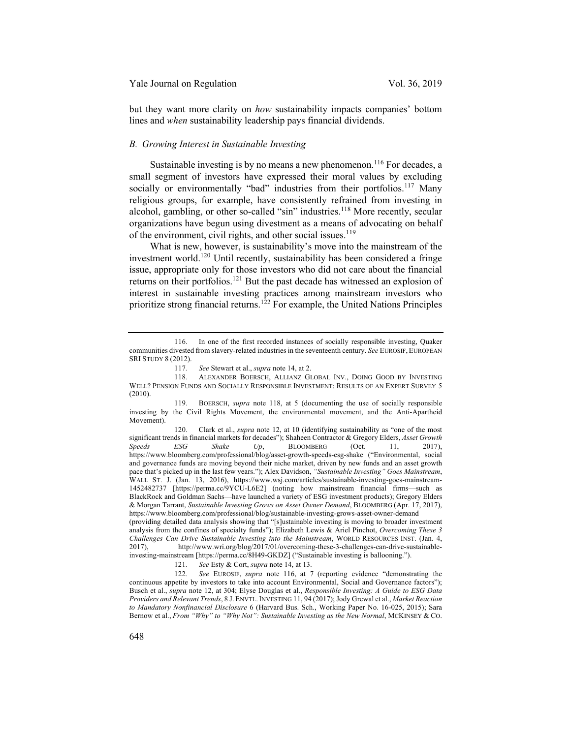but they want more clarity on *how* sustainability impacts companies' bottom lines and *when* sustainability leadership pays financial dividends.

### *B. Growing Interest in Sustainable Investing*

Sustainable investing is by no means a new phenomenon.[116] For decades, a small segment of investors have expressed their moral values by excluding socially or environmentally "bad" industries from their portfolios.[117] Many religious groups, for example, have consistently refrained from investing in alcohol, gambling, or other so-called "sin" industries.[118] More recently, secular organizations have begun using divestment as a means of advocating on behalf of the environment, civil rights, and other social issues.[119]

What is new, however, is sustainability's move into the mainstream of the investment world.[120] Until recently, sustainability has been considered a fringe issue, appropriate only for those investors who did not care about the financial returns on their portfolios.[121] But the past decade has witnessed an explosion of interest in sustainable investing practices among mainstream investors who prioritize strong financial returns.[122] For example, the United Nations Principles

---

116. In one of the first recorded instances of socially responsible investing, Quaker communities divested from slavery-related industries in the seventeenth century. *See* EUROSIF, EUROPEAN SRI STUDY 8 (2012).

117. *See* Stewart et al., *supra* note 14, at 2.

118. ALEXANDER BOERSCH, ALLIANZ GLOBAL INV., DOING GOOD BY INVESTING WELL? PENSION FUNDS AND SOCIALLY RESPONSIBLE INVESTMENT: RESULTS OF AN EXPERT SURVEY 5 (2010).

119. BOERSCH, *supra* note 118, at 5 (documenting the use of socially responsible investing by the Civil Rights Movement, the environmental movement, and the Anti-Apartheid Movement).

120. Clark et al., *supra* note 12, at 10 (identifying sustainability as "one of the most significant trends in financial markets for decades"); Shaheen Contractor & Gregory Elders, *Asset Growth Speeds ESG Shake Up*, BLOOMBERG (Oct. 11, 2017), https://www.bloomberg.com/professional/blog/asset-growth-speeds-esg-shake ("Environmental, social and governance funds are moving beyond their niche market, driven by new funds and an asset growth pace that's picked up in the last few years."); Alex Davidson, *"Sustainable Investing" Goes Mainstream*, WALL ST. J. (Jan. 13, 2016), https://www.wsj.com/articles/sustainable-investing-goes-mainstream-1452482737 [https://perma.cc/9YCU-L6E2] (noting how mainstream financial firms—such as BlackRock and Goldman Sachs—have launched a variety of ESG investment products); Gregory Elders & Morgan Tarrant, *Sustainable Investing Grows on Asset Owner Demand*, BLOOMBERG (Apr. 17, 2017), https://www.bloomberg.com/professional/blog/sustainable-investing-grows-asset-owner-demand (providing detailed data analysis showing that "[s]ustainable investing is moving to broader investment analysis from the confines of specialty funds"); Elizabeth Lewis & Ariel Pinchot, *Overcoming These 3 Challenges Can Drive Sustainable Investing into the Mainstream*, WORLD RESOURCES INST. (Jan. 4, 2017), http://www.wri.org/blog/2017/01/overcoming-these-3-challenges-can-drive-sustainable-investing-mainstream [https://perma.cc/8H49-GKDZ] ("Sustainable investing is ballooning.").

121. *See* Esty & Cort, *supra* note 14, at 13.

122. *See* EUROSIF, *supra* note 116, at 7 (reporting evidence "demonstrating the continuous appetite by investors to take into account Environmental, Social and Governance factors"); Busch et al., *supra* note 12, at 304; Elyse Douglas et al., *Responsible Investing: A Guide to ESG Data Providers and Relevant Trends*, 8 J. ENVTL. INVESTING 11, 94 (2017); Jody Grewal et al., *Market Reaction to Mandatory Nonfinancial Disclosure* 6 (Harvard Bus. Sch., Working Paper No. 16-025, 2015); Sara Bernow et al., *From "Why" to "Why Not": Sustainable Investing as the New Normal*, MCKINSEY & CO.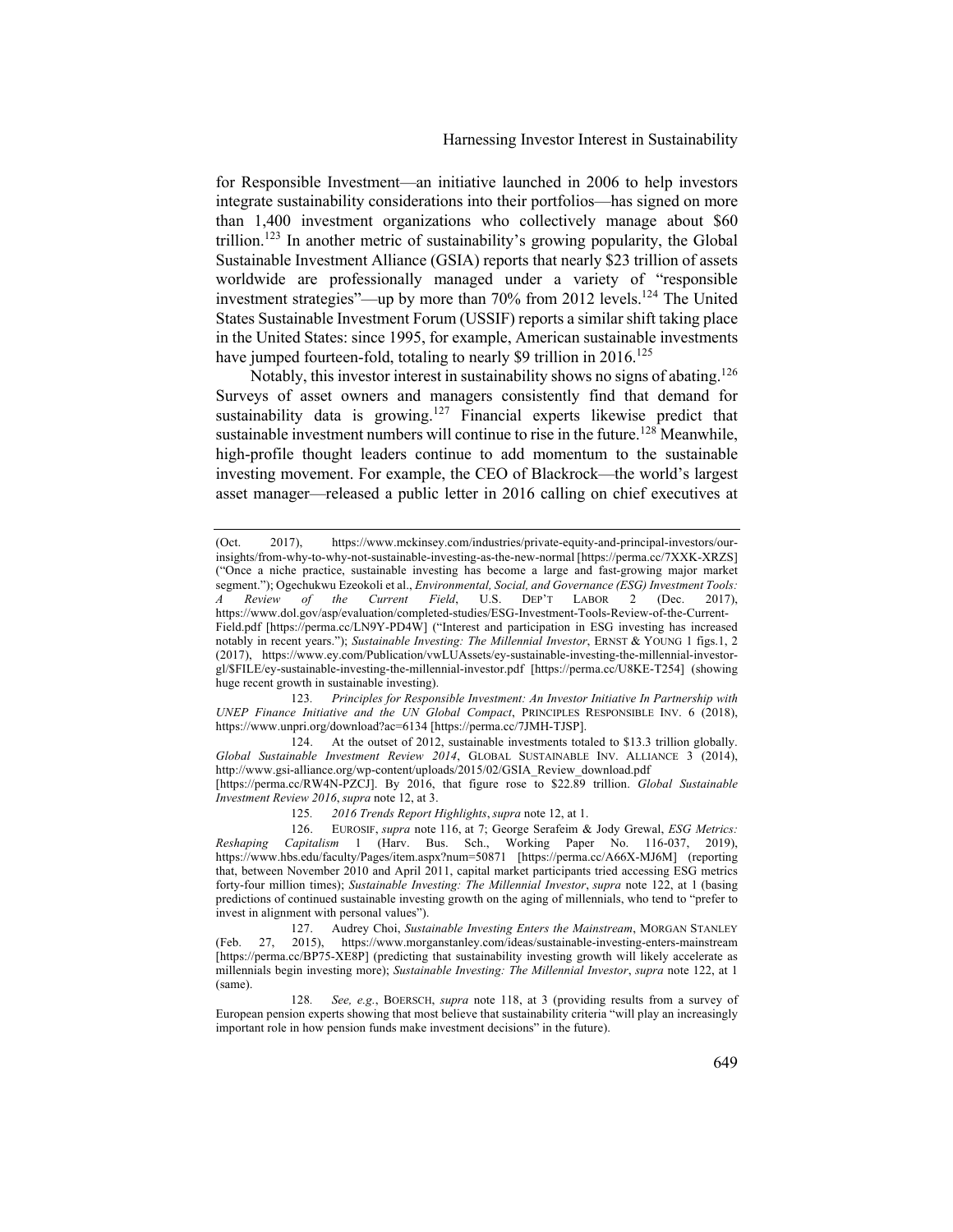for Responsible Investment—an initiative launched in 2006 to help investors integrate sustainability considerations into their portfolios—has signed on more than 1,400 investment organizations who collectively manage about $60 trillion.[123] In another metric of sustainability's growing popularity, the Global Sustainable Investment Alliance (GSIA) reports that nearly $23 trillion of assets worldwide are professionally managed under a variety of "responsible investment strategies"—up by more than 70% from 2012 levels.[124] The United States Sustainable Investment Forum (USSIF) reports a similar shift taking place in the United States: since 1995, for example, American sustainable investments have jumped fourteen-fold, totaling to nearly $9 trillion in 2016.[125]

Notably, this investor interest in sustainability shows no signs of abating.[126] Surveys of asset owners and managers consistently find that demand for sustainability data is growing.[127] Financial experts likewise predict that sustainable investment numbers will continue to rise in the future.[128] Meanwhile, high-profile thought leaders continue to add momentum to the sustainable investing movement. For example, the CEO of Blackrock—the world's largest asset manager—released a public letter in 2016 calling on chief executives at

---

(Oct. 2017), https://www.mckinsey.com/industries/private-equity-and-principal-investors/our-insights/from-why-to-why-not-sustainable-investing-as-the-new-normal [https://perma.cc/7XXK-XRZS] ("Once a niche practice, sustainable investing has become a large and fast-growing major market segment."); Ogechukwu Ezeokoli et al., *Environmental, Social, and Governance (ESG) Investment Tools: A Review of the Current Field*, U.S. DEP'T LABOR 2 (Dec. 2017), https://www.dol.gov/asp/evaluation/completed-studies/ESG-Investment-Tools-Review-of-the-Current-Field.pdf [https://perma.cc/LN9Y-PD4W] ("Interest and participation in ESG investing has increased notably in recent years."); *Sustainable Investing: The Millennial Investor*, ERNST & YOUNG 1 figs.1, 2 (2017), https://www.ey.com/Publication/vwLUAssets/ey-sustainable-investing-the-millennial-investor-gl/$FILE/ey-sustainable-investing-the-millennial-investor.pdf [https://perma.cc/U8KE-T254] (showing huge recent growth in sustainable investing).

123. *Principles for Responsible Investment: An Investor Initiative In Partnership with UNEP Finance Initiative and the UN Global Compact*, PRINCIPLES RESPONSIBLE INV. 6 (2018), https://www.unpri.org/download?ac=6134 [https://perma.cc/7JMH-TJSP].

124. At the outset of 2012, sustainable investments totaled to $13.3 trillion globally. *Global Sustainable Investment Review 2014*, GLOBAL SUSTAINABLE INV. ALLIANCE 3 (2014), http://www.gsi-alliance.org/wp-content/uploads/2015/02/GSIA_Review_download.pdf [https://perma.cc/RW4N-PZCJ]. By 2016, that figure rose to $22.89 trillion. *Global Sustainable Investment Review 2016*, *supra* note 12, at 3.

125. *2016 Trends Report Highlights*, *supra* note 12, at 1.

126. EUROSIF, *supra* note 116, at 7; George Serafeim & Jody Grewal, *ESG Metrics: Reshaping Capitalism* 1 (Harv. Bus. Sch., Working Paper No. 116-037, 2019), https://www.hbs.edu/faculty/Pages/item.aspx?num=50871 [https://perma.cc/A66X-MJ6M] (reporting that, between November 2010 and April 2011, capital market participants tried accessing ESG metrics forty-four million times); *Sustainable Investing: The Millennial Investor*, *supra* note 122, at 1 (basing predictions of continued sustainable investing growth on the aging of millennials, who tend to "prefer to invest in alignment with personal values").

127. Audrey Choi, *Sustainable Investing Enters the Mainstream*, MORGAN STANLEY (Feb. 27, 2015), https://www.morganstanley.com/ideas/sustainable-investing-enters-mainstream [https://perma.cc/BP75-XE8P] (predicting that sustainability investing growth will likely accelerate as millennials begin investing more); *Sustainable Investing: The Millennial Investor*, *supra* note 122, at 1 (same).

128. *See, e.g.*, BOERSCH, *supra* note 118, at 3 (providing results from a survey of European pension experts showing that most believe that sustainability criteria "will play an increasingly important role in how pension funds make investment decisions" in the future).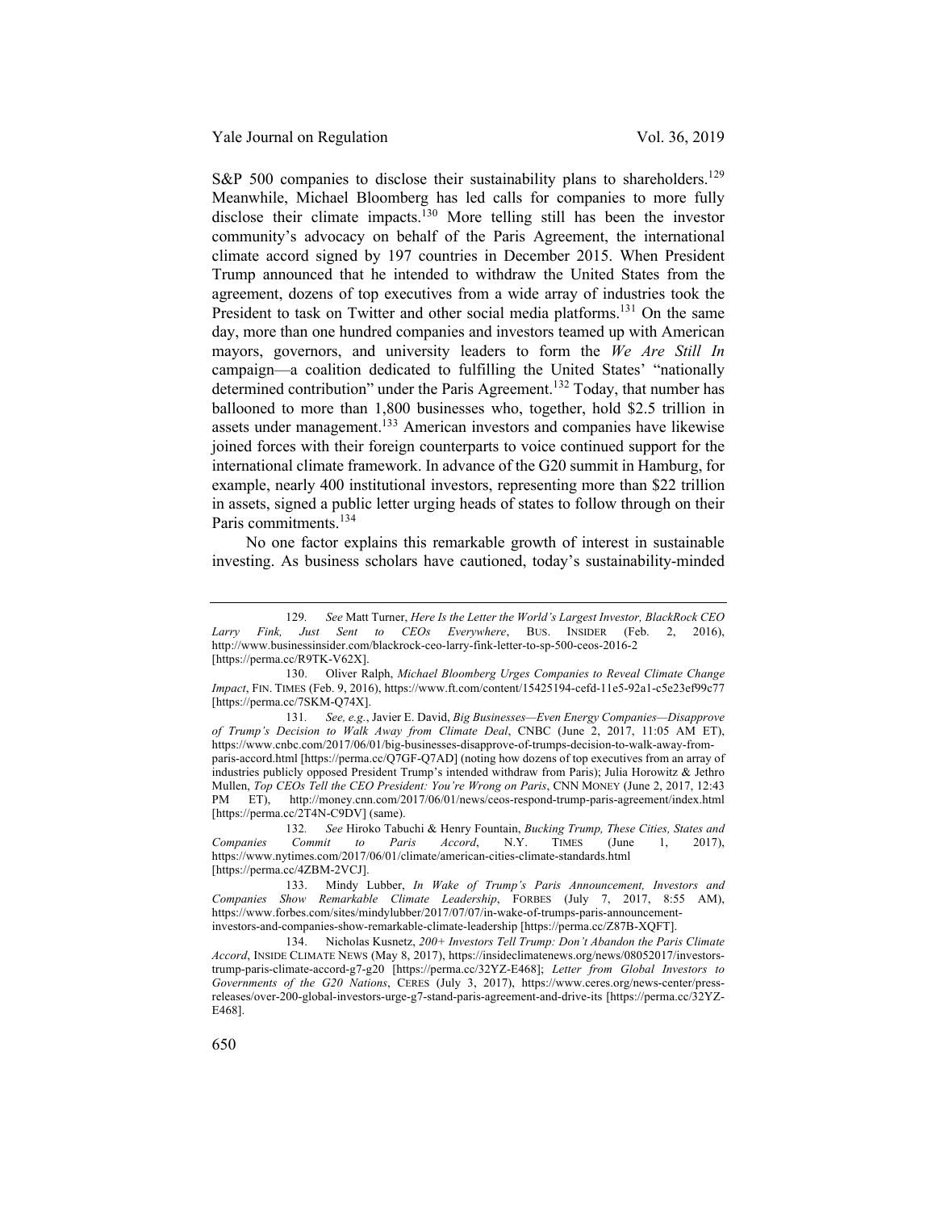S&P 500 companies to disclose their sustainability plans to shareholders.[129] Meanwhile, Michael Bloomberg has led calls for companies to more fully disclose their climate impacts.[130] More telling still has been the investor community's advocacy on behalf of the Paris Agreement, the international climate accord signed by 197 countries in December 2015. When President Trump announced that he intended to withdraw the United States from the agreement, dozens of top executives from a wide array of industries took the President to task on Twitter and other social media platforms.[131] On the same day, more than one hundred companies and investors teamed up with American mayors, governors, and university leaders to form the *We Are Still In* campaign—a coalition dedicated to fulfilling the United States' "nationally determined contribution" under the Paris Agreement.[132] Today, that number has ballooned to more than 1,800 businesses who, together, hold $2.5 trillion in assets under management.[133] American investors and companies have likewise joined forces with their foreign counterparts to voice continued support for the international climate framework. In advance of the G20 summit in Hamburg, for example, nearly 400 institutional investors, representing more than $22 trillion in assets, signed a public letter urging heads of states to follow through on their Paris commitments.[134]

No one factor explains this remarkable growth of interest in sustainable investing. As business scholars have cautioned, today's sustainability-minded

---

129. *See* Matt Turner, *Here Is the Letter the World's Largest Investor, BlackRock CEO Larry Fink, Just Sent to CEOs Everywhere*, BUS. INSIDER (Feb. 2, 2016), http://www.businessinsider.com/blackrock-ceo-larry-fink-letter-to-sp-500-ceos-2016-2 [https://perma.cc/R9TK-V62X].

130. Oliver Ralph, *Michael Bloomberg Urges Companies to Reveal Climate Change Impact*, FIN. TIMES (Feb. 9, 2016), https://www.ft.com/content/15425194-cefd-11e5-92a1-c5e23ef99c77 [https://perma.cc/7SKM-Q74X].

131. *See, e.g.*, Javier E. David, *Big Businesses—Even Energy Companies—Disapprove of Trump's Decision to Walk Away from Climate Deal*, CNBC (June 2, 2017, 11:05 AM ET), https://www.cnbc.com/2017/06/01/big-businesses-disapprove-of-trumps-decision-to-walk-away-from-paris-accord.html [https://perma.cc/Q7GF-Q7AD] (noting how dozens of top executives from an array of industries publicly opposed President Trump's intended withdraw from Paris); Julia Horowitz & Jethro Mullen, *Top CEOs Tell the CEO President: You're Wrong on Paris*, CNN MONEY (June 2, 2017, 12:43 PM ET), http://money.cnn.com/2017/06/01/news/ceos-respond-trump-paris-agreement/index.html [https://perma.cc/2T4N-C9DV] (same).

132. *See* Hiroko Tabuchi & Henry Fountain, *Bucking Trump, These Cities, States and Companies Commit to Paris Accord*, N.Y. TIMES (June 1, 2017), https://www.nytimes.com/2017/06/01/climate/american-cities-climate-standards.html [https://perma.cc/4ZBM-2VCJ].

133. Mindy Lubber, *In Wake of Trump's Paris Announcement, Investors and Companies Show Remarkable Climate Leadership*, FORBES (July 7, 2017, 8:55 AM), https://www.forbes.com/sites/mindylubber/2017/07/07/in-wake-of-trumps-paris-announcement-investors-and-companies-show-remarkable-climate-leadership [https://perma.cc/Z87B-XQFT].

134. Nicholas Kusnetz, *200+ Investors Tell Trump: Don't Abandon the Paris Climate Accord*, INSIDE CLIMATE NEWS (May 8, 2017), https://insideclimatenews.org/news/08052017/investors-trump-paris-climate-accord-g7-g20 [https://perma.cc/32YZ-E468]; *Letter from Global Investors to Governments of the G20 Nations*, CERES (July 3, 2017), https://www.ceres.org/news-center/press-releases/over-200-global-investors-urge-g7-stand-paris-agreement-and-drive-its [https://perma.cc/32YZ-E468].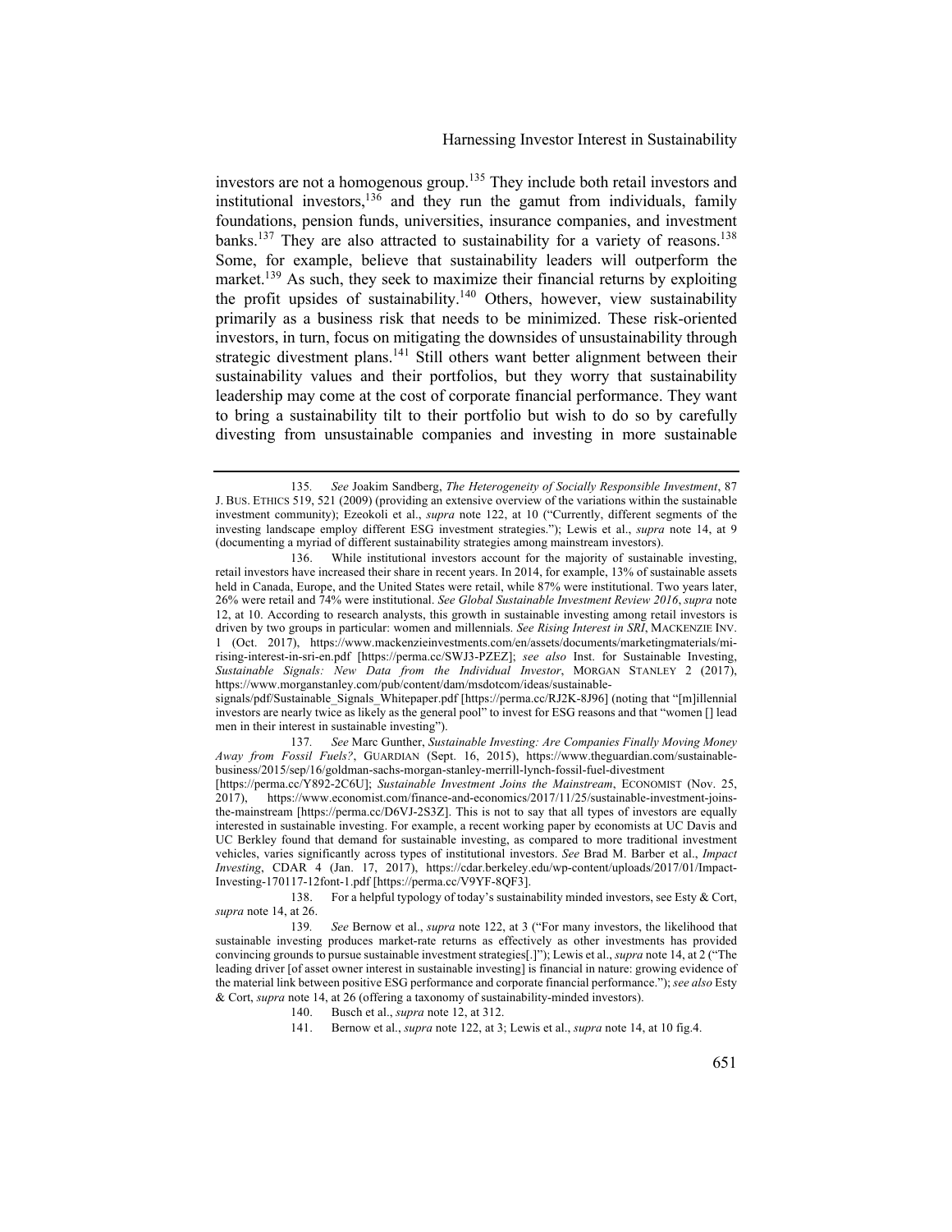investors are not a homogenous group.[135] They include both retail investors and institutional investors,[136] and they run the gamut from individuals, family foundations, pension funds, universities, insurance companies, and investment banks.[137] They are also attracted to sustainability for a variety of reasons.[138] Some, for example, believe that sustainability leaders will outperform the market.[139] As such, they seek to maximize their financial returns by exploiting the profit upsides of sustainability.[140] Others, however, view sustainability primarily as a business risk that needs to be minimized. These risk-oriented investors, in turn, focus on mitigating the downsides of unsustainability through strategic divestment plans.[141] Still others want better alignment between their sustainability values and their portfolios, but they worry that sustainability leadership may come at the cost of corporate financial performance. They want to bring a sustainability tilt to their portfolio but wish to do so by carefully divesting from unsustainable companies and investing in more sustainable

---

135. *See* Joakim Sandberg, *The Heterogeneity of Socially Responsible Investment*, 87 J. BUS. ETHICS 519, 521 (2009) (providing an extensive overview of the variations within the sustainable investment community); Ezeokoli et al., *supra* note 122, at 10 ("Currently, different segments of the investing landscape employ different ESG investment strategies."); Lewis et al., *supra* note 14, at 9 (documenting a myriad of different sustainability strategies among mainstream investors).

136. While institutional investors account for the majority of sustainable investing, retail investors have increased their share in recent years. In 2014, for example, 13% of sustainable assets held in Canada, Europe, and the United States were retail, while 87% were institutional. Two years later, 26% were retail and 74% were institutional. *See Global Sustainable Investment Review 2016*, *supra* note 12, at 10. According to research analysts, this growth in sustainable investing among retail investors is driven by two groups in particular: women and millennials. *See Rising Interest in SRI*, MACKENZIE INV. 1 (Oct. 2017), https://www.mackenzieinvestments.com/en/assets/documents/marketingmaterials/mi-rising-interest-in-sri-en.pdf [https://perma.cc/SWJ3-PZEZ]; *see also* Inst. for Sustainable Investing, *Sustainable Signals: New Data from the Individual Investor*, MORGAN STANLEY 2 (2017), https://www.morganstanley.com/pub/content/dam/msdotcom/ideas/sustainable-signals/pdf/Sustainable_Signals_Whitepaper.pdf [https://perma.cc/RJ2K-8J96] (noting that "[m]illennial investors are nearly twice as likely as the general pool" to invest for ESG reasons and that "women [] lead men in their interest in sustainable investing").

137. *See* Marc Gunther, *Sustainable Investing: Are Companies Finally Moving Money Away from Fossil Fuels?*, GUARDIAN (Sept. 16, 2015), https://www.theguardian.com/sustainable-business/2015/sep/16/goldman-sachs-morgan-stanley-merrill-lynch-fossil-fuel-divestment [https://perma.cc/Y892-2C6U]; *Sustainable Investment Joins the Mainstream*, ECONOMIST (Nov. 25, 2017), https://www.economist.com/finance-and-economics/2017/11/25/sustainable-investment-joins-the-mainstream [https://perma.cc/D6VJ-2S3Z]. This is not to say that all types of investors are equally interested in sustainable investing. For example, a recent working paper by economists at UC Davis and UC Berkley found that demand for sustainable investing, as compared to more traditional investment vehicles, varies significantly across types of institutional investors. *See* Brad M. Barber et al., *Impact Investing*, CDAR 4 (Jan. 17, 2017), https://cdar.berkeley.edu/wp-content/uploads/2017/01/Impact-Investing-170117-12font-1.pdf [https://perma.cc/V9YF-8QF3].

138. For a helpful typology of today's sustainability minded investors, see Esty & Cort, *supra* note 14, at 26.

139. *See* Bernow et al., *supra* note 122, at 3 ("For many investors, the likelihood that sustainable investing produces market-rate returns as effectively as other investments has provided convincing grounds to pursue sustainable investment strategies[.]"); Lewis et al., *supra* note 14, at 2 ("The leading driver [of asset owner interest in sustainable investing] is financial in nature: growing evidence of the material link between positive ESG performance and corporate financial performance."); *see also* Esty & Cort, *supra* note 14, at 26 (offering a taxonomy of sustainability-minded investors).

140. Busch et al., *supra* note 12, at 312.

141. Bernow et al., *supra* note 122, at 3; Lewis et al., *supra* note 14, at 10 fig.4.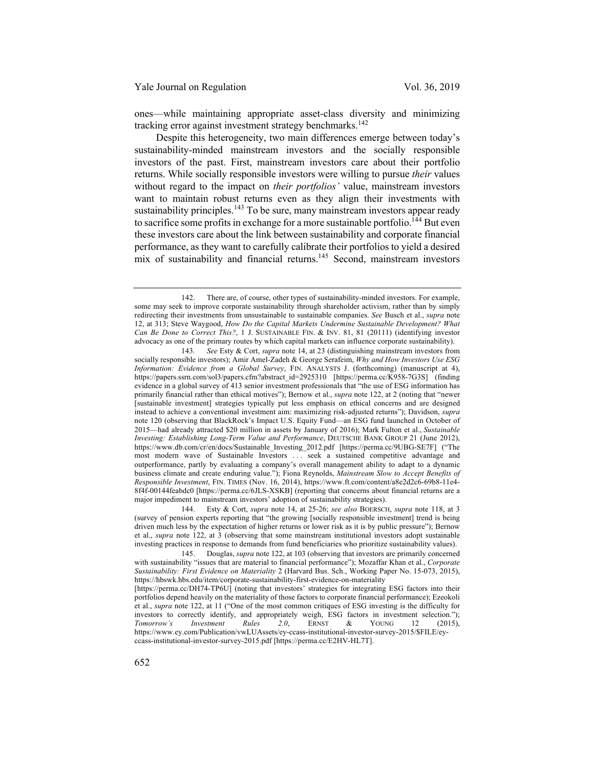ones—while maintaining appropriate asset-class diversity and minimizing tracking error against investment strategy benchmarks.[142]

Despite this heterogeneity, two main differences emerge between today's sustainability-minded mainstream investors and the socially responsible investors of the past. First, mainstream investors care about their portfolio returns. While socially responsible investors were willing to pursue *their* values without regard to the impact on *their portfolios'* value, mainstream investors want to maintain robust returns even as they align their investments with sustainability principles.[143] To be sure, many mainstream investors appear ready to sacrifice some profits in exchange for a more sustainable portfolio.[144] But even these investors care about the link between sustainability and corporate financial performance, as they want to carefully calibrate their portfolios to yield a desired mix of sustainability and financial returns.[145] Second, mainstream investors

---

142. There are, of course, other types of sustainability-minded investors. For example, some may seek to improve corporate sustainability through shareholder activism, rather than by simply redirecting their investments from unsustainable to sustainable companies. *See* Busch et al., *supra* note 12, at 313; Steve Waygood, *How Do the Capital Markets Undermine Sustainable Development? What Can Be Done to Correct This?*, 1 J. SUSTAINABLE FIN. & INV. 81, 81 (20111) (identifying investor advocacy as one of the primary routes by which capital markets can influence corporate sustainability).

143. *See* Esty & Cort, *supra* note 14, at 23 (distinguishing mainstream investors from socially responsible investors); Amir Amel-Zadeh & George Serafeim, *Why and How Investors Use ESG Information: Evidence from a Global Survey*, FIN. ANALYSTS J. (forthcoming) (manuscript at 4), https://papers.ssrn.com/sol3/papers.cfm?abstract_id=2925310 [https://perma.cc/K958-7G3S] (finding evidence in a global survey of 413 senior investment professionals that "the use of ESG information has primarily financial rather than ethical motives"); Bernow et al., *supra* note 122, at 2 (noting that "newer [sustainable investment] strategies typically put less emphasis on ethical concerns and are designed instead to achieve a conventional investment aim: maximizing risk-adjusted returns"); Davidson, *supra* note 120 (observing that BlackRock's Impact U.S. Equity Fund—an ESG fund launched in October of 2015—had already attracted $20 million in assets by January of 2016); Mark Fulton et al., *Sustainable Investing: Establishing Long-Term Value and Performance*, DEUTSCHE BANK GROUP 21 (June 2012), https://www.db.com/cr/en/docs/Sustainable_Investing_2012.pdf [https://perma.cc/9UBG-SE7F] ("The most modern wave of Sustainable Investors . . . seek a sustained competitive advantage and outperformance, partly by evaluating a company's overall management ability to adapt to a dynamic business climate and create enduring value."); Fiona Reynolds, *Mainstream Slow to Accept Benefits of Responsible Investment*, FIN. TIMES (Nov. 16, 2014), https://www.ft.com/content/a8e2d2c6-69b8-11e4-8f4f-00144feabdc0 [https://perma.cc/6JLS-XSKB] (reporting that concerns about financial returns are a major impediment to mainstream investors' adoption of sustainability strategies).

144. Esty & Cort, *supra* note 14, at 25-26; *see also* BOERSCH, *supra* note 118, at 3 (survey of pension experts reporting that "the growing [socially responsible investment] trend is being driven much less by the expectation of higher returns or lower risk as it is by public pressure"); Bernow et al., *supra* note 122, at 3 (observing that some mainstream institutional investors adopt sustainable investing practices in response to demands from fund beneficiaries who prioritize sustainability values).

145. Douglas, *supra* note 122, at 103 (observing that investors are primarily concerned with sustainability "issues that are material to financial performance"); Mozaffar Khan et al., *Corporate Sustainability: First Evidence on Materiality* 2 (Harvard Bus. Sch., Working Paper No. 15-073, 2015), https://hbswk.hbs.edu/item/corporate-sustainability-first-evidence-on-materiality [https://perma.cc/DH74-TP6U] (noting that investors' strategies for integrating ESG factors into their portfolios depend heavily on the materiality of those factors to corporate financial performance); Ezeokoli et al., *supra* note 122, at 11 ("One of the most common critiques of ESG investing is the difficulty for investors to correctly identify, and appropriately weigh, ESG factors in investment selection."); *Tomorrow's Investment Rules 2.0*, ERNST & YOUNG 12 (2015), https://www.ey.com/Publication/vwLUAssets/ey-ccass-institutional-investor-survey-2015/$FILE/ey-ccass-institutional-investor-survey-2015.pdf [https://perma.cc/E2HV-HL7T].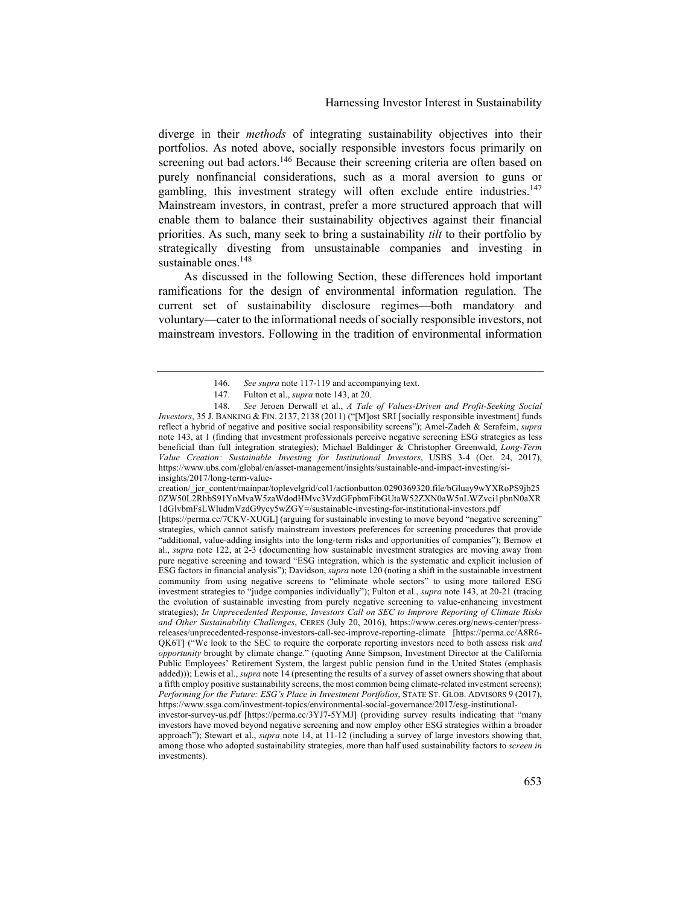diverge in their *methods* of integrating sustainability objectives into their portfolios. As noted above, socially responsible investors focus primarily on screening out bad actors.[146] Because their screening criteria are often based on purely nonfinancial considerations, such as a moral aversion to guns or gambling, this investment strategy will often exclude entire industries.[147] Mainstream investors, in contrast, prefer a more structured approach that will enable them to balance their sustainability objectives against their financial priorities. As such, many seek to bring a sustainability *tilt* to their portfolio by strategically divesting from unsustainable companies and investing in sustainable ones.[148]

As discussed in the following Section, these differences hold important ramifications for the design of environmental information regulation. The current set of sustainability disclosure regimes—both mandatory and voluntary—cater to the informational needs of socially responsible investors, not mainstream investors. Following in the tradition of environmental information

---

146. *See supra* note 117-119 and accompanying text.

147. Fulton et al., *supra* note 143, at 20.

148. *See* Jeroen Derwall et al., *A Tale of Values-Driven and Profit-Seeking Social Investors*, 35 J. BANKING & FIN. 2137, 2138 (2011) ("[M]ost SRI [socially responsible investment] funds reflect a hybrid of negative and positive social responsibility screens"); Amel-Zadeh & Serafeim, *supra* note 143, at 1 (finding that investment professionals perceive negative screening ESG strategies as less beneficial than full integration strategies); Michael Baldinger & Christopher Greenwald, *Long-Term Value Creation: Sustainable Investing for Institutional Investors*, USBS 3-4 (Oct. 24, 2017), https://www.ubs.com/global/en/asset-management/insights/sustainable-and-impact-investing/si-insights/2017/long-term-value-creation/_jcr_content/mainpar/toplevelgrid/col1/actionbutton.0290369320.file/bGluay9wYXRoPS9jb250ZW50L2RhbS91YnMvaW5zaWdodHMvc3VzdGFpbmFibGUtaW52ZXN0aW5nLWZvci1pbnN0aXR1dGlvbmFsLWludmVzdG9ycy5wZGY=/sustainable-investing-for-institutional-investors.pdf [https://perma.cc/7CKV-XUGL] (arguing for sustainable investing to move beyond "negative screening" strategies, which cannot satisfy mainstream investors preferences for screening procedures that provide "additional, value-adding insights into the long-term risks and opportunities of companies"); Bernow et al., *supra* note 122, at 2-3 (documenting how sustainable investment strategies are moving away from pure negative screening and toward "ESG integration, which is the systematic and explicit inclusion of ESG factors in financial analysis"); Davidson, *supra* note 120 (noting a shift in the sustainable investment community from using negative screens to "eliminate whole sectors" to using more tailored ESG investment strategies to "judge companies individually"); Fulton et al., *supra* note 143, at 20-21 (tracing the evolution of sustainable investing from purely negative screening to value-enhancing investment strategies); *In Unprecedented Response, Investors Call on SEC to Improve Reporting of Climate Risks and Other Sustainability Challenges*, CERES (July 20, 2016), https://www.ceres.org/news-center/press-releases/unprecedented-response-investors-call-sec-improve-reporting-climate [https://perma.cc/A8R6-QK6T] ("We look to the SEC to require the corporate reporting investors need to both assess risk *and opportunity* brought by climate change." (quoting Anne Simpson, Investment Director at the California Public Employees' Retirement System, the largest public pension fund in the United States (emphasis added))); Lewis et al., *supra* note 14 (presenting the results of a survey of asset owners showing that about a fifth employ positive sustainability screens, the most common being climate-related investment screens); *Performing for the Future: ESG's Place in Investment Portfolios*, STATE ST. GLOB. ADVISORS 9 (2017), https://www.ssga.com/investment-topics/environmental-social-governance/2017/esg-institutional-investor-survey-us.pdf [https://perma.cc/3YJ7-5YMJ] (providing survey results indicating that "many investors have moved beyond negative screening and now employ other ESG strategies within a broader approach"); Stewart et al., *supra* note 14, at 11-12 (including a survey of large investors showing that, among those who adopted sustainability strategies, more than half used sustainability factors to *screen in* investments).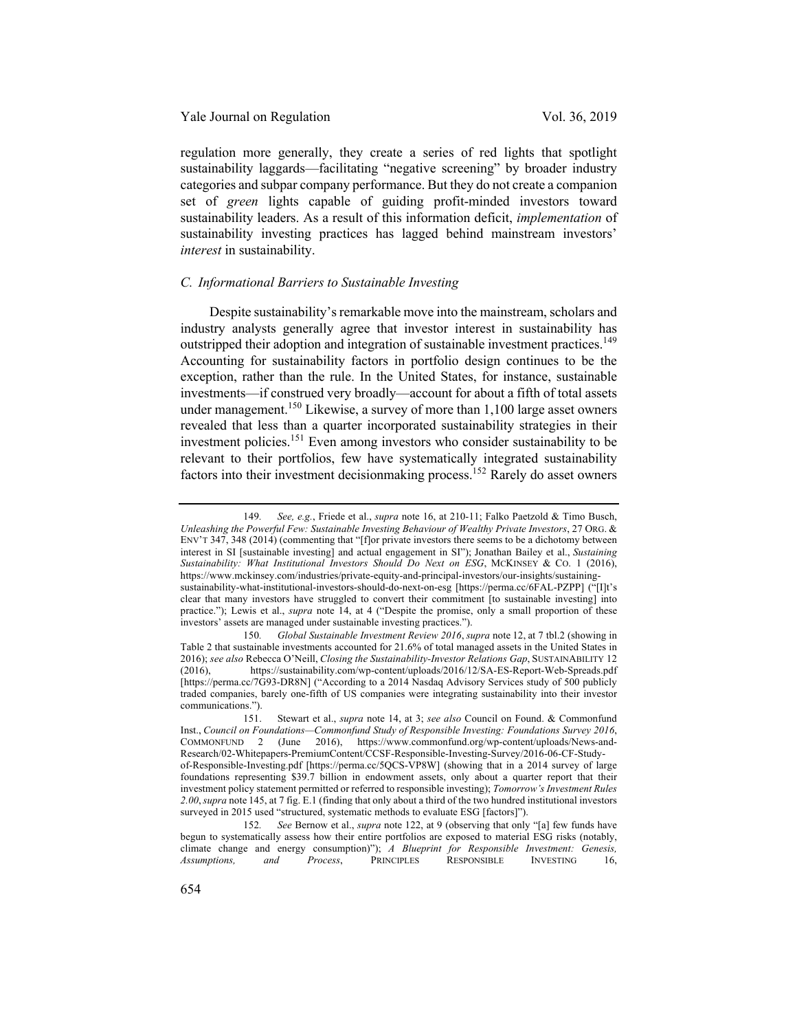regulation more generally, they create a series of red lights that spotlight sustainability laggards—facilitating "negative screening" by broader industry categories and subpar company performance. But they do not create a companion set of *green* lights capable of guiding profit-minded investors toward sustainability leaders. As a result of this information deficit, *implementation* of sustainability investing practices has lagged behind mainstream investors' *interest* in sustainability.

### C. Informational Barriers to Sustainable Investing

Despite sustainability's remarkable move into the mainstream, scholars and industry analysts generally agree that investor interest in sustainability has outstripped their adoption and integration of sustainable investment practices.[149] Accounting for sustainability factors in portfolio design continues to be the exception, rather than the rule. In the United States, for instance, sustainable investments—if construed very broadly—account for about a fifth of total assets under management.[150] Likewise, a survey of more than 1,100 large asset owners revealed that less than a quarter incorporated sustainability strategies in their investment policies.[151] Even among investors who consider sustainability to be relevant to their portfolios, few have systematically integrated sustainability factors into their investment decisionmaking process.[152] Rarely do asset owners

---

149. *See, e.g.*, Friede et al., *supra* note 16, at 210-11; Falko Paetzold & Timo Busch, *Unleashing the Powerful Few: Sustainable Investing Behaviour of Wealthy Private Investors*, 27 ORG. & ENV'T 347, 348 (2014) (commenting that "[f]or private investors there seems to be a dichotomy between interest in SI [sustainable investing] and actual engagement in SI"); Jonathan Bailey et al., *Sustaining Sustainability: What Institutional Investors Should Do Next on ESG*, MCKINSEY & CO. 1 (2016), https://www.mckinsey.com/industries/private-equity-and-principal-investors/our-insights/sustaining-sustainability-what-institutional-investors-should-do-next-on-esg [https://perma.cc/6FAL-PZPP] ("[I]t's clear that many investors have struggled to convert their commitment [to sustainable investing] into practice."); Lewis et al., *supra* note 14, at 4 ("Despite the promise, only a small proportion of these investors' assets are managed under sustainable investing practices.").

150. *Global Sustainable Investment Review 2016*, *supra* note 12, at 7 tbl.2 (showing in Table 2 that sustainable investments accounted for 21.6% of total managed assets in the United States in 2016); *see also* Rebecca O'Neill, *Closing the Sustainability-Investor Relations Gap*, SUSTAINABILITY 12 (2016), https://sustainability.com/wp-content/uploads/2016/12/SA-ES-Report-Web-Spreads.pdf [https://perma.cc/7G93-DR8N] ("According to a 2014 Nasdaq Advisory Services study of 500 publicly traded companies, barely one-fifth of US companies were integrating sustainability into their investor communications.").

151. Stewart et al., *supra* note 14, at 3; *see also* Council on Found. & Commonfund Inst., *Council on Foundations—Commonfund Study of Responsible Investing: Foundations Survey 2016*, COMMONFUND 2 (June 2016), https://www.commonfund.org/wp-content/uploads/News-and-Research/02-Whitepapers-PremiumContent/CCSF-Responsible-Investing-Survey/2016-06-CF-Study-of-Responsible-Investing.pdf [https://perma.cc/5QCS-VP8W] (showing that in a 2014 survey of large foundations representing $39.7 billion in endowment assets, only about a quarter report that their investment policy statement permitted or referred to responsible investing); *Tomorrow's Investment Rules 2.00*, *supra* note 145, at 7 fig. E.1 (finding that only about a third of the two hundred institutional investors surveyed in 2015 used "structured, systematic methods to evaluate ESG [factors]").

152. *See* Bernow et al., *supra* note 122, at 9 (observing that only "[a] few funds have begun to systematically assess how their entire portfolios are exposed to material ESG risks (notably, climate change and energy consumption)"); *A Blueprint for Responsible Investment: Genesis, Assumptions, and Process*, PRINCIPLES RESPONSIBLE INVESTING 16,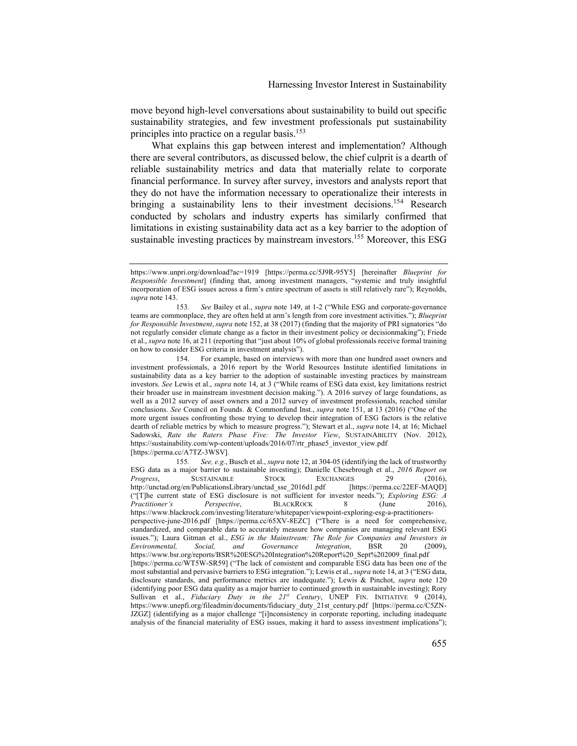move beyond high-level conversations about sustainability to build out specific sustainability strategies, and few investment professionals put sustainability principles into practice on a regular basis.[153]

What explains this gap between interest and implementation? Although there are several contributors, as discussed below, the chief culprit is a dearth of reliable sustainability metrics and data that materially relate to corporate financial performance. In survey after survey, investors and analysts report that they do not have the information necessary to operationalize their interests in bringing a sustainability lens to their investment decisions.[154] Research conducted by scholars and industry experts has similarly confirmed that limitations in existing sustainability data act as a key barrier to the adoption of sustainable investing practices by mainstream investors.[155] Moreover, this ESG

---

https://www.unpri.org/download?ac=1919 [https://perma.cc/5J9R-95Y5] [hereinafter *Blueprint for Responsible Investment*] (finding that, among investment managers, "systemic and truly insightful incorporation of ESG issues across a firm's entire spectrum of assets is still relatively rare"); Reynolds, *supra* note 143.

153. *See* Bailey et al., *supra* note 149, at 1-2 ("While ESG and corporate-governance teams are commonplace, they are often held at arm's length from core investment activities."); *Blueprint for Responsible Investment*, *supra* note 152, at 38 (2017) (finding that the majority of PRI signatories "do not regularly consider climate change as a factor in their investment policy or decisionmaking"); Friede et al., *supra* note 16, at 211 (reporting that "just about 10% of global professionals receive formal training on how to consider ESG criteria in investment analysis").

154. For example, based on interviews with more than one hundred asset owners and investment professionals, a 2016 report by the World Resources Institute identified limitations in sustainability data as a key barrier to the adoption of sustainable investing practices by mainstream investors. *See* Lewis et al., *supra* note 14, at 3 ("While reams of ESG data exist, key limitations restrict their broader use in mainstream investment decision making."). A 2016 survey of large foundations, as well as a 2012 survey of asset owners and a 2012 survey of investment professionals, reached similar conclusions. *See* Council on Founds. & Commonfund Inst., *supra* note 151, at 13 (2016) ("One of the more urgent issues confronting those trying to develop their integration of ESG factors is the relative dearth of reliable metrics by which to measure progress."); Stewart et al., *supra* note 14, at 16; Michael Sadowski, *Rate the Raters Phase Five: The Investor View*, SUSTAINABILITY (Nov. 2012), https://sustainability.com/wp-content/uploads/2016/07/rtr_phase5_investor_view.pdf [https://perma.cc/A7TZ-3WSV].

155. *See, e.g.*, Busch et al., *supra* note 12, at 304-05 (identifying the lack of trustworthy ESG data as a major barrier to sustainable investing); Danielle Chesebrough et al., *2016 Report on Progress*, SUSTAINABLE STOCK EXCHANGES 29 (2016), http://unctad.org/en/PublicationsLibrary/unctad_sse_2016d1.pdf [https://perma.cc/22EF-MAQD] ("[T]he current state of ESG disclosure is not sufficient for investor needs."); *Exploring ESG: A Practitioner's Perspective*, BLACKROCK 8 (June 2016), https://www.blackrock.com/investing/literature/whitepaper/viewpoint-exploring-esg-a-practitioners-perspective-june-2016.pdf [https://perma.cc/65XV-8EZC] ("There is a need for comprehensive, standardized, and comparable data to accurately measure how companies are managing relevant ESG issues."); Laura Gitman et al., *ESG in the Mainstream: The Role for Companies and Investors in Environmental, Social, and Governance Integration*, BSR 20 (2009), https://www.bsr.org/reports/BSR%20ESG%20Integration%20Report%20_Sept%202009_final.pdf [https://perma.cc/WT5W-SR59] ("The lack of consistent and comparable ESG data has been one of the most substantial and pervasive barriers to ESG integration."); Lewis et al., *supra* note 14, at 3 ("ESG data, disclosure standards, and performance metrics are inadequate."); Lewis & Pinchot, *supra* note 120 (identifying poor ESG data quality as a major barrier to continued growth in sustainable investing); Rory Sullivan et al., *Fiduciary Duty in the 21st Century*, UNEP FIN. INITIATIVE 9 (2014), https://www.unepfi.org/fileadmin/documents/fiduciary_duty_21st_century.pdf [https://perma.cc/C5ZN-JZGZ] (identifying as a major challenge "[i]nconsistency in corporate reporting, including inadequate analysis of the financial materiality of ESG issues, making it hard to assess investment implications");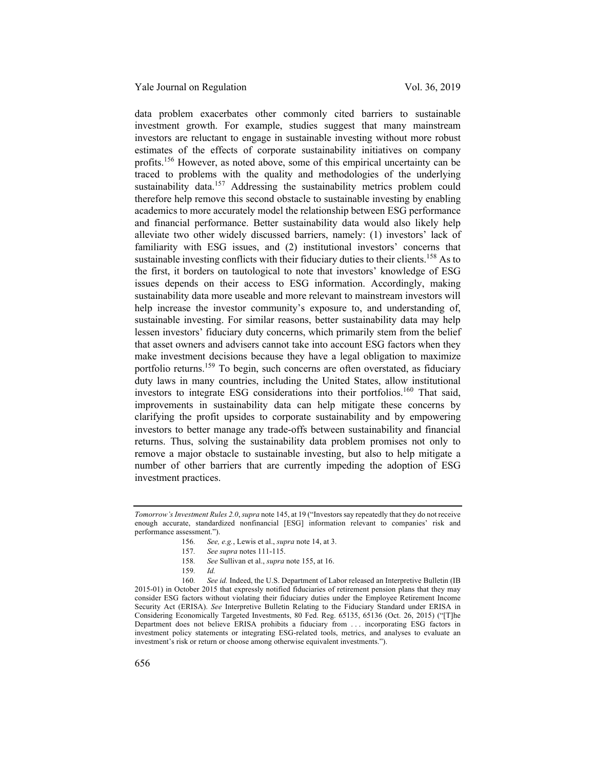data problem exacerbates other commonly cited barriers to sustainable investment growth. For example, studies suggest that many mainstream investors are reluctant to engage in sustainable investing without more robust estimates of the effects of corporate sustainability initiatives on company profits.[156] However, as noted above, some of this empirical uncertainty can be traced to problems with the quality and methodologies of the underlying sustainability data.[157] Addressing the sustainability metrics problem could therefore help remove this second obstacle to sustainable investing by enabling academics to more accurately model the relationship between ESG performance and financial performance. Better sustainability data would also likely help alleviate two other widely discussed barriers, namely: (1) investors' lack of familiarity with ESG issues, and (2) institutional investors' concerns that sustainable investing conflicts with their fiduciary duties to their clients.[158] As to the first, it borders on tautological to note that investors' knowledge of ESG issues depends on their access to ESG information. Accordingly, making sustainability data more useable and more relevant to mainstream investors will help increase the investor community's exposure to, and understanding of, sustainable investing. For similar reasons, better sustainability data may help lessen investors' fiduciary duty concerns, which primarily stem from the belief that asset owners and advisers cannot take into account ESG factors when they make investment decisions because they have a legal obligation to maximize portfolio returns.[159] To begin, such concerns are often overstated, as fiduciary duty laws in many countries, including the United States, allow institutional investors to integrate ESG considerations into their portfolios.[160] That said, improvements in sustainability data can help mitigate these concerns by clarifying the profit upsides to corporate sustainability and by empowering investors to better manage any trade-offs between sustainability and financial returns. Thus, solving the sustainability data problem promises not only to remove a major obstacle to sustainable investing, but also to help mitigate a number of other barriers that are currently impeding the adoption of ESG investment practices.

---

*Tomorrow's Investment Rules 2.0*, *supra* note 145, at 19 ("Investors say repeatedly that they do not receive enough accurate, standardized nonfinancial [ESG] information relevant to companies' risk and performance assessment.").

156. *See, e.g.*, Lewis et al., *supra* note 14, at 3.

157. *See supra* notes 111-115.

158. *See* Sullivan et al., *supra* note 155, at 16.

159. *Id.*

160. *See id.* Indeed, the U.S. Department of Labor released an Interpretive Bulletin (IB 2015-01) in October 2015 that expressly notified fiduciaries of retirement pension plans that they may consider ESG factors without violating their fiduciary duties under the Employee Retirement Income Security Act (ERISA). *See* Interpretive Bulletin Relating to the Fiduciary Standard under ERISA in Considering Economically Targeted Investments, 80 Fed. Reg. 65135, 65136 (Oct. 26, 2015) ("[T]he Department does not believe ERISA prohibits a fiduciary from . . . incorporating ESG factors in investment policy statements or integrating ESG-related tools, metrics, and analyses to evaluate an investment's risk or return or choose among otherwise equivalent investments.").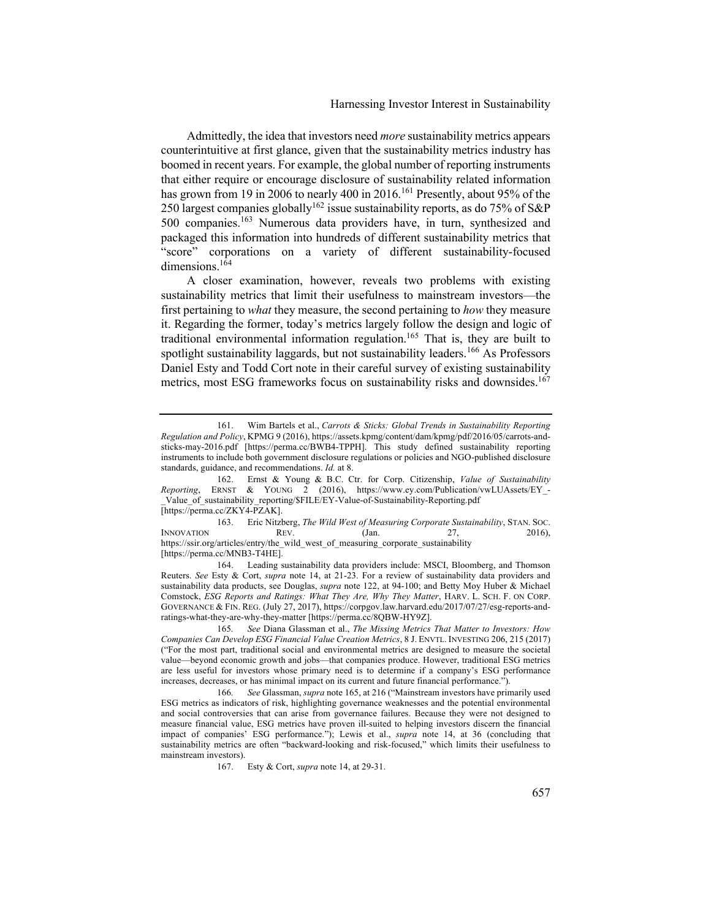Admittedly, the idea that investors need *more* sustainability metrics appears counterintuitive at first glance, given that the sustainability metrics industry has boomed in recent years. For example, the global number of reporting instruments that either require or encourage disclosure of sustainability related information has grown from 19 in 2006 to nearly 400 in 2016.[161] Presently, about 95% of the 250 largest companies globally[162] issue sustainability reports, as do 75% of S&P 500 companies.[163] Numerous data providers have, in turn, synthesized and packaged this information into hundreds of different sustainability metrics that "score" corporations on a variety of different sustainability-focused dimensions.[164]

A closer examination, however, reveals two problems with existing sustainability metrics that limit their usefulness to mainstream investors—the first pertaining to *what* they measure, the second pertaining to *how* they measure it. Regarding the former, today's metrics largely follow the design and logic of traditional environmental information regulation.[165] That is, they are built to spotlight sustainability laggards, but not sustainability leaders.[166] As Professors Daniel Esty and Todd Cort note in their careful survey of existing sustainability metrics, most ESG frameworks focus on sustainability risks and downsides.[167]

---

161. Wim Bartels et al., *Carrots & Sticks: Global Trends in Sustainability Reporting Regulation and Policy*, KPMG 9 (2016), https://assets.kpmg/content/dam/kpmg/pdf/2016/05/carrots-and-sticks-may-2016.pdf [https://perma.cc/BWB4-TPPH]. This study defined sustainability reporting instruments to include both government disclosure regulations or policies and NGO-published disclosure standards, guidance, and recommendations. *Id.* at 8.

162. Ernst & Young & B.C. Ctr. for Corp. Citizenship, *Value of Sustainability Reporting*, ERNST & YOUNG 2 (2016), https://www.ey.com/Publication/vwLUAssets/EY_-_Value_of_sustainability_reporting/$FILE/EY-Value-of-Sustainability-Reporting.pdf [https://perma.cc/ZKY4-PZAK].

163. Eric Nitzberg, *The Wild West of Measuring Corporate Sustainability*, STAN. SOC. INNOVATION REV. (Jan. 27, 2016), https://ssir.org/articles/entry/the_wild_west_of_measuring_corporate_sustainability [https://perma.cc/MNB3-T4HE].

164. Leading sustainability data providers include: MSCI, Bloomberg, and Thomson Reuters. *See* Esty & Cort, *supra* note 14, at 21-23. For a review of sustainability data providers and sustainability data products, see Douglas, *supra* note 122, at 94-100; and Betty Moy Huber & Michael Comstock, *ESG Reports and Ratings: What They Are, Why They Matter*, HARV. L. SCH. F. ON CORP. GOVERNANCE & FIN. REG. (July 27, 2017), https://corpgov.law.harvard.edu/2017/07/27/esg-reports-and-ratings-what-they-are-why-they-matter [https://perma.cc/8QBW-HY9Z].

165. *See* Diana Glassman et al., *The Missing Metrics That Matter to Investors: How Companies Can Develop ESG Financial Value Creation Metrics*, 8 J. ENVTL. INVESTING 206, 215 (2017) ("For the most part, traditional social and environmental metrics are designed to measure the societal value—beyond economic growth and jobs—that companies produce. However, traditional ESG metrics are less useful for investors whose primary need is to determine if a company's ESG performance increases, decreases, or has minimal impact on its current and future financial performance.").

166. *See* Glassman, *supra* note 165, at 216 ("Mainstream investors have primarily used ESG metrics as indicators of risk, highlighting governance weaknesses and the potential environmental and social controversies that can arise from governance failures. Because they were not designed to measure financial value, ESG metrics have proven ill-suited to helping investors discern the financial impact of companies' ESG performance."); Lewis et al., *supra* note 14, at 36 (concluding that sustainability metrics are often "backward-looking and risk-focused," which limits their usefulness to mainstream investors).

167. Esty & Cort, *supra* note 14, at 29-31.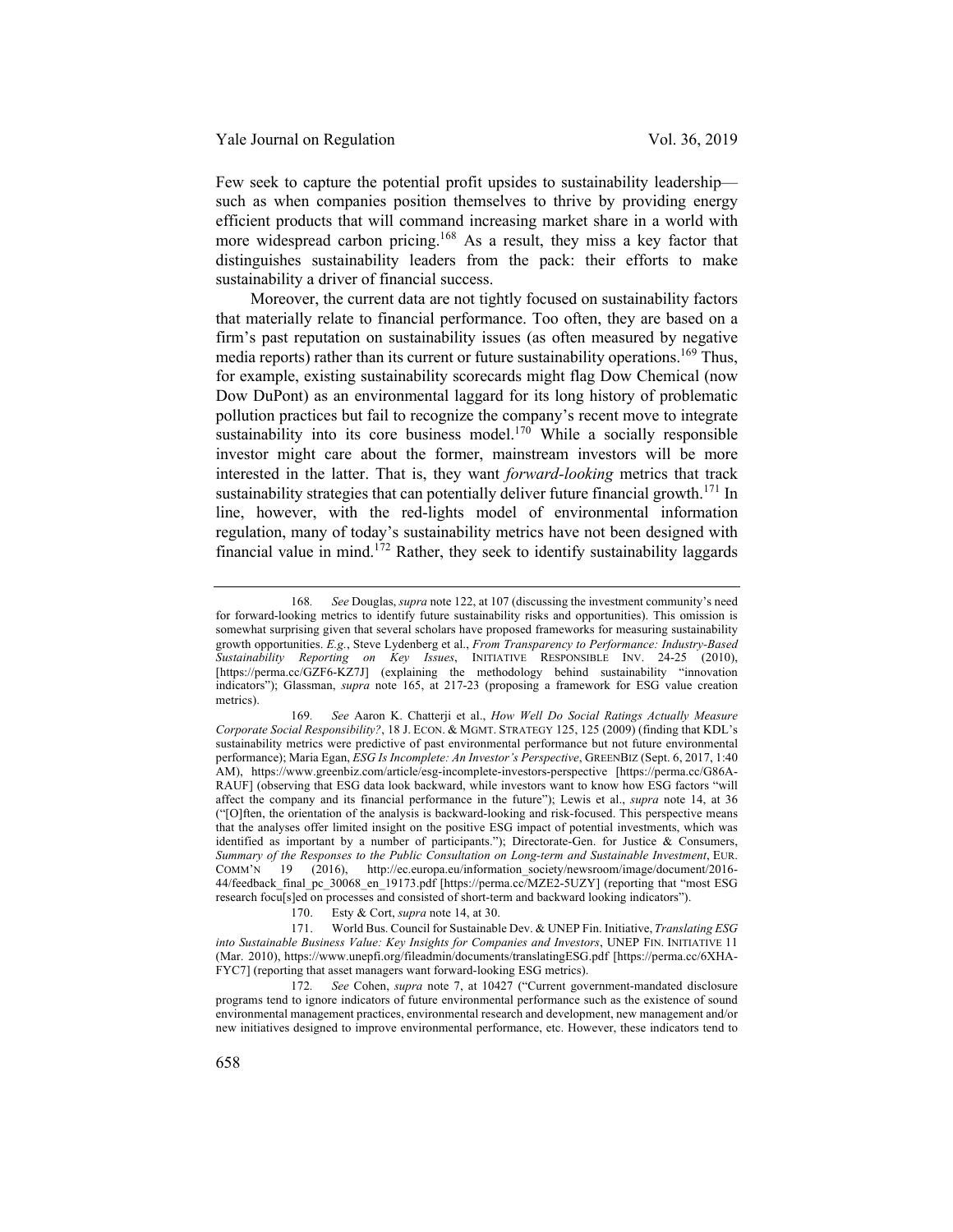Few seek to capture the potential profit upsides to sustainability leadership—such as when companies position themselves to thrive by providing energy efficient products that will command increasing market share in a world with more widespread carbon pricing.[168] As a result, they miss a key factor that distinguishes sustainability leaders from the pack: their efforts to make sustainability a driver of financial success.

Moreover, the current data are not tightly focused on sustainability factors that materially relate to financial performance. Too often, they are based on a firm's past reputation on sustainability issues (as often measured by negative media reports) rather than its current or future sustainability operations.[169] Thus, for example, existing sustainability scorecards might flag Dow Chemical (now Dow DuPont) as an environmental laggard for its long history of problematic pollution practices but fail to recognize the company's recent move to integrate sustainability into its core business model.[170] While a socially responsible investor might care about the former, mainstream investors will be more interested in the latter. That is, they want *forward-looking* metrics that track sustainability strategies that can potentially deliver future financial growth.[171] In line, however, with the red-lights model of environmental information regulation, many of today's sustainability metrics have not been designed with financial value in mind.[172] Rather, they seek to identify sustainability laggards

---

168. *See* Douglas, *supra* note 122, at 107 (discussing the investment community's need for forward-looking metrics to identify future sustainability risks and opportunities). This omission is somewhat surprising given that several scholars have proposed frameworks for measuring sustainability growth opportunities. *E.g.*, Steve Lydenberg et al., *From Transparency to Performance: Industry-Based Sustainability Reporting on Key Issues*, INITIATIVE RESPONSIBLE INV. 24-25 (2010), [https://perma.cc/GZF6-KZ7J] (explaining the methodology behind sustainability "innovation indicators"); Glassman, *supra* note 165, at 217-23 (proposing a framework for ESG value creation metrics).

169. *See* Aaron K. Chatterji et al., *How Well Do Social Ratings Actually Measure Corporate Social Responsibility?*, 18 J. ECON. & MGMT. STRATEGY 125, 125 (2009) (finding that KDL's sustainability metrics were predictive of past environmental performance but not future environmental performance); Maria Egan, *ESG Is Incomplete: An Investor's Perspective*, GREENBIZ (Sept. 6, 2017, 1:40 AM), https://www.greenbiz.com/article/esg-incomplete-investors-perspective [https://perma.cc/G86A-RAUF] (observing that ESG data look backward, while investors want to know how ESG factors "will affect the company and its financial performance in the future"); Lewis et al., *supra* note 14, at 36 ("[O]ften, the orientation of the analysis is backward-looking and risk-focused. This perspective means that the analyses offer limited insight on the positive ESG impact of potential investments, which was identified as important by a number of participants."); Directorate-Gen. for Justice & Consumers, *Summary of the Responses to the Public Consultation on Long-term and Sustainable Investment*, EUR. COMM'N 19 (2016), http://ec.europa.eu/information_society/newsroom/image/document/2016-44/feedback_final_pc_30068_en_19173.pdf [https://perma.cc/MZE2-5UZY] (reporting that "most ESG research focu[s]ed on processes and consisted of short-term and backward looking indicators").

170. Esty & Cort, *supra* note 14, at 30.

171. World Bus. Council for Sustainable Dev. & UNEP Fin. Initiative, *Translating ESG into Sustainable Business Value: Key Insights for Companies and Investors*, UNEP FIN. INITIATIVE 11 (Mar. 2010), https://www.unepfi.org/fileadmin/documents/translatingESG.pdf [https://perma.cc/6XHA-FYC7] (reporting that asset managers want forward-looking ESG metrics).

172. *See* Cohen, *supra* note 7, at 10427 ("Current government-mandated disclosure programs tend to ignore indicators of future environmental performance such as the existence of sound environmental management practices, environmental research and development, new management and/or new initiatives designed to improve environmental performance, etc. However, these indicators tend to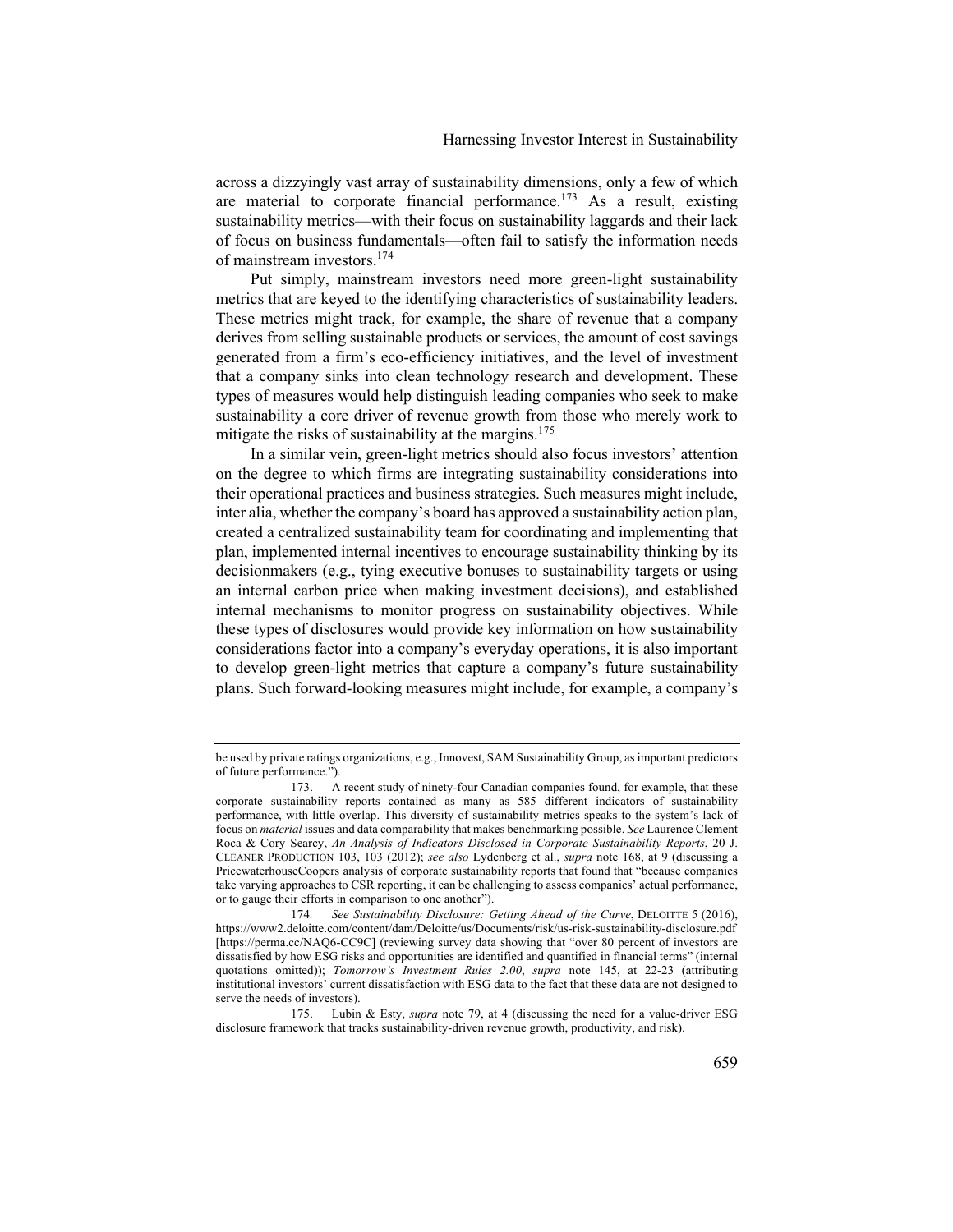across a dizzyingly vast array of sustainability dimensions, only a few of which are material to corporate financial performance.[173] As a result, existing sustainability metrics—with their focus on sustainability laggards and their lack of focus on business fundamentals—often fail to satisfy the information needs of mainstream investors.[174]

Put simply, mainstream investors need more green-light sustainability metrics that are keyed to the identifying characteristics of sustainability leaders. These metrics might track, for example, the share of revenue that a company derives from selling sustainable products or services, the amount of cost savings generated from a firm's eco-efficiency initiatives, and the level of investment that a company sinks into clean technology research and development. These types of measures would help distinguish leading companies who seek to make sustainability a core driver of revenue growth from those who merely work to mitigate the risks of sustainability at the margins.[175]

In a similar vein, green-light metrics should also focus investors' attention on the degree to which firms are integrating sustainability considerations into their operational practices and business strategies. Such measures might include, inter alia, whether the company's board has approved a sustainability action plan, created a centralized sustainability team for coordinating and implementing that plan, implemented internal incentives to encourage sustainability thinking by its decisionmakers (e.g., tying executive bonuses to sustainability targets or using an internal carbon price when making investment decisions), and established internal mechanisms to monitor progress on sustainability objectives. While these types of disclosures would provide key information on how sustainability considerations factor into a company's everyday operations, it is also important to develop green-light metrics that capture a company's future sustainability plans. Such forward-looking measures might include, for example, a company's

---

be used by private ratings organizations, e.g., Innovest, SAM Sustainability Group, as important predictors of future performance.").

173. A recent study of ninety-four Canadian companies found, for example, that these corporate sustainability reports contained as many as 585 different indicators of sustainability performance, with little overlap. This diversity of sustainability metrics speaks to the system's lack of focus on *material* issues and data comparability that makes benchmarking possible. *See* Laurence Clement Roca & Cory Searcy, *An Analysis of Indicators Disclosed in Corporate Sustainability Reports*, 20 J. CLEANER PRODUCTION 103, 103 (2012); *see also* Lydenberg et al., *supra* note 168, at 9 (discussing a PricewaterhouseCoopers analysis of corporate sustainability reports that found that "because companies take varying approaches to CSR reporting, it can be challenging to assess companies' actual performance, or to gauge their efforts in comparison to one another").

174. *See Sustainability Disclosure: Getting Ahead of the Curve*, DELOITTE 5 (2016), https://www2.deloitte.com/content/dam/Deloitte/us/Documents/risk/us-risk-sustainability-disclosure.pdf [https://perma.cc/NAQ6-CC9C] (reviewing survey data showing that "over 80 percent of investors are dissatisfied by how ESG risks and opportunities are identified and quantified in financial terms" (internal quotations omitted)); *Tomorrow's Investment Rules 2.00*, *supra* note 145, at 22-23 (attributing institutional investors' current dissatisfaction with ESG data to the fact that these data are not designed to serve the needs of investors).

175. Lubin & Esty, *supra* note 79, at 4 (discussing the need for a value-driver ESG disclosure framework that tracks sustainability-driven revenue growth, productivity, and risk).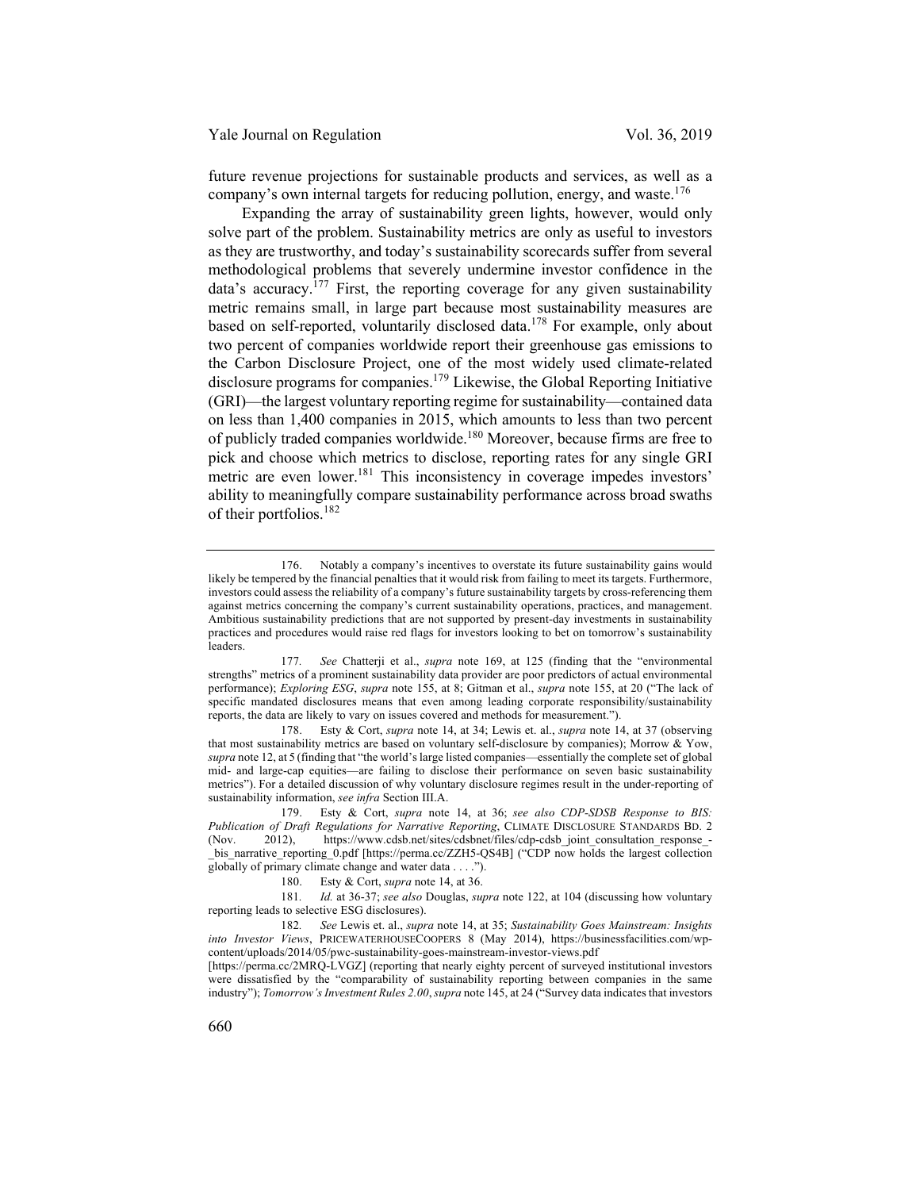future revenue projections for sustainable products and services, as well as a company's own internal targets for reducing pollution, energy, and waste.[176]

Expanding the array of sustainability green lights, however, would only solve part of the problem. Sustainability metrics are only as useful to investors as they are trustworthy, and today's sustainability scorecards suffer from several methodological problems that severely undermine investor confidence in the data's accuracy.[177] First, the reporting coverage for any given sustainability metric remains small, in large part because most sustainability measures are based on self-reported, voluntarily disclosed data.[178] For example, only about two percent of companies worldwide report their greenhouse gas emissions to the Carbon Disclosure Project, one of the most widely used climate-related disclosure programs for companies.[179] Likewise, the Global Reporting Initiative (GRI)—the largest voluntary reporting regime for sustainability—contained data on less than 1,400 companies in 2015, which amounts to less than two percent of publicly traded companies worldwide.[180] Moreover, because firms are free to pick and choose which metrics to disclose, reporting rates for any single GRI metric are even lower.[181] This inconsistency in coverage impedes investors' ability to meaningfully compare sustainability performance across broad swaths of their portfolios.[182]

---

176. Notably a company's incentives to overstate its future sustainability gains would likely be tempered by the financial penalties that it would risk from failing to meet its targets. Furthermore, investors could assess the reliability of a company's future sustainability targets by cross-referencing them against metrics concerning the company's current sustainability operations, practices, and management. Ambitious sustainability predictions that are not supported by present-day investments in sustainability practices and procedures would raise red flags for investors looking to bet on tomorrow's sustainability leaders.

177. *See* Chatterji et al., *supra* note 169, at 125 (finding that the "environmental strengths" metrics of a prominent sustainability data provider are poor predictors of actual environmental performance); *Exploring ESG*, *supra* note 155, at 8; Gitman et al., *supra* note 155, at 20 ("The lack of specific mandated disclosures means that even among leading corporate responsibility/sustainability reports, the data are likely to vary on issues covered and methods for measurement.").

178. Esty & Cort, *supra* note 14, at 34; Lewis et. al., *supra* note 14, at 37 (observing that most sustainability metrics are based on voluntary self-disclosure by companies); Morrow & Yow, *supra* note 12, at 5 (finding that "the world's large listed companies—essentially the complete set of global mid- and large-cap equities—are failing to disclose their performance on seven basic sustainability metrics"). For a detailed discussion of why voluntary disclosure regimes result in the under-reporting of sustainability information, *see infra* Section III.A.

179. Esty & Cort, *supra* note 14, at 36; *see also CDP-SDSB Response to BIS: Publication of Draft Regulations for Narrative Reporting*, CLIMATE DISCLOSURE STANDARDS BD. 2 (Nov. 2012), https://www.cdsb.net/sites/cdsbnet/files/cdp-cdsb_joint_consultation_response_-_bis_narrative_reporting_0.pdf [https://perma.cc/ZZH5-QS4B] ("CDP now holds the largest collection globally of primary climate change and water data . . . .").

180. Esty & Cort, *supra* note 14, at 36.

181. *Id.* at 36-37; *see also* Douglas, *supra* note 122, at 104 (discussing how voluntary reporting leads to selective ESG disclosures).

182. *See* Lewis et. al., *supra* note 14, at 35; *Sustainability Goes Mainstream: Insights into Investor Views*, PRICEWATERHOUSECOOPERS 8 (May 2014), https://businessfacilities.com/wp-content/uploads/2014/05/pwc-sustainability-goes-mainstream-investor-views.pdf [https://perma.cc/2MRQ-LVGZ] (reporting that nearly eighty percent of surveyed institutional investors were dissatisfied by the "comparability of sustainability reporting between companies in the same industry"); *Tomorrow's Investment Rules 2.00*, *supra* note 145, at 24 ("Survey data indicates that investors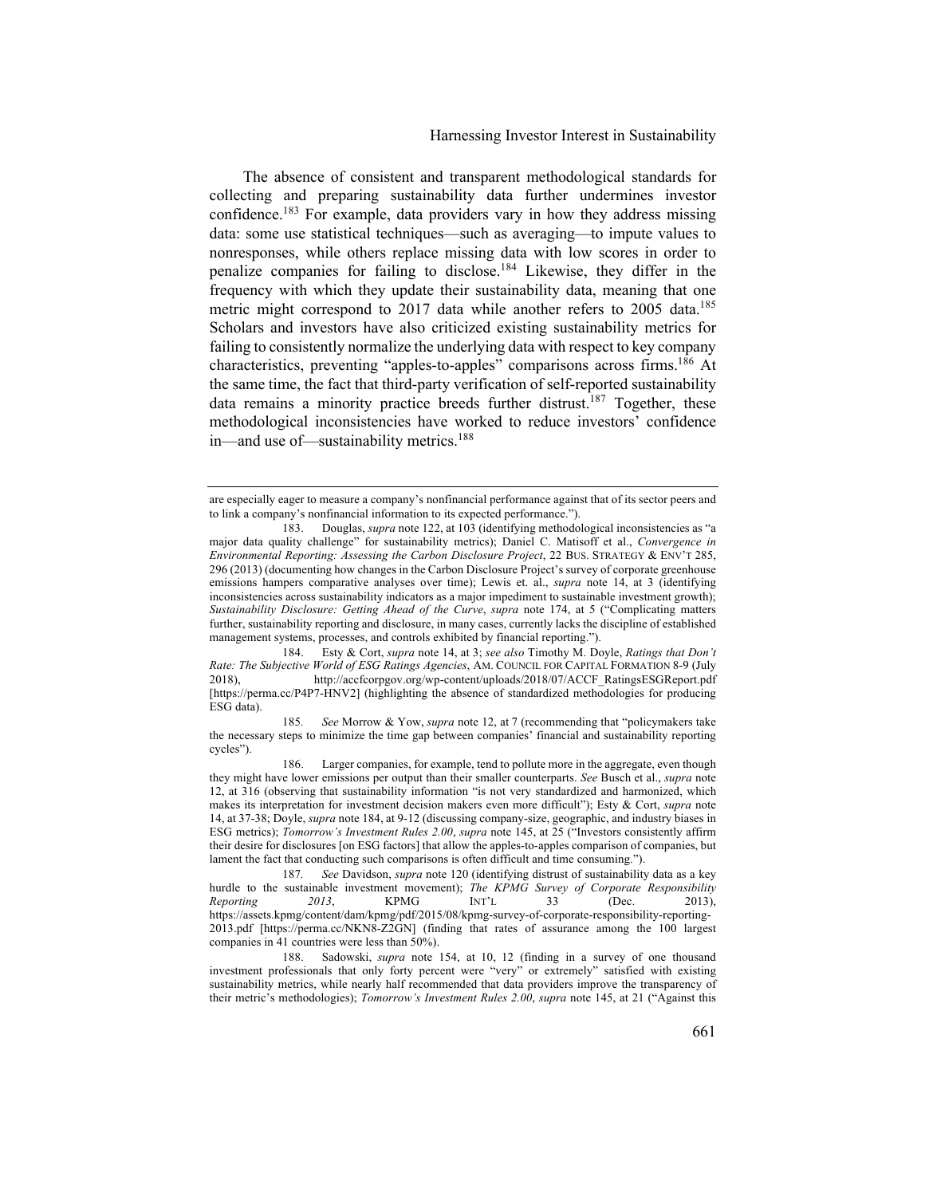The absence of consistent and transparent methodological standards for collecting and preparing sustainability data further undermines investor confidence.[183] For example, data providers vary in how they address missing data: some use statistical techniques—such as averaging—to impute values to nonresponses, while others replace missing data with low scores in order to penalize companies for failing to disclose.[184] Likewise, they differ in the frequency with which they update their sustainability data, meaning that one metric might correspond to 2017 data while another refers to 2005 data.[185] Scholars and investors have also criticized existing sustainability metrics for failing to consistently normalize the underlying data with respect to key company characteristics, preventing "apples-to-apples" comparisons across firms.[186] At the same time, the fact that third-party verification of self-reported sustainability data remains a minority practice breeds further distrust.[187] Together, these methodological inconsistencies have worked to reduce investors' confidence in—and use of—sustainability metrics.[188]

---

are especially eager to measure a company's nonfinancial performance against that of its sector peers and to link a company's nonfinancial information to its expected performance.").

183. Douglas, *supra* note 122, at 103 (identifying methodological inconsistencies as "a major data quality challenge" for sustainability metrics); Daniel C. Matisoff et al., *Convergence in Environmental Reporting: Assessing the Carbon Disclosure Project*, 22 BUS. STRATEGY & ENV'T 285, 296 (2013) (documenting how changes in the Carbon Disclosure Project's survey of corporate greenhouse emissions hampers comparative analyses over time); Lewis et. al., *supra* note 14, at 3 (identifying inconsistencies across sustainability indicators as a major impediment to sustainable investment growth); *Sustainability Disclosure: Getting Ahead of the Curve*, *supra* note 174, at 5 ("Complicating matters further, sustainability reporting and disclosure, in many cases, currently lacks the discipline of established management systems, processes, and controls exhibited by financial reporting.").

184. Esty & Cort, *supra* note 14, at 3; *see also* Timothy M. Doyle, *Ratings that Don't Rate: The Subjective World of ESG Ratings Agencies*, AM. COUNCIL FOR CAPITAL FORMATION 8-9 (July 2018), http://accfcorpgov.org/wp-content/uploads/2018/07/ACCF_RatingsESGReport.pdf [https://perma.cc/P4P7-HNV2] (highlighting the absence of standardized methodologies for producing ESG data).

185. *See* Morrow & Yow, *supra* note 12, at 7 (recommending that "policymakers take the necessary steps to minimize the time gap between companies' financial and sustainability reporting cycles").

186. Larger companies, for example, tend to pollute more in the aggregate, even though they might have lower emissions per output than their smaller counterparts. *See* Busch et al., *supra* note 12, at 316 (observing that sustainability information "is not very standardized and harmonized, which makes its interpretation for investment decision makers even more difficult"); Esty & Cort, *supra* note 14, at 37-38; Doyle, *supra* note 184, at 9-12 (discussing company-size, geographic, and industry biases in ESG metrics); *Tomorrow's Investment Rules 2.00*, *supra* note 145, at 25 ("Investors consistently affirm their desire for disclosures [on ESG factors] that allow the apples-to-apples comparison of companies, but lament the fact that conducting such comparisons is often difficult and time consuming.").

187. *See* Davidson, *supra* note 120 (identifying distrust of sustainability data as a key hurdle to the sustainable investment movement); *The KPMG Survey of Corporate Responsibility Reporting 2013*, KPMG INT'L 33 (Dec. 2013), https://assets.kpmg/content/dam/kpmg/pdf/2015/08/kpmg-survey-of-corporate-responsibility-reporting-2013.pdf [https://perma.cc/NKN8-Z2GN] (finding that rates of assurance among the 100 largest companies in 41 countries were less than 50%).

188. Sadowski, *supra* note 154, at 10, 12 (finding in a survey of one thousand investment professionals that only forty percent were "very" or extremely" satisfied with existing sustainability metrics, while nearly half recommended that data providers improve the transparency of their metric's methodologies); *Tomorrow's Investment Rules 2.00*, *supra* note 145, at 21 ("Against this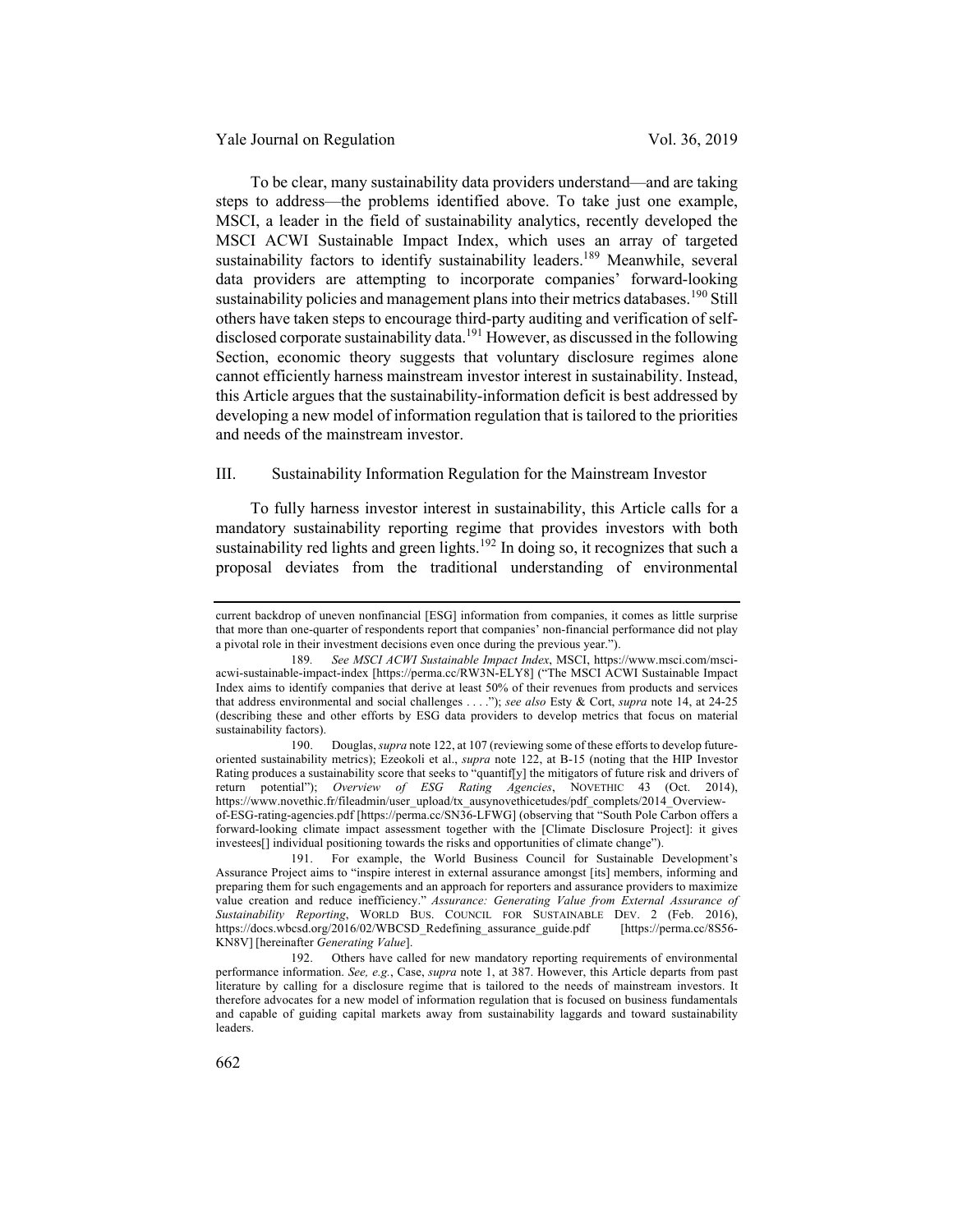To be clear, many sustainability data providers understand—and are taking steps to address—the problems identified above. To take just one example, MSCI, a leader in the field of sustainability analytics, recently developed the MSCI ACWI Sustainable Impact Index, which uses an array of targeted sustainability factors to identify sustainability leaders.[189] Meanwhile, several data providers are attempting to incorporate companies' forward-looking sustainability policies and management plans into their metrics databases.[190] Still others have taken steps to encourage third-party auditing and verification of self-disclosed corporate sustainability data.[191] However, as discussed in the following Section, economic theory suggests that voluntary disclosure regimes alone cannot efficiently harness mainstream investor interest in sustainability. Instead, this Article argues that the sustainability-information deficit is best addressed by developing a new model of information regulation that is tailored to the priorities and needs of the mainstream investor.

## III. Sustainability Information Regulation for the Mainstream Investor

To fully harness investor interest in sustainability, this Article calls for a mandatory sustainability reporting regime that provides investors with both sustainability red lights and green lights.[192] In doing so, it recognizes that such a proposal deviates from the traditional understanding of environmental

---

current backdrop of uneven nonfinancial [ESG] information from companies, it comes as little surprise that more than one-quarter of respondents report that companies' non-financial performance did not play a pivotal role in their investment decisions even once during the previous year.").

189. *See MSCI ACWI Sustainable Impact Index*, MSCI, https://www.msci.com/msci-acwi-sustainable-impact-index [https://perma.cc/RW3N-ELY8] ("The MSCI ACWI Sustainable Impact Index aims to identify companies that derive at least 50% of their revenues from products and services that address environmental and social challenges . . . ."); *see also* Esty & Cort, *supra* note 14, at 24-25 (describing these and other efforts by ESG data providers to develop metrics that focus on material sustainability factors).

190. Douglas, *supra* note 122, at 107 (reviewing some of these efforts to develop future-oriented sustainability metrics); Ezeokoli et al., *supra* note 122, at B-15 (noting that the HIP Investor Rating produces a sustainability score that seeks to "quantif[y] the mitigators of future risk and drivers of return potential"); *Overview of ESG Rating Agencies*, NOVETHIC 43 (Oct. 2014), https://www.novethic.fr/fileadmin/user_upload/tx_ausynovethicetudes/pdf_complets/2014_Overview-of-ESG-rating-agencies.pdf [https://perma.cc/SN36-LFWG] (observing that "South Pole Carbon offers a forward-looking climate impact assessment together with the [Climate Disclosure Project]: it gives investees[] individual positioning towards the risks and opportunities of climate change").

191. For example, the World Business Council for Sustainable Development's Assurance Project aims to "inspire interest in external assurance amongst [its] members, informing and preparing them for such engagements and an approach for reporters and assurance providers to maximize value creation and reduce inefficiency." *Assurance: Generating Value from External Assurance of Sustainability Reporting*, WORLD BUS. COUNCIL FOR SUSTAINABLE DEV. 2 (Feb. 2016), https://docs.wbcsd.org/2016/02/WBCSD_Redefining_assurance_guide.pdf [https://perma.cc/8S56-KN8V] [hereinafter *Generating Value*].

192. Others have called for new mandatory reporting requirements of environmental performance information. *See, e.g.*, Case, *supra* note 1, at 387. However, this Article departs from past literature by calling for a disclosure regime that is tailored to the needs of mainstream investors. It therefore advocates for a new model of information regulation that is focused on business fundamentals and capable of guiding capital markets away from sustainability laggards and toward sustainability leaders.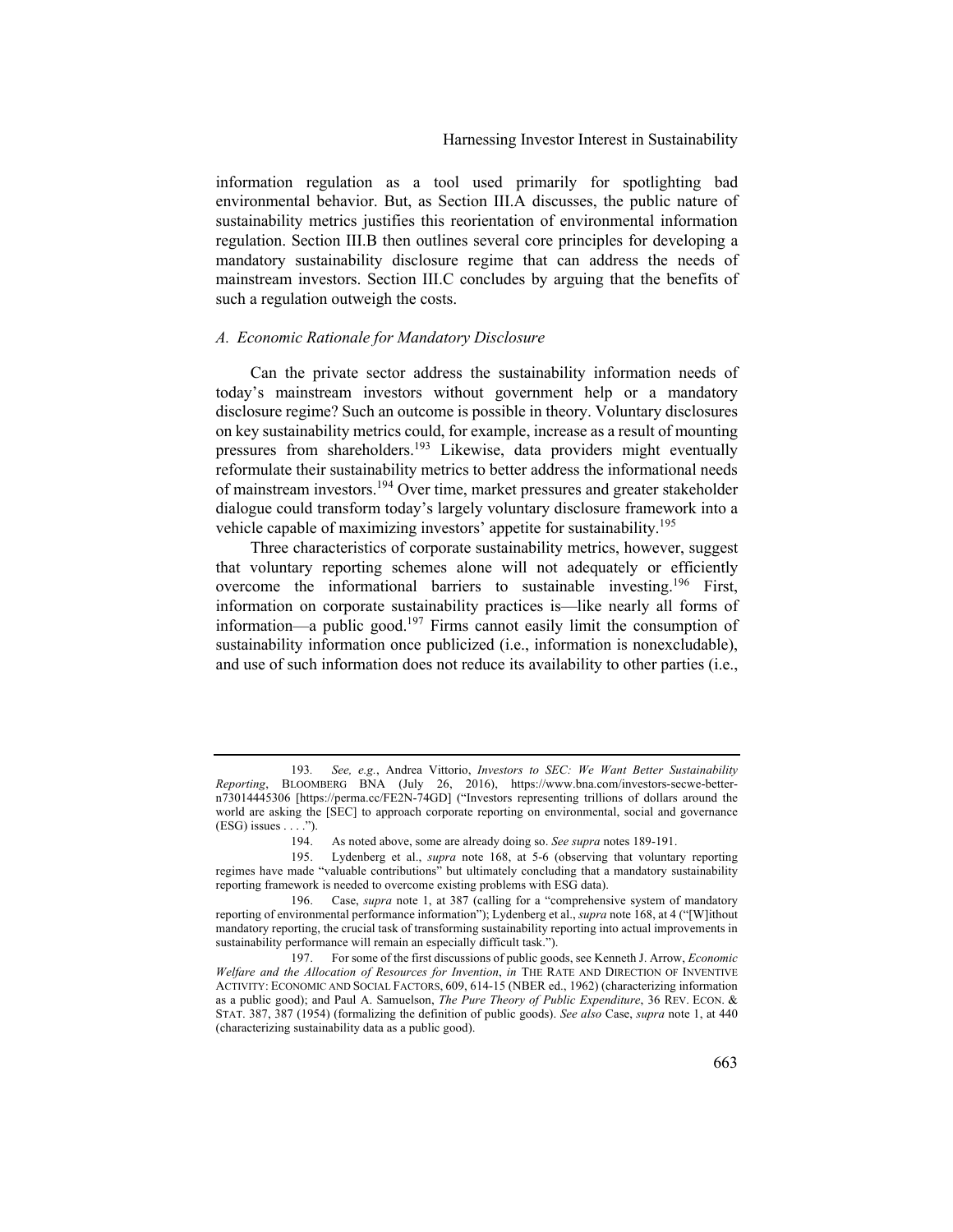information regulation as a tool used primarily for spotlighting bad environmental behavior. But, as Section III.A discusses, the public nature of sustainability metrics justifies this reorientation of environmental information regulation. Section III.B then outlines several core principles for developing a mandatory sustainability disclosure regime that can address the needs of mainstream investors. Section III.C concludes by arguing that the benefits of such a regulation outweigh the costs.

### *A. Economic Rationale for Mandatory Disclosure*

Can the private sector address the sustainability information needs of today's mainstream investors without government help or a mandatory disclosure regime? Such an outcome is possible in theory. Voluntary disclosures on key sustainability metrics could, for example, increase as a result of mounting pressures from shareholders.[193] Likewise, data providers might eventually reformulate their sustainability metrics to better address the informational needs of mainstream investors.[194] Over time, market pressures and greater stakeholder dialogue could transform today's largely voluntary disclosure framework into a vehicle capable of maximizing investors' appetite for sustainability.[195]

Three characteristics of corporate sustainability metrics, however, suggest that voluntary reporting schemes alone will not adequately or efficiently overcome the informational barriers to sustainable investing.[196] First, information on corporate sustainability practices is—like nearly all forms of information—a public good.[197] Firms cannot easily limit the consumption of sustainability information once publicized (i.e., information is nonexcludable), and use of such information does not reduce its availability to other parties (i.e.,

---

193. *See, e.g.*, Andrea Vittorio, *Investors to SEC: We Want Better Sustainability Reporting*, BLOOMBERG BNA (July 26, 2016), https://www.bna.com/investors-secwe-better-n73014445306 [https://perma.cc/FE2N-74GD] ("Investors representing trillions of dollars around the world are asking the [SEC] to approach corporate reporting on environmental, social and governance (ESG) issues . . . .").

194. As noted above, some are already doing so. *See supra* notes 189-191.

195. Lydenberg et al., *supra* note 168, at 5-6 (observing that voluntary reporting regimes have made "valuable contributions" but ultimately concluding that a mandatory sustainability reporting framework is needed to overcome existing problems with ESG data).

196. Case, *supra* note 1, at 387 (calling for a "comprehensive system of mandatory reporting of environmental performance information"); Lydenberg et al., *supra* note 168, at 4 ("[W]ithout mandatory reporting, the crucial task of transforming sustainability reporting into actual improvements in sustainability performance will remain an especially difficult task.").

197. For some of the first discussions of public goods, see Kenneth J. Arrow, *Economic Welfare and the Allocation of Resources for Invention*, *in* THE RATE AND DIRECTION OF INVENTIVE ACTIVITY: ECONOMIC AND SOCIAL FACTORS, 609, 614-15 (NBER ed., 1962) (characterizing information as a public good); and Paul A. Samuelson, *The Pure Theory of Public Expenditure*, 36 REV. ECON. & STAT. 387, 387 (1954) (formalizing the definition of public goods). *See also* Case, *supra* note 1, at 440 (characterizing sustainability data as a public good).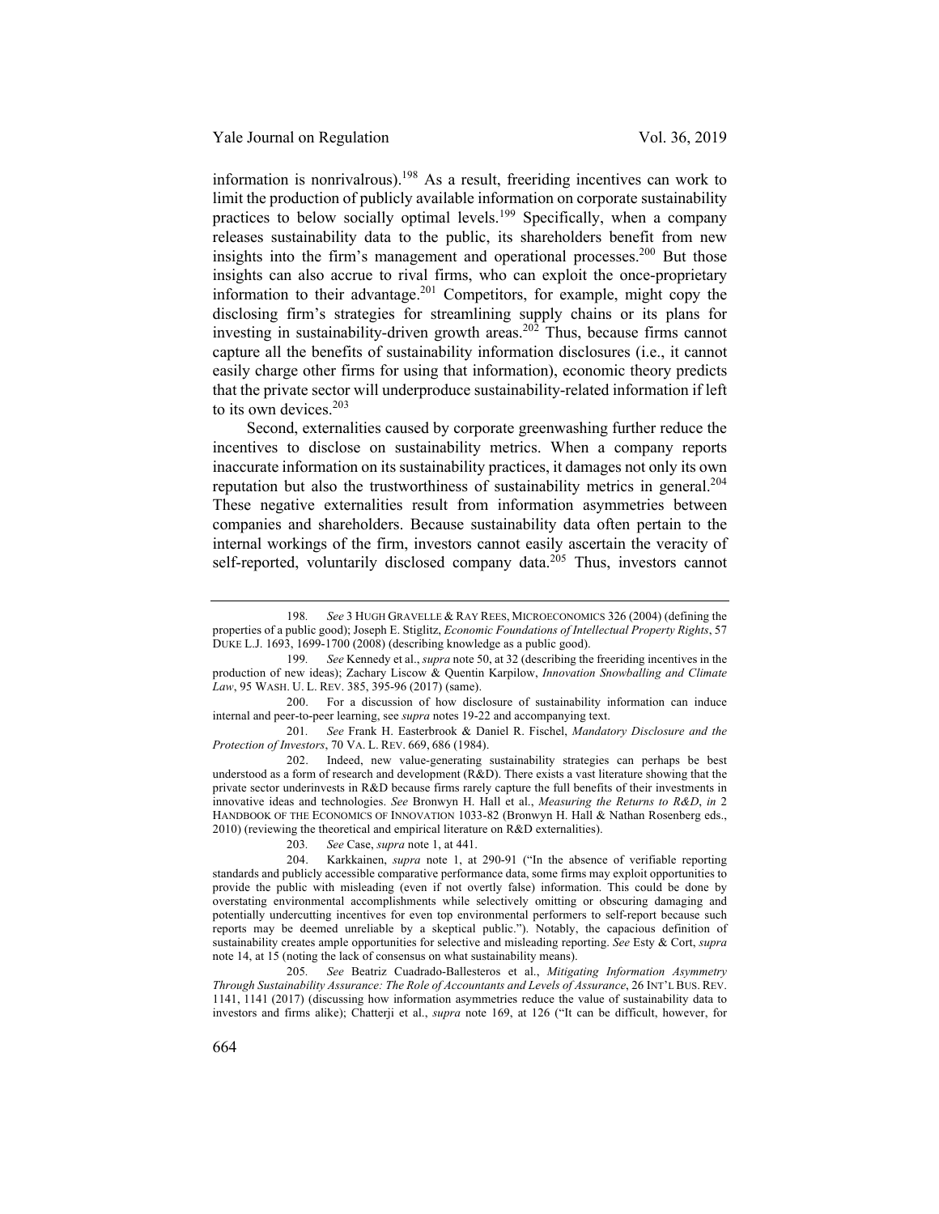information is nonrivalrous).[198] As a result, freeriding incentives can work to limit the production of publicly available information on corporate sustainability practices to below socially optimal levels.[199] Specifically, when a company releases sustainability data to the public, its shareholders benefit from new insights into the firm's management and operational processes.[200] But those insights can also accrue to rival firms, who can exploit the once-proprietary information to their advantage.[201] Competitors, for example, might copy the disclosing firm's strategies for streamlining supply chains or its plans for investing in sustainability-driven growth areas.[202] Thus, because firms cannot capture all the benefits of sustainability information disclosures (i.e., it cannot easily charge other firms for using that information), economic theory predicts that the private sector will underproduce sustainability-related information if left to its own devices.[203]

Second, externalities caused by corporate greenwashing further reduce the incentives to disclose on sustainability metrics. When a company reports inaccurate information on its sustainability practices, it damages not only its own reputation but also the trustworthiness of sustainability metrics in general.[204] These negative externalities result from information asymmetries between companies and shareholders. Because sustainability data often pertain to the internal workings of the firm, investors cannot easily ascertain the veracity of self-reported, voluntarily disclosed company data.[205] Thus, investors cannot

---

198. *See* 3 HUGH GRAVELLE & RAY REES, MICROECONOMICS 326 (2004) (defining the properties of a public good); Joseph E. Stiglitz, *Economic Foundations of Intellectual Property Rights*, 57 DUKE L.J. 1693, 1699-1700 (2008) (describing knowledge as a public good).

199. *See* Kennedy et al., *supra* note 50, at 32 (describing the freeriding incentives in the production of new ideas); Zachary Liscow & Quentin Karpilow, *Innovation Snowballing and Climate Law*, 95 WASH. U. L. REV. 385, 395-96 (2017) (same).

200. For a discussion of how disclosure of sustainability information can induce internal and peer-to-peer learning, see *supra* notes 19-22 and accompanying text.

201. *See* Frank H. Easterbrook & Daniel R. Fischel, *Mandatory Disclosure and the Protection of Investors*, 70 VA. L. REV. 669, 686 (1984).

202. Indeed, new value-generating sustainability strategies can perhaps be best understood as a form of research and development (R&D). There exists a vast literature showing that the private sector underinvests in R&D because firms rarely capture the full benefits of their investments in innovative ideas and technologies. *See* Bronwyn H. Hall et al., *Measuring the Returns to R&D*, *in* 2 HANDBOOK OF THE ECONOMICS OF INNOVATION 1033-82 (Bronwyn H. Hall & Nathan Rosenberg eds., 2010) (reviewing the theoretical and empirical literature on R&D externalities).

203. *See* Case, *supra* note 1, at 441.

204. Karkkainen, *supra* note 1, at 290-91 ("In the absence of verifiable reporting standards and publicly accessible comparative performance data, some firms may exploit opportunities to provide the public with misleading (even if not overtly false) information. This could be done by overstating environmental accomplishments while selectively omitting or obscuring damaging and potentially undercutting incentives for even top environmental performers to self-report because such reports may be deemed unreliable by a skeptical public."). Notably, the capacious definition of sustainability creates ample opportunities for selective and misleading reporting. *See* Esty & Cort, *supra* note 14, at 15 (noting the lack of consensus on what sustainability means).

205. *See* Beatriz Cuadrado-Ballesteros et al., *Mitigating Information Asymmetry Through Sustainability Assurance: The Role of Accountants and Levels of Assurance*, 26 INT'L BUS. REV. 1141, 1141 (2017) (discussing how information asymmetries reduce the value of sustainability data to investors and firms alike); Chatterji et al., *supra* note 169, at 126 ("It can be difficult, however, for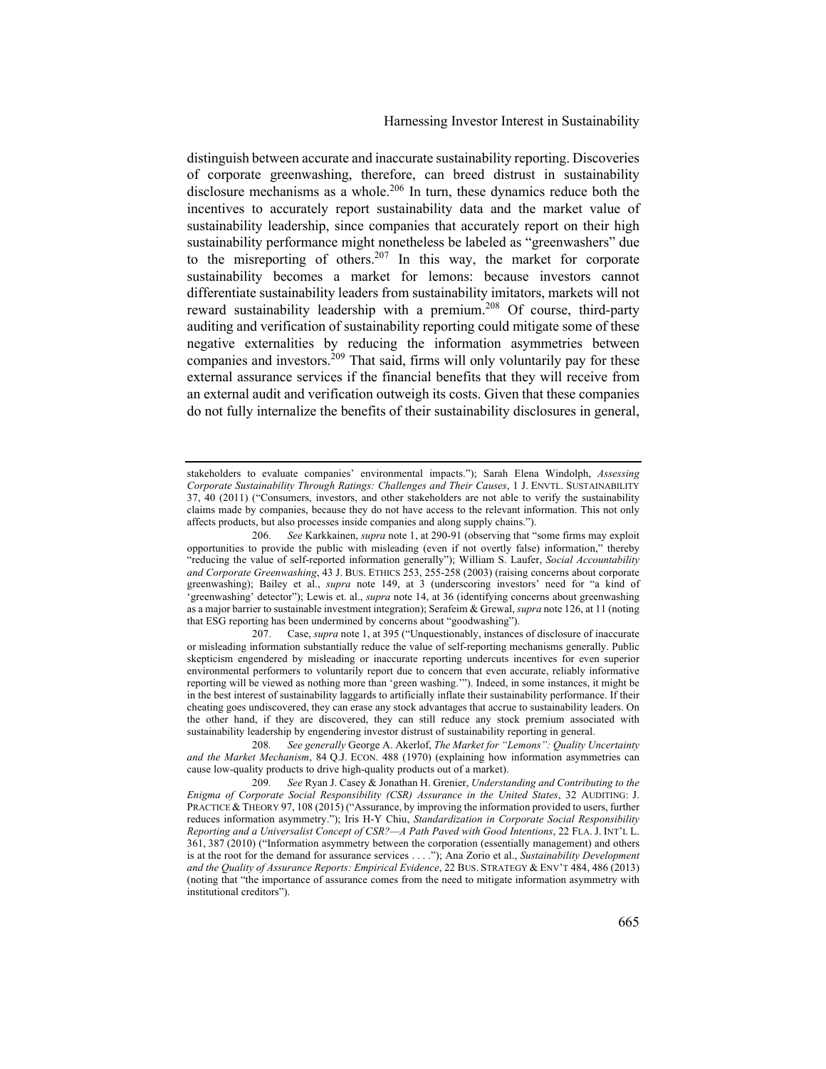distinguish between accurate and inaccurate sustainability reporting. Discoveries of corporate greenwashing, therefore, can breed distrust in sustainability disclosure mechanisms as a whole.[206] In turn, these dynamics reduce both the incentives to accurately report sustainability data and the market value of sustainability leadership, since companies that accurately report on their high sustainability performance might nonetheless be labeled as "greenwashers" due to the misreporting of others.[207] In this way, the market for corporate sustainability becomes a market for lemons: because investors cannot differentiate sustainability leaders from sustainability imitators, markets will not reward sustainability leadership with a premium.[208] Of course, third-party auditing and verification of sustainability reporting could mitigate some of these negative externalities by reducing the information asymmetries between companies and investors.[209] That said, firms will only voluntarily pay for these external assurance services if the financial benefits that they will receive from an external audit and verification outweigh its costs. Given that these companies do not fully internalize the benefits of their sustainability disclosures in general,

---

stakeholders to evaluate companies' environmental impacts."); Sarah Elena Windolph, *Assessing Corporate Sustainability Through Ratings: Challenges and Their Causes*, 1 J. ENVTL. SUSTAINABILITY 37, 40 (2011) ("Consumers, investors, and other stakeholders are not able to verify the sustainability claims made by companies, because they do not have access to the relevant information. This not only affects products, but also processes inside companies and along supply chains.").

206. *See* Karkkainen, *supra* note 1, at 290-91 (observing that "some firms may exploit opportunities to provide the public with misleading (even if not overtly false) information," thereby "reducing the value of self-reported information generally"); William S. Laufer, *Social Accountability and Corporate Greenwashing*, 43 J. BUS. ETHICS 253, 255-258 (2003) (raising concerns about corporate greenwashing); Bailey et al., *supra* note 149, at 3 (underscoring investors' need for "a kind of 'greenwashing' detector"); Lewis et. al., *supra* note 14, at 36 (identifying concerns about greenwashing as a major barrier to sustainable investment integration); Serafeim & Grewal, *supra* note 126, at 11 (noting that ESG reporting has been undermined by concerns about "goodwashing").

207. Case, *supra* note 1, at 395 ("Unquestionably, instances of disclosure of inaccurate or misleading information substantially reduce the value of self-reporting mechanisms generally. Public skepticism engendered by misleading or inaccurate reporting undercuts incentives for even superior environmental performers to voluntarily report due to concern that even accurate, reliably informative reporting will be viewed as nothing more than 'green washing.'"). Indeed, in some instances, it might be in the best interest of sustainability laggards to artificially inflate their sustainability performance. If their cheating goes undiscovered, they can erase any stock advantages that accrue to sustainability leaders. On the other hand, if they are discovered, they can still reduce any stock premium associated with sustainability leadership by engendering investor distrust of sustainability reporting in general.

208. *See generally* George A. Akerlof, *The Market for "Lemons": Quality Uncertainty and the Market Mechanism*, 84 Q.J. ECON. 488 (1970) (explaining how information asymmetries can cause low-quality products to drive high-quality products out of a market).

209. *See* Ryan J. Casey & Jonathan H. Grenier, *Understanding and Contributing to the Enigma of Corporate Social Responsibility (CSR) Assurance in the United States*, 32 AUDITING: J. PRACTICE & THEORY 97, 108 (2015) ("Assurance, by improving the information provided to users, further reduces information asymmetry."); Iris H-Y Chiu, *Standardization in Corporate Social Responsibility Reporting and a Universalist Concept of CSR?—A Path Paved with Good Intentions*, 22 FLA. J. INT'L L. 361, 387 (2010) ("Information asymmetry between the corporation (essentially management) and others is at the root for the demand for assurance services . . . ."); Ana Zorio et al., *Sustainability Development and the Quality of Assurance Reports: Empirical Evidence*, 22 BUS. STRATEGY & ENV'T 484, 486 (2013) (noting that "the importance of assurance comes from the need to mitigate information asymmetry with institutional creditors").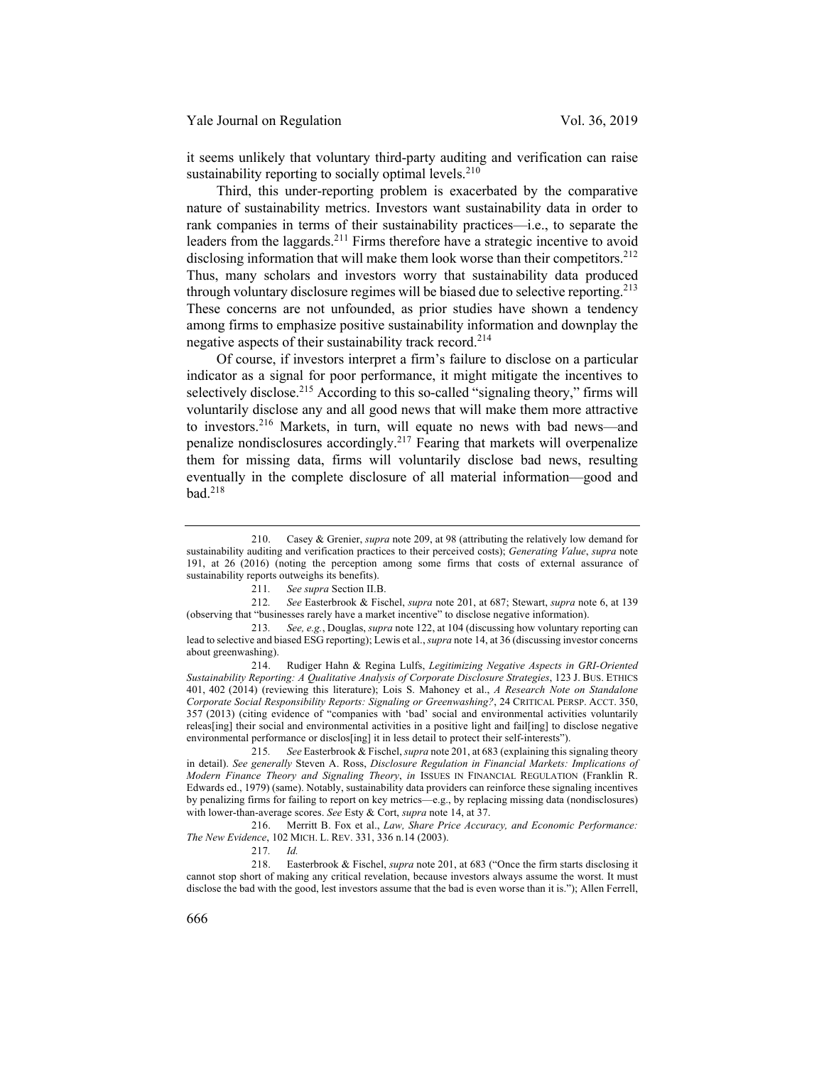it seems unlikely that voluntary third-party auditing and verification can raise sustainability reporting to socially optimal levels.[210]

Third, this under-reporting problem is exacerbated by the comparative nature of sustainability metrics. Investors want sustainability data in order to rank companies in terms of their sustainability practices—i.e., to separate the leaders from the laggards.[211] Firms therefore have a strategic incentive to avoid disclosing information that will make them look worse than their competitors.[212] Thus, many scholars and investors worry that sustainability data produced through voluntary disclosure regimes will be biased due to selective reporting.[213] These concerns are not unfounded, as prior studies have shown a tendency among firms to emphasize positive sustainability information and downplay the negative aspects of their sustainability track record.[214]

Of course, if investors interpret a firm's failure to disclose on a particular indicator as a signal for poor performance, it might mitigate the incentives to selectively disclose.[215] According to this so-called "signaling theory," firms will voluntarily disclose any and all good news that will make them more attractive to investors.[216] Markets, in turn, will equate no news with bad news—and penalize nondisclosures accordingly.[217] Fearing that markets will overpenalize them for missing data, firms will voluntarily disclose bad news, resulting eventually in the complete disclosure of all material information—good and bad.[218]

---

210. Casey & Grenier, *supra* note 209, at 98 (attributing the relatively low demand for sustainability auditing and verification practices to their perceived costs); *Generating Value*, *supra* note 191, at 26 (2016) (noting the perception among some firms that costs of external assurance of sustainability reports outweighs its benefits).

211. *See supra* Section II.B.

212. *See* Easterbrook & Fischel, *supra* note 201, at 687; Stewart, *supra* note 6, at 139 (observing that "businesses rarely have a market incentive" to disclose negative information).

213. *See, e.g.*, Douglas, *supra* note 122, at 104 (discussing how voluntary reporting can lead to selective and biased ESG reporting); Lewis et al., *supra* note 14, at 36 (discussing investor concerns about greenwashing).

214. Rudiger Hahn & Regina Lulfs, *Legitimizing Negative Aspects in GRI-Oriented Sustainability Reporting: A Qualitative Analysis of Corporate Disclosure Strategies*, 123 J. BUS. ETHICS 401, 402 (2014) (reviewing this literature); Lois S. Mahoney et al., *A Research Note on Standalone Corporate Social Responsibility Reports: Signaling or Greenwashing?*, 24 CRITICAL PERSP. ACCT. 350, 357 (2013) (citing evidence of "companies with 'bad' social and environmental activities voluntarily releas[ing] their social and environmental activities in a positive light and fail[ing] to disclose negative environmental performance or disclos[ing] it in less detail to protect their self-interests").

215. *See* Easterbrook & Fischel, *supra* note 201, at 683 (explaining this signaling theory in detail). *See generally* Steven A. Ross, *Disclosure Regulation in Financial Markets: Implications of Modern Finance Theory and Signaling Theory*, *in* ISSUES IN FINANCIAL REGULATION (Franklin R. Edwards ed., 1979) (same). Notably, sustainability data providers can reinforce these signaling incentives by penalizing firms for failing to report on key metrics—e.g., by replacing missing data (nondisclosures) with lower-than-average scores. *See* Esty & Cort, *supra* note 14, at 37.

216. Merritt B. Fox et al., *Law, Share Price Accuracy, and Economic Performance: The New Evidence*, 102 MICH. L. REV. 331, 336 n.14 (2003).

217. *Id.*

218. Easterbrook & Fischel, *supra* note 201, at 683 ("Once the firm starts disclosing it cannot stop short of making any critical revelation, because investors always assume the worst. It must disclose the bad with the good, lest investors assume that the bad is even worse than it is."); Allen Ferrell,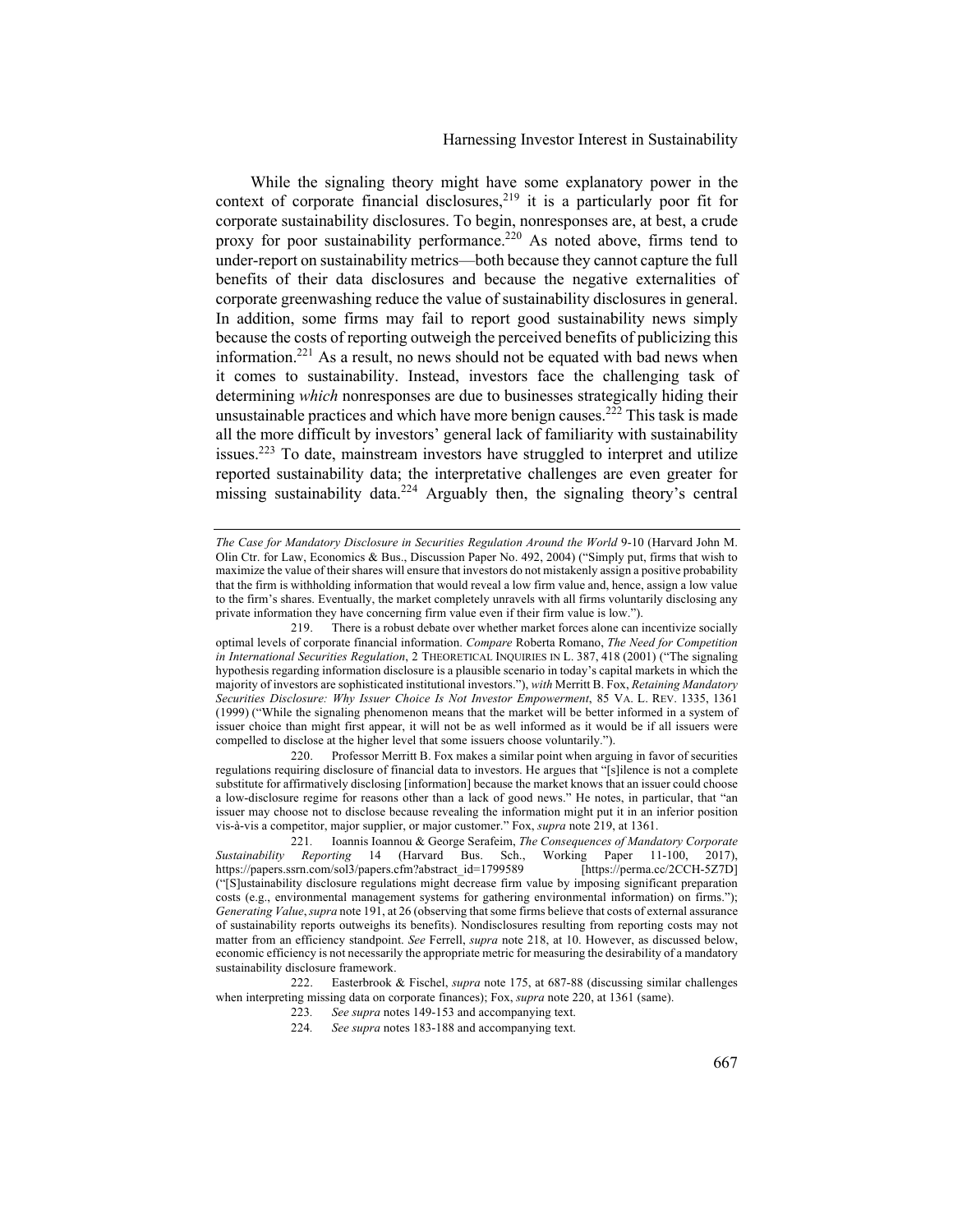While the signaling theory might have some explanatory power in the context of corporate financial disclosures,[219] it is a particularly poor fit for corporate sustainability disclosures. To begin, nonresponses are, at best, a crude proxy for poor sustainability performance.[220] As noted above, firms tend to under-report on sustainability metrics—both because they cannot capture the full benefits of their data disclosures and because the negative externalities of corporate greenwashing reduce the value of sustainability disclosures in general. In addition, some firms may fail to report good sustainability news simply because the costs of reporting outweigh the perceived benefits of publicizing this information.[221] As a result, no news should not be equated with bad news when it comes to sustainability. Instead, investors face the challenging task of determining *which* nonresponses are due to businesses strategically hiding their unsustainable practices and which have more benign causes.[222] This task is made all the more difficult by investors' general lack of familiarity with sustainability issues.[223] To date, mainstream investors have struggled to interpret and utilize reported sustainability data; the interpretative challenges are even greater for missing sustainability data.[224] Arguably then, the signaling theory's central

---

*The Case for Mandatory Disclosure in Securities Regulation Around the World* 9-10 (Harvard John M. Olin Ctr. for Law, Economics & Bus., Discussion Paper No. 492, 2004) ("Simply put, firms that wish to maximize the value of their shares will ensure that investors do not mistakenly assign a positive probability that the firm is withholding information that would reveal a low firm value and, hence, assign a low value to the firm's shares. Eventually, the market completely unravels with all firms voluntarily disclosing any private information they have concerning firm value even if their firm value is low.").

219. There is a robust debate over whether market forces alone can incentivize socially optimal levels of corporate financial information. *Compare* Roberta Romano, *The Need for Competition in International Securities Regulation*, 2 THEORETICAL INQUIRIES IN L. 387, 418 (2001) ("The signaling hypothesis regarding information disclosure is a plausible scenario in today's capital markets in which the majority of investors are sophisticated institutional investors."), *with* Merritt B. Fox, *Retaining Mandatory Securities Disclosure: Why Issuer Choice Is Not Investor Empowerment*, 85 VA. L. REV. 1335, 1361 (1999) ("While the signaling phenomenon means that the market will be better informed in a system of issuer choice than might first appear, it will not be as well informed as it would be if all issuers were compelled to disclose at the higher level that some issuers choose voluntarily.").

220. Professor Merritt B. Fox makes a similar point when arguing in favor of securities regulations requiring disclosure of financial data to investors. He argues that "[s]ilence is not a complete substitute for affirmatively disclosing [information] because the market knows that an issuer could choose a low-disclosure regime for reasons other than a lack of good news." He notes, in particular, that "an issuer may choose not to disclose because revealing the information might put it in an inferior position vis-à-vis a competitor, major supplier, or major customer." Fox, *supra* note 219, at 1361.

221. Ioannis Ioannou & George Serafeim, *The Consequences of Mandatory Corporate Sustainability Reporting* 14 (Harvard Bus. Sch., Working Paper 11-100, 2017), https://papers.ssrn.com/sol3/papers.cfm?abstract_id=1799589 [https://perma.cc/2CCH-5Z7D] ("[S]ustainability disclosure regulations might decrease firm value by imposing significant preparation costs (e.g., environmental management systems for gathering environmental information) on firms."); *Generating Value*, *supra* note 191, at 26 (observing that some firms believe that costs of external assurance of sustainability reports outweighs its benefits). Nondisclosures resulting from reporting costs may not matter from an efficiency standpoint. *See* Ferrell, *supra* note 218, at 10. However, as discussed below, economic efficiency is not necessarily the appropriate metric for measuring the desirability of a mandatory sustainability disclosure framework.

222. Easterbrook & Fischel, *supra* note 175, at 687-88 (discussing similar challenges when interpreting missing data on corporate finances); Fox, *supra* note 220, at 1361 (same).

223. *See supra* notes 149-153 and accompanying text.

224. *See supra* notes 183-188 and accompanying text.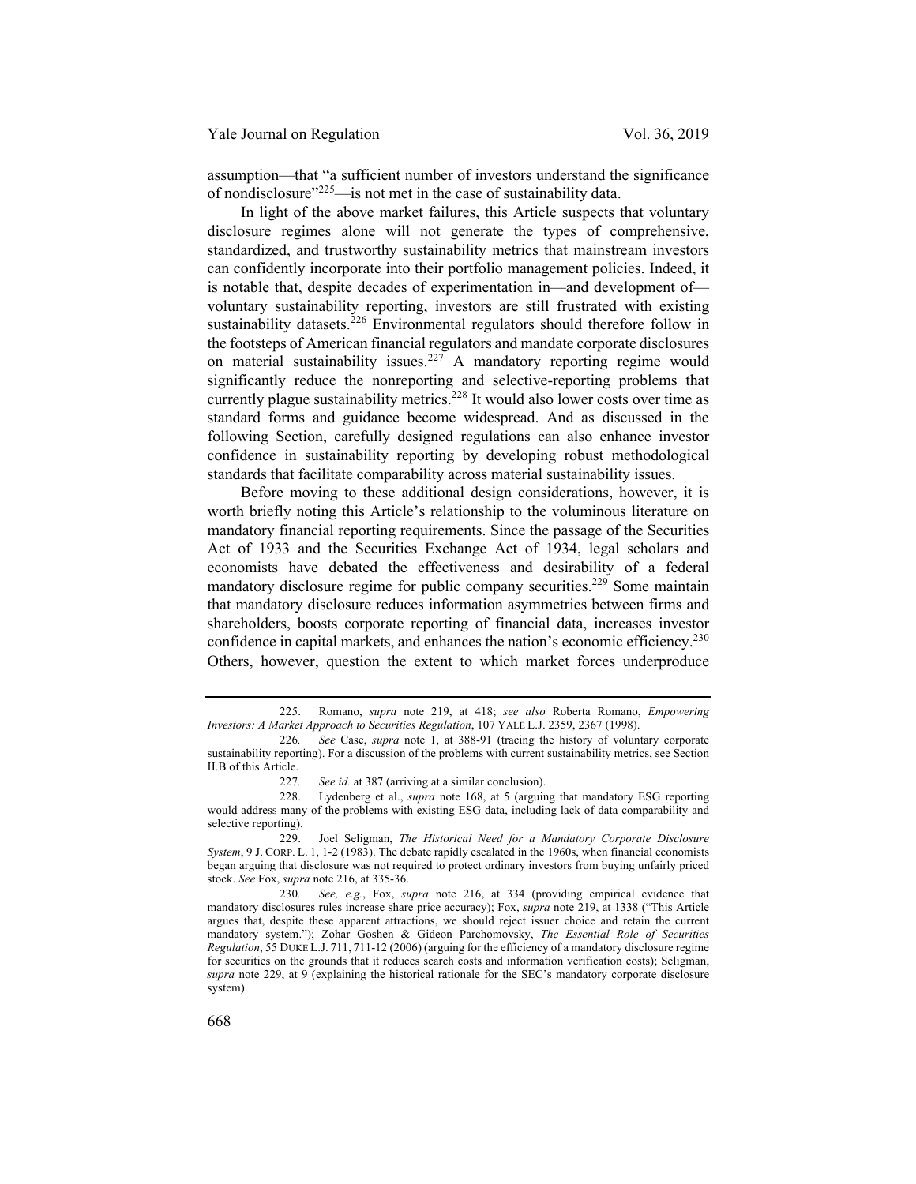assumption—that "a sufficient number of investors understand the significance of nondisclosure"[225]—is not met in the case of sustainability data.

In light of the above market failures, this Article suspects that voluntary disclosure regimes alone will not generate the types of comprehensive, standardized, and trustworthy sustainability metrics that mainstream investors can confidently incorporate into their portfolio management policies. Indeed, it is notable that, despite decades of experimentation in—and development of—voluntary sustainability reporting, investors are still frustrated with existing sustainability datasets.[226] Environmental regulators should therefore follow in the footsteps of American financial regulators and mandate corporate disclosures on material sustainability issues.[227] A mandatory reporting regime would significantly reduce the nonreporting and selective-reporting problems that currently plague sustainability metrics.[228] It would also lower costs over time as standard forms and guidance become widespread. And as discussed in the following Section, carefully designed regulations can also enhance investor confidence in sustainability reporting by developing robust methodological standards that facilitate comparability across material sustainability issues.

Before moving to these additional design considerations, however, it is worth briefly noting this Article's relationship to the voluminous literature on mandatory financial reporting requirements. Since the passage of the Securities Act of 1933 and the Securities Exchange Act of 1934, legal scholars and economists have debated the effectiveness and desirability of a federal mandatory disclosure regime for public company securities.[229] Some maintain that mandatory disclosure reduces information asymmetries between firms and shareholders, boosts corporate reporting of financial data, increases investor confidence in capital markets, and enhances the nation's economic efficiency.[230] Others, however, question the extent to which market forces underproduce

---

225. Romano, *supra* note 219, at 418; *see also* Roberta Romano, *Empowering Investors: A Market Approach to Securities Regulation*, 107 YALE L.J. 2359, 2367 (1998).

226. *See* Case, *supra* note 1, at 388-91 (tracing the history of voluntary corporate sustainability reporting). For a discussion of the problems with current sustainability metrics, see Section II.B of this Article.

227. *See id.* at 387 (arriving at a similar conclusion).

228. Lydenberg et al., *supra* note 168, at 5 (arguing that mandatory ESG reporting would address many of the problems with existing ESG data, including lack of data comparability and selective reporting).

229. Joel Seligman, *The Historical Need for a Mandatory Corporate Disclosure System*, 9 J. CORP. L. 1, 1-2 (1983). The debate rapidly escalated in the 1960s, when financial economists began arguing that disclosure was not required to protect ordinary investors from buying unfairly priced stock. *See* Fox, *supra* note 216, at 335-36.

230. *See, e.g.*, Fox, *supra* note 216, at 334 (providing empirical evidence that mandatory disclosures rules increase share price accuracy); Fox, *supra* note 219, at 1338 ("This Article argues that, despite these apparent attractions, we should reject issuer choice and retain the current mandatory system."); Zohar Goshen & Gideon Parchomovsky, *The Essential Role of Securities Regulation*, 55 DUKE L.J. 711, 711-12 (2006) (arguing for the efficiency of a mandatory disclosure regime for securities on the grounds that it reduces search costs and information verification costs); Seligman, *supra* note 229, at 9 (explaining the historical rationale for the SEC's mandatory corporate disclosure system).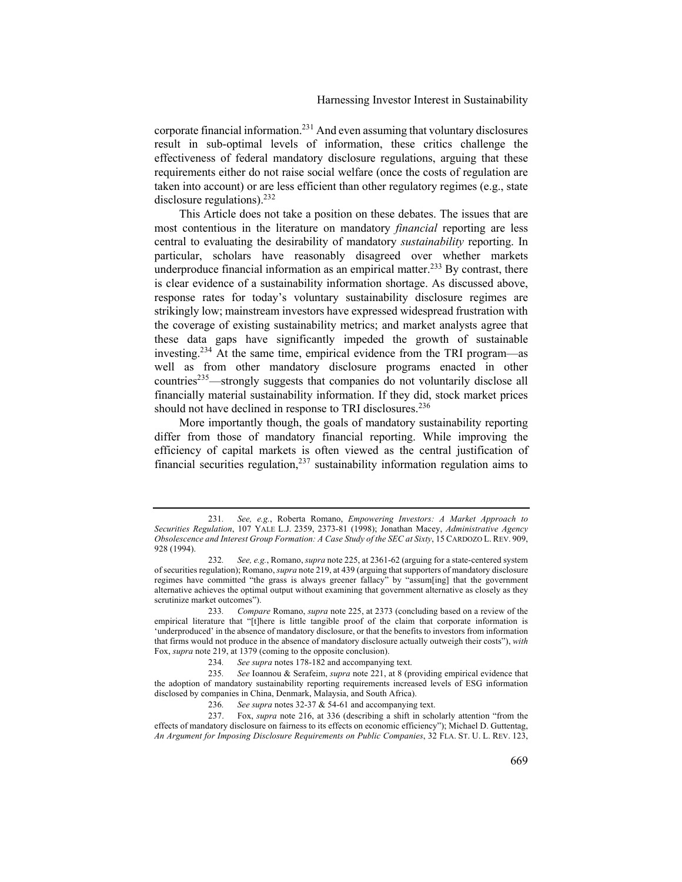corporate financial information.[231] And even assuming that voluntary disclosures result in sub-optimal levels of information, these critics challenge the effectiveness of federal mandatory disclosure regulations, arguing that these requirements either do not raise social welfare (once the costs of regulation are taken into account) or are less efficient than other regulatory regimes (e.g., state disclosure regulations).[232]

This Article does not take a position on these debates. The issues that are most contentious in the literature on mandatory *financial* reporting are less central to evaluating the desirability of mandatory *sustainability* reporting. In particular, scholars have reasonably disagreed over whether markets underproduce financial information as an empirical matter.[233] By contrast, there is clear evidence of a sustainability information shortage. As discussed above, response rates for today's voluntary sustainability disclosure regimes are strikingly low; mainstream investors have expressed widespread frustration with the coverage of existing sustainability metrics; and market analysts agree that these data gaps have significantly impeded the growth of sustainable investing.[234] At the same time, empirical evidence from the TRI program—as well as from other mandatory disclosure programs enacted in other countries[235]—strongly suggests that companies do not voluntarily disclose all financially material sustainability information. If they did, stock market prices should not have declined in response to TRI disclosures.[236]

More importantly though, the goals of mandatory sustainability reporting differ from those of mandatory financial reporting. While improving the efficiency of capital markets is often viewed as the central justification of financial securities regulation,[237] sustainability information regulation aims to

---

231. *See, e.g.*, Roberta Romano, *Empowering Investors: A Market Approach to Securities Regulation*, 107 YALE L.J. 2359, 2373-81 (1998); Jonathan Macey, *Administrative Agency Obsolescence and Interest Group Formation: A Case Study of the SEC at Sixty*, 15 CARDOZO L. REV. 909, 928 (1994).

232. *See, e.g.*, Romano, *supra* note 225, at 2361-62 (arguing for a state-centered system of securities regulation); Romano, *supra* note 219, at 439 (arguing that supporters of mandatory disclosure regimes have committed "the grass is always greener fallacy" by "assum[ing] that the government alternative achieves the optimal output without examining that government alternative as closely as they scrutinize market outcomes").

233. *Compare* Romano, *supra* note 225, at 2373 (concluding based on a review of the empirical literature that "[t]here is little tangible proof of the claim that corporate information is 'underproduced' in the absence of mandatory disclosure, or that the benefits to investors from information that firms would not produce in the absence of mandatory disclosure actually outweigh their costs"), *with* Fox, *supra* note 219, at 1379 (coming to the opposite conclusion).

234. *See supra* notes 178-182 and accompanying text.

235. *See* Ioannou & Serafeim, *supra* note 221, at 8 (providing empirical evidence that the adoption of mandatory sustainability reporting requirements increased levels of ESG information disclosed by companies in China, Denmark, Malaysia, and South Africa).

236. *See supra* notes 32-37 & 54-61 and accompanying text.

237. Fox, *supra* note 216, at 336 (describing a shift in scholarly attention "from the effects of mandatory disclosure on fairness to its effects on economic efficiency"); Michael D. Guttentag, *An Argument for Imposing Disclosure Requirements on Public Companies*, 32 FLA. ST. U. L. REV. 123,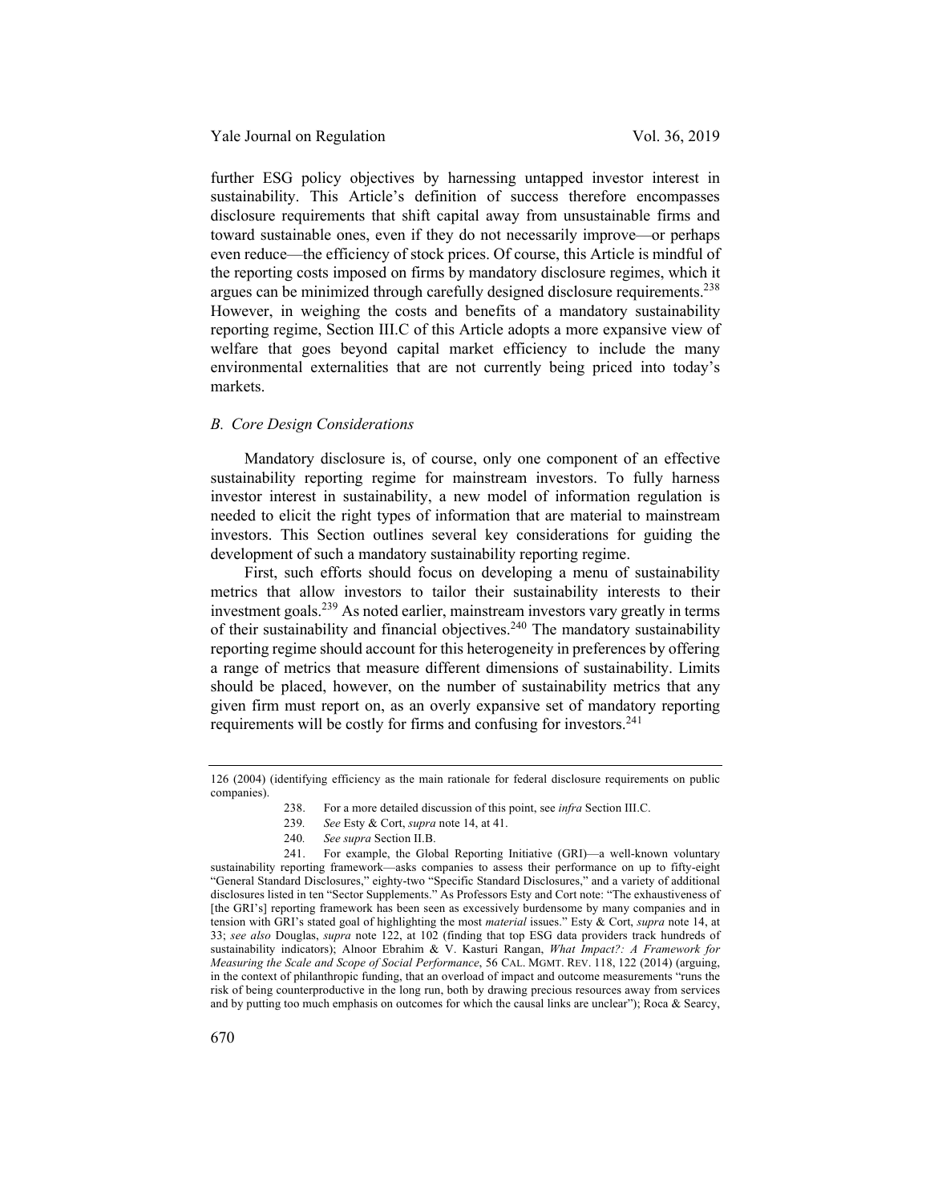further ESG policy objectives by harnessing untapped investor interest in sustainability. This Article's definition of success therefore encompasses disclosure requirements that shift capital away from unsustainable firms and toward sustainable ones, even if they do not necessarily improve—or perhaps even reduce—the efficiency of stock prices. Of course, this Article is mindful of the reporting costs imposed on firms by mandatory disclosure regimes, which it argues can be minimized through carefully designed disclosure requirements.[238] However, in weighing the costs and benefits of a mandatory sustainability reporting regime, Section III.C of this Article adopts a more expansive view of welfare that goes beyond capital market efficiency to include the many environmental externalities that are not currently being priced into today's markets.

### *B. Core Design Considerations*

Mandatory disclosure is, of course, only one component of an effective sustainability reporting regime for mainstream investors. To fully harness investor interest in sustainability, a new model of information regulation is needed to elicit the right types of information that are material to mainstream investors. This Section outlines several key considerations for guiding the development of such a mandatory sustainability reporting regime.

First, such efforts should focus on developing a menu of sustainability metrics that allow investors to tailor their sustainability interests to their investment goals.[239] As noted earlier, mainstream investors vary greatly in terms of their sustainability and financial objectives.[240] The mandatory sustainability reporting regime should account for this heterogeneity in preferences by offering a range of metrics that measure different dimensions of sustainability. Limits should be placed, however, on the number of sustainability metrics that any given firm must report on, as an overly expansive set of mandatory reporting requirements will be costly for firms and confusing for investors.[241]

---

126 (2004) (identifying efficiency as the main rationale for federal disclosure requirements on public companies).

238. For a more detailed discussion of this point, see *infra* Section III.C.

239. *See* Esty & Cort, *supra* note 14, at 41.

240. *See supra* Section II.B.

241. For example, the Global Reporting Initiative (GRI)—a well-known voluntary sustainability reporting framework—asks companies to assess their performance on up to fifty-eight "General Standard Disclosures," eighty-two "Specific Standard Disclosures," and a variety of additional disclosures listed in ten "Sector Supplements." As Professors Esty and Cort note: "The exhaustiveness of [the GRI's] reporting framework has been seen as excessively burdensome by many companies and in tension with GRI's stated goal of highlighting the most *material* issues." Esty & Cort, *supra* note 14, at 33; *see also* Douglas, *supra* note 122, at 102 (finding that top ESG data providers track hundreds of sustainability indicators); Alnoor Ebrahim & V. Kasturi Rangan, *What Impact?: A Framework for Measuring the Scale and Scope of Social Performance*, 56 CAL. MGMT. REV. 118, 122 (2014) (arguing, in the context of philanthropic funding, that an overload of impact and outcome measurements "runs the risk of being counterproductive in the long run, both by drawing precious resources away from services and by putting too much emphasis on outcomes for which the causal links are unclear"); Roca & Searcy,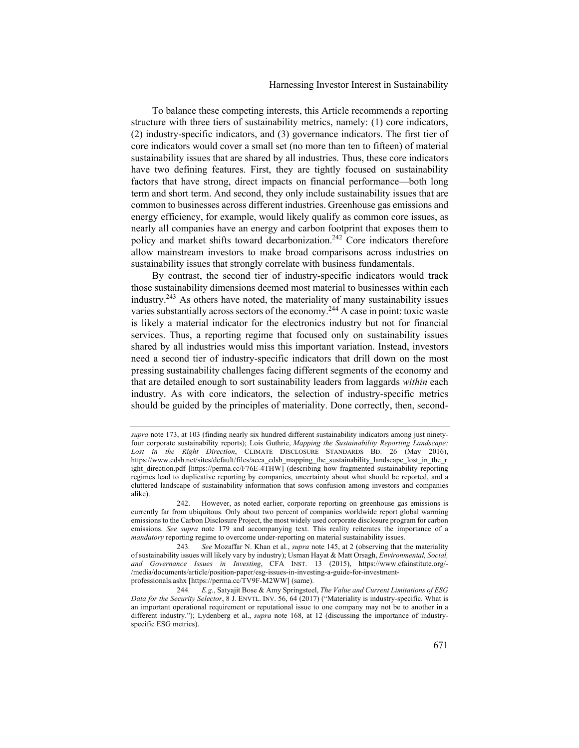To balance these competing interests, this Article recommends a reporting structure with three tiers of sustainability metrics, namely: (1) core indicators, (2) industry-specific indicators, and (3) governance indicators. The first tier of core indicators would cover a small set (no more than ten to fifteen) of material sustainability issues that are shared by all industries. Thus, these core indicators have two defining features. First, they are tightly focused on sustainability factors that have strong, direct impacts on financial performance—both long term and short term. And second, they only include sustainability issues that are common to businesses across different industries. Greenhouse gas emissions and energy efficiency, for example, would likely qualify as common core issues, as nearly all companies have an energy and carbon footprint that exposes them to policy and market shifts toward decarbonization.[242] Core indicators therefore allow mainstream investors to make broad comparisons across industries on sustainability issues that strongly correlate with business fundamentals.

By contrast, the second tier of industry-specific indicators would track those sustainability dimensions deemed most material to businesses within each industry.[243] As others have noted, the materiality of many sustainability issues varies substantially across sectors of the economy.[244] A case in point: toxic waste is likely a material indicator for the electronics industry but not for financial services. Thus, a reporting regime that focused only on sustainability issues shared by all industries would miss this important variation. Instead, investors need a second tier of industry-specific indicators that drill down on the most pressing sustainability challenges facing different segments of the economy and that are detailed enough to sort sustainability leaders from laggards *within* each industry. As with core indicators, the selection of industry-specific metrics should be guided by the principles of materiality. Done correctly, then, second-

---

*supra* note 173, at 103 (finding nearly six hundred different sustainability indicators among just ninety-four corporate sustainability reports); Lois Guthrie, *Mapping the Sustainability Reporting Landscape: Lost in the Right Direction*, CLIMATE DISCLOSURE STANDARDS BD. 26 (May 2016), https://www.cdsb.net/sites/default/files/acca_cdsb_mapping_the_sustainability_landscape_lost_in_the_right_direction.pdf [https://perma.cc/F76E-4THW] (describing how fragmented sustainability reporting regimes lead to duplicative reporting by companies, uncertainty about what should be reported, and a cluttered landscape of sustainability information that sows confusion among investors and companies alike).

242. However, as noted earlier, corporate reporting on greenhouse gas emissions is currently far from ubiquitous. Only about two percent of companies worldwide report global warming emissions to the Carbon Disclosure Project, the most widely used corporate disclosure program for carbon emissions. *See supra* note 179 and accompanying text. This reality reiterates the importance of a *mandatory* reporting regime to overcome under-reporting on material sustainability issues.

243. *See* Mozaffar N. Khan et al., *supra* note 145, at 2 (observing that the materiality of sustainability issues will likely vary by industry); Usman Hayat & Matt Orsagh, *Environmental, Social, and Governance Issues in Investing*, CFA INST. 13 (2015), https://www.cfainstitute.org/-/media/documents/article/position-paper/esg-issues-in-investing-a-guide-for-investment-professionals.ashx [https://perma.cc/TV9F-M2WW] (same).

244. *E.g.*, Satyajit Bose & Amy Springsteel, *The Value and Current Limitations of ESG Data for the Security Selector*, 8 J. ENVTL. INV. 56, 64 (2017) ("Materiality is industry-specific. What is an important operational requirement or reputational issue to one company may not be to another in a different industry."); Lydenberg et al., *supra* note 168, at 12 (discussing the importance of industry-specific ESG metrics).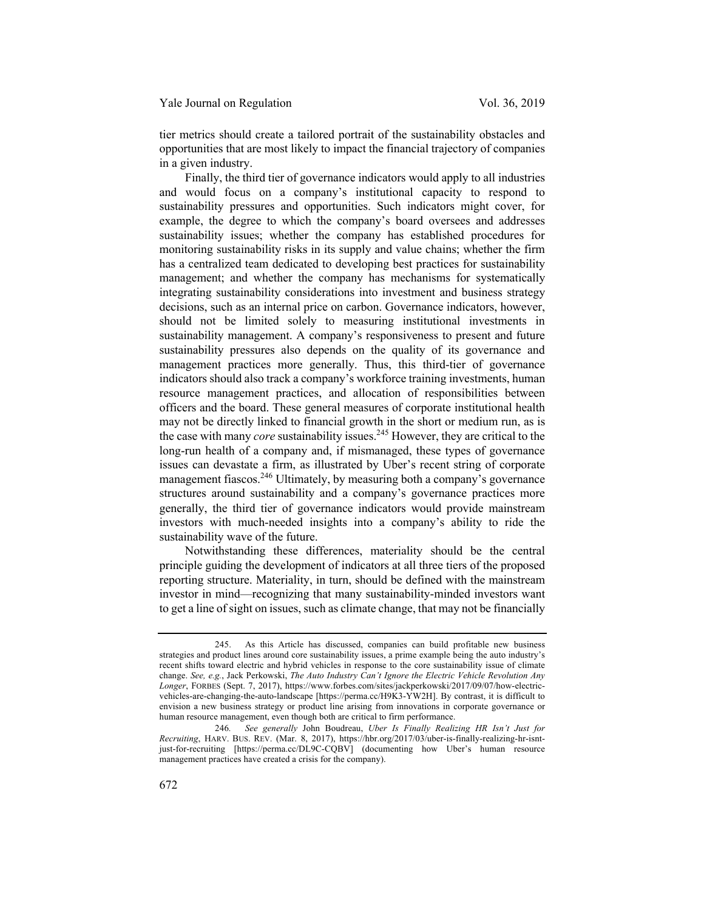tier metrics should create a tailored portrait of the sustainability obstacles and opportunities that are most likely to impact the financial trajectory of companies in a given industry.

Finally, the third tier of governance indicators would apply to all industries and would focus on a company's institutional capacity to respond to sustainability pressures and opportunities. Such indicators might cover, for example, the degree to which the company's board oversees and addresses sustainability issues; whether the company has established procedures for monitoring sustainability risks in its supply and value chains; whether the firm has a centralized team dedicated to developing best practices for sustainability management; and whether the company has mechanisms for systematically integrating sustainability considerations into investment and business strategy decisions, such as an internal price on carbon. Governance indicators, however, should not be limited solely to measuring institutional investments in sustainability management. A company's responsiveness to present and future sustainability pressures also depends on the quality of its governance and management practices more generally. Thus, this third-tier of governance indicators should also track a company's workforce training investments, human resource management practices, and allocation of responsibilities between officers and the board. These general measures of corporate institutional health may not be directly linked to financial growth in the short or medium run, as is the case with many *core* sustainability issues.[245] However, they are critical to the long-run health of a company and, if mismanaged, these types of governance issues can devastate a firm, as illustrated by Uber's recent string of corporate management fiascos.[246] Ultimately, by measuring both a company's governance structures around sustainability and a company's governance practices more generally, the third tier of governance indicators would provide mainstream investors with much-needed insights into a company's ability to ride the sustainability wave of the future.

Notwithstanding these differences, materiality should be the central principle guiding the development of indicators at all three tiers of the proposed reporting structure. Materiality, in turn, should be defined with the mainstream investor in mind—recognizing that many sustainability-minded investors want to get a line of sight on issues, such as climate change, that may not be financially

---

245. As this Article has discussed, companies can build profitable new business strategies and product lines around core sustainability issues, a prime example being the auto industry's recent shifts toward electric and hybrid vehicles in response to the core sustainability issue of climate change. *See, e.g.*, Jack Perkowski, *The Auto Industry Can't Ignore the Electric Vehicle Revolution Any Longer*, FORBES (Sept. 7, 2017), https://www.forbes.com/sites/jackperkowski/2017/09/07/how-electric-vehicles-are-changing-the-auto-landscape [https://perma.cc/H9K3-YW2H]. By contrast, it is difficult to envision a new business strategy or product line arising from innovations in corporate governance or human resource management, even though both are critical to firm performance.

246. *See generally* John Boudreau, *Uber Is Finally Realizing HR Isn't Just for Recruiting*, HARV. BUS. REV. (Mar. 8, 2017), https://hbr.org/2017/03/uber-is-finally-realizing-hr-isnt-just-for-recruiting [https://perma.cc/DL9C-CQBV] (documenting how Uber's human resource management practices have created a crisis for the company).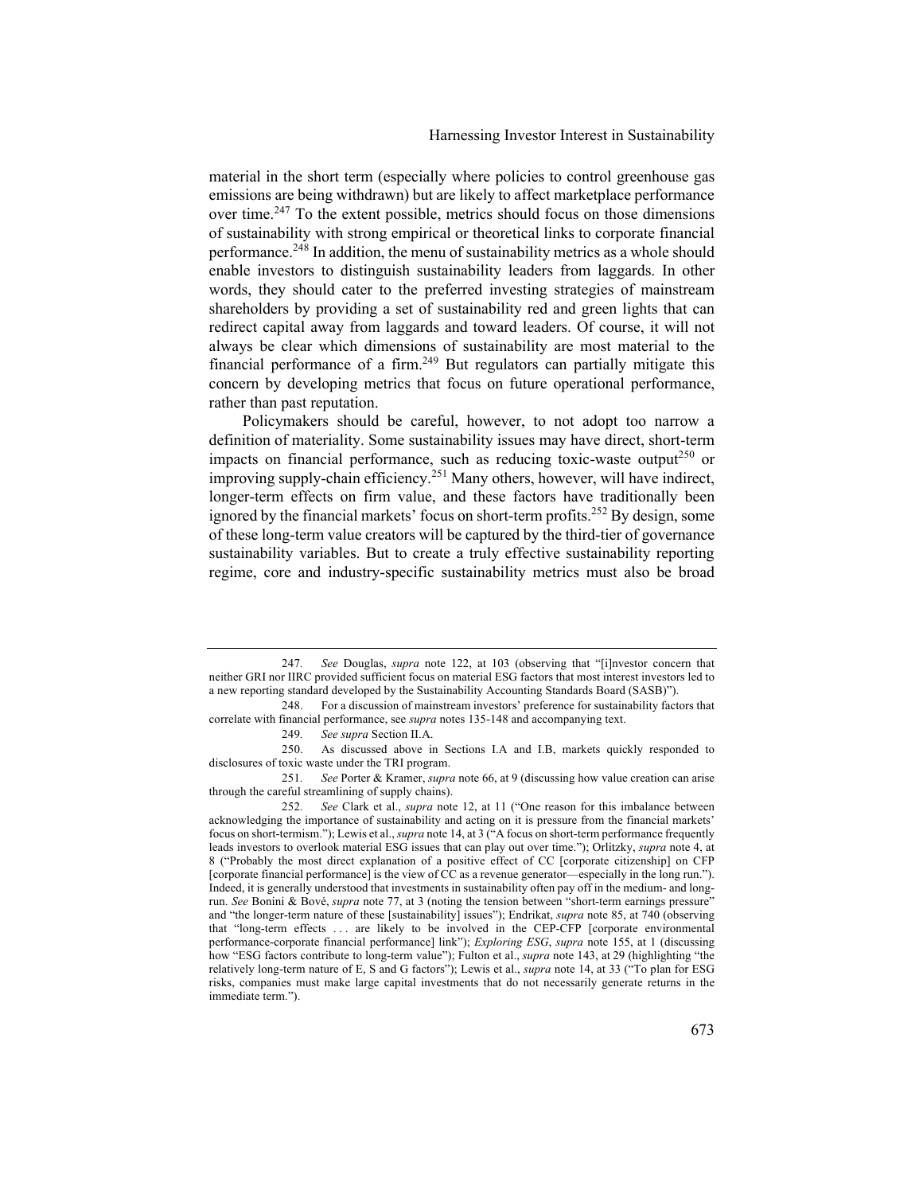material in the short term (especially where policies to control greenhouse gas emissions are being withdrawn) but are likely to affect marketplace performance over time.[247] To the extent possible, metrics should focus on those dimensions of sustainability with strong empirical or theoretical links to corporate financial performance.[248] In addition, the menu of sustainability metrics as a whole should enable investors to distinguish sustainability leaders from laggards. In other words, they should cater to the preferred investing strategies of mainstream shareholders by providing a set of sustainability red and green lights that can redirect capital away from laggards and toward leaders. Of course, it will not always be clear which dimensions of sustainability are most material to the financial performance of a firm.[249] But regulators can partially mitigate this concern by developing metrics that focus on future operational performance, rather than past reputation.

Policymakers should be careful, however, to not adopt too narrow a definition of materiality. Some sustainability issues may have direct, short-term impacts on financial performance, such as reducing toxic-waste output[250] or improving supply-chain efficiency.[251] Many others, however, will have indirect, longer-term effects on firm value, and these factors have traditionally been ignored by the financial markets' focus on short-term profits.[252] By design, some of these long-term value creators will be captured by the third-tier of governance sustainability variables. But to create a truly effective sustainability reporting regime, core and industry-specific sustainability metrics must also be broad

---

247. *See* Douglas, *supra* note 122, at 103 (observing that "[i]nvestor concern that neither GRI nor IIRC provided sufficient focus on material ESG factors that most interest investors led to a new reporting standard developed by the Sustainability Accounting Standards Board (SASB)").

248. For a discussion of mainstream investors' preference for sustainability factors that correlate with financial performance, see *supra* notes 135-148 and accompanying text.

249. *See supra* Section II.A.

250. As discussed above in Sections I.A and I.B, markets quickly responded to disclosures of toxic waste under the TRI program.

251. *See* Porter & Kramer, *supra* note 66, at 9 (discussing how value creation can arise through the careful streamlining of supply chains).

252. *See* Clark et al., *supra* note 12, at 11 ("One reason for this imbalance between acknowledging the importance of sustainability and acting on it is pressure from the financial markets' focus on short-termism."); Lewis et al., *supra* note 14, at 3 ("A focus on short-term performance frequently leads investors to overlook material ESG issues that can play out over time."); Orlitzky, *supra* note 4, at 8 ("Probably the most direct explanation of a positive effect of CC [corporate citizenship] on CFP [corporate financial performance] is the view of CC as a revenue generator—especially in the long run."). Indeed, it is generally understood that investments in sustainability often pay off in the medium- and long-run. *See* Bonini & Bové, *supra* note 77, at 3 (noting the tension between "short-term earnings pressure" and "the longer-term nature of these [sustainability] issues"); Endrikat, *supra* note 85, at 740 (observing that "long-term effects . . . are likely to be involved in the CEP-CFP [corporate environmental performance-corporate financial performance] link"); *Exploring ESG*, *supra* note 155, at 1 (discussing how "ESG factors contribute to long-term value"); Fulton et al., *supra* note 143, at 29 (highlighting "the relatively long-term nature of E, S and G factors"); Lewis et al., *supra* note 14, at 33 ("To plan for ESG risks, companies must make large capital investments that do not necessarily generate returns in the immediate term.").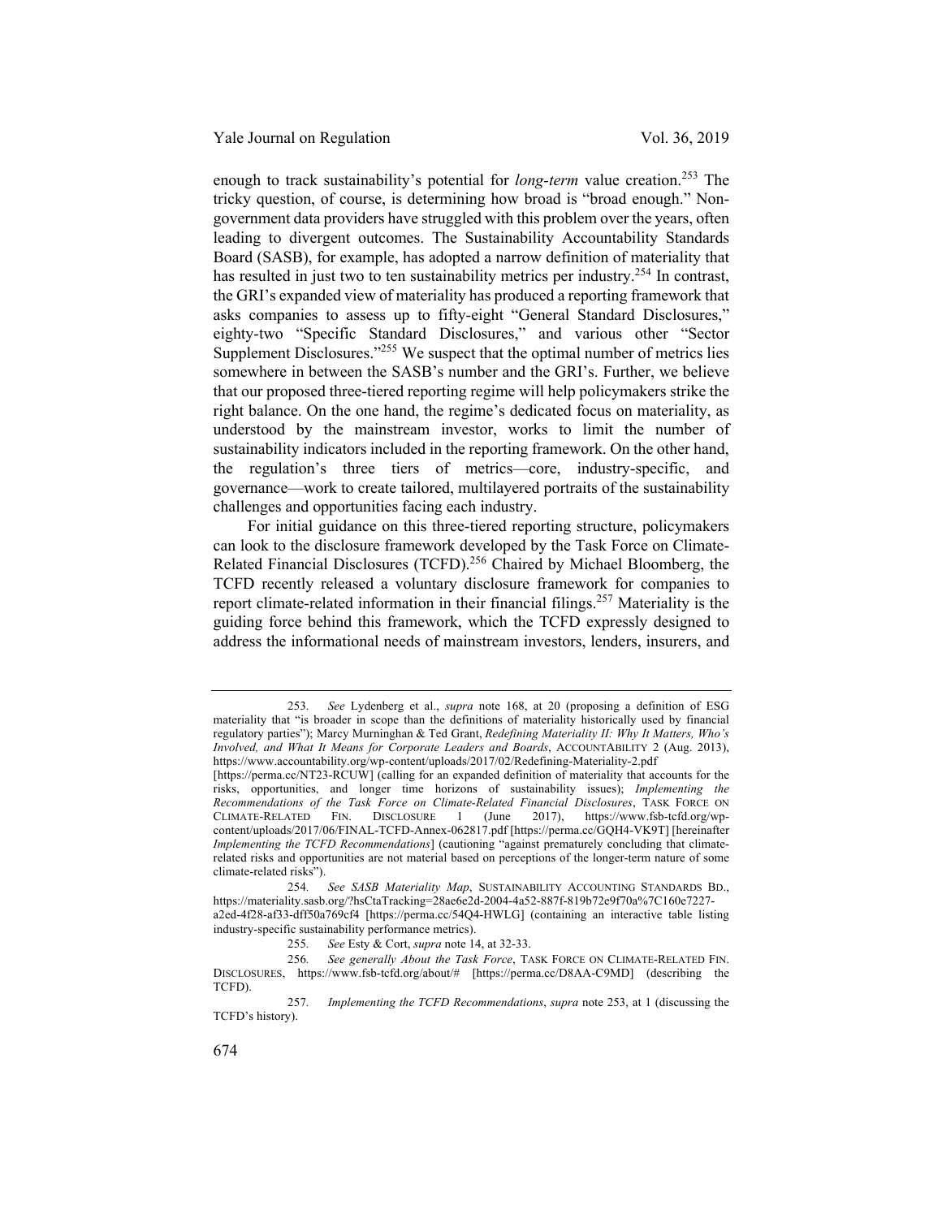enough to track sustainability's potential for *long-term* value creation.[253] The tricky question, of course, is determining how broad is "broad enough." Non-government data providers have struggled with this problem over the years, often leading to divergent outcomes. The Sustainability Accountability Standards Board (SASB), for example, has adopted a narrow definition of materiality that has resulted in just two to ten sustainability metrics per industry.[254] In contrast, the GRI's expanded view of materiality has produced a reporting framework that asks companies to assess up to fifty-eight "General Standard Disclosures," eighty-two "Specific Standard Disclosures," and various other "Sector Supplement Disclosures."[255] We suspect that the optimal number of metrics lies somewhere in between the SASB's number and the GRI's. Further, we believe that our proposed three-tiered reporting regime will help policymakers strike the right balance. On the one hand, the regime's dedicated focus on materiality, as understood by the mainstream investor, works to limit the number of sustainability indicators included in the reporting framework. On the other hand, the regulation's three tiers of metrics—core, industry-specific, and governance—work to create tailored, multilayered portraits of the sustainability challenges and opportunities facing each industry.

For initial guidance on this three-tiered reporting structure, policymakers can look to the disclosure framework developed by the Task Force on Climate-Related Financial Disclosures (TCFD).[256] Chaired by Michael Bloomberg, the TCFD recently released a voluntary disclosure framework for companies to report climate-related information in their financial filings.[257] Materiality is the guiding force behind this framework, which the TCFD expressly designed to address the informational needs of mainstream investors, lenders, insurers, and

---

253. *See* Lydenberg et al., *supra* note 168, at 20 (proposing a definition of ESG materiality that "is broader in scope than the definitions of materiality historically used by financial regulatory parties"); Marcy Murninghan & Ted Grant, *Redefining Materiality II: Why It Matters, Who's Involved, and What It Means for Corporate Leaders and Boards*, ACCOUNTABILITY 2 (Aug. 2013), https://www.accountability.org/wp-content/uploads/2017/02/Redefining-Materiality-2.pdf [https://perma.cc/NT23-RCUW] (calling for an expanded definition of materiality that accounts for the risks, opportunities, and longer time horizons of sustainability issues); *Implementing the Recommendations of the Task Force on Climate-Related Financial Disclosures*, TASK FORCE ON CLIMATE-RELATED FIN. DISCLOSURE 1 (June 2017), https://www.fsb-tcfd.org/wp-content/uploads/2017/06/FINAL-TCFD-Annex-062817.pdf [https://perma.cc/GQH4-VK9T] [hereinafter *Implementing the TCFD Recommendations*] (cautioning "against prematurely concluding that climate-related risks and opportunities are not material based on perceptions of the longer-term nature of some climate-related risks").

254. *See SASB Materiality Map*, SUSTAINABILITY ACCOUNTING STANDARDS BD., https://materiality.sasb.org/?hsCtaTracking=28ae6e2d-2004-4a52-887f-819b72e9f70a%7C160e7227-a2ed-4f28-af33-dff50a769cf4 [https://perma.cc/54Q4-HWLG] (containing an interactive table listing industry-specific sustainability performance metrics).

255. *See* Esty & Cort, *supra* note 14, at 32-33.

256. *See generally About the Task Force*, TASK FORCE ON CLIMATE-RELATED FIN. DISCLOSURES, https://www.fsb-tcfd.org/about/# [https://perma.cc/D8AA-C9MD] (describing the TCFD).

257. *Implementing the TCFD Recommendations*, *supra* note 253, at 1 (discussing the TCFD's history).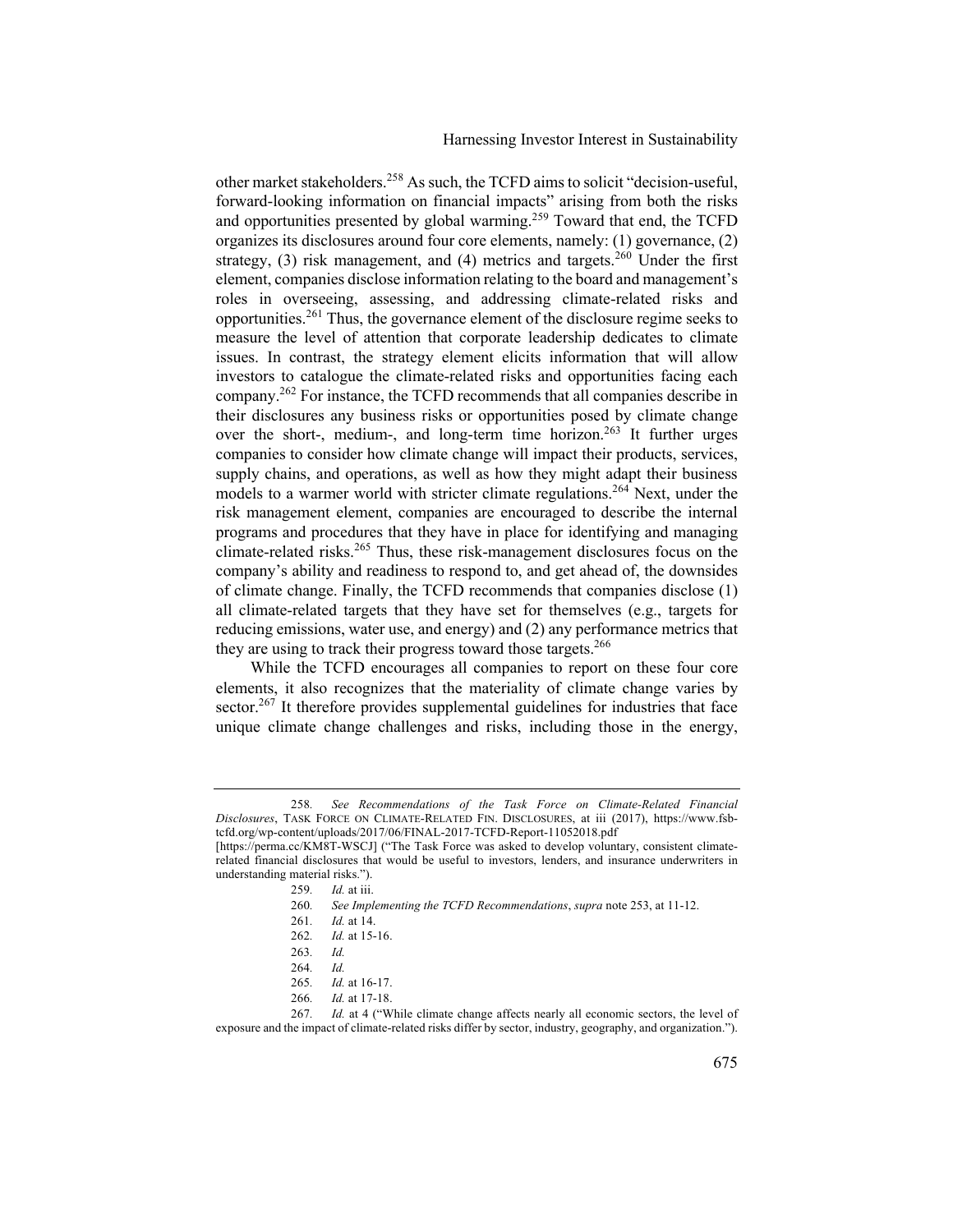other market stakeholders.[258] As such, the TCFD aims to solicit "decision-useful, forward-looking information on financial impacts" arising from both the risks and opportunities presented by global warming.[259] Toward that end, the TCFD organizes its disclosures around four core elements, namely: (1) governance, (2) strategy, (3) risk management, and (4) metrics and targets.[260] Under the first element, companies disclose information relating to the board and management's roles in overseeing, assessing, and addressing climate-related risks and opportunities.[261] Thus, the governance element of the disclosure regime seeks to measure the level of attention that corporate leadership dedicates to climate issues. In contrast, the strategy element elicits information that will allow investors to catalogue the climate-related risks and opportunities facing each company.[262] For instance, the TCFD recommends that all companies describe in their disclosures any business risks or opportunities posed by climate change over the short-, medium-, and long-term time horizon.[263] It further urges companies to consider how climate change will impact their products, services, supply chains, and operations, as well as how they might adapt their business models to a warmer world with stricter climate regulations.[264] Next, under the risk management element, companies are encouraged to describe the internal programs and procedures that they have in place for identifying and managing climate-related risks.[265] Thus, these risk-management disclosures focus on the company's ability and readiness to respond to, and get ahead of, the downsides of climate change. Finally, the TCFD recommends that companies disclose (1) all climate-related targets that they have set for themselves (e.g., targets for reducing emissions, water use, and energy) and (2) any performance metrics that they are using to track their progress toward those targets.[266]

While the TCFD encourages all companies to report on these four core elements, it also recognizes that the materiality of climate change varies by sector.[267] It therefore provides supplemental guidelines for industries that face unique climate change challenges and risks, including those in the energy,

---

258. *See Recommendations of the Task Force on Climate-Related Financial Disclosures*, TASK FORCE ON CLIMATE-RELATED FIN. DISCLOSURES, at iii (2017), https://www.fsb-tcfd.org/wp-content/uploads/2017/06/FINAL-2017-TCFD-Report-11052018.pdf [https://perma.cc/KM8T-WSCJ] ("The Task Force was asked to develop voluntary, consistent climate-related financial disclosures that would be useful to investors, lenders, and insurance underwriters in understanding material risks.").

259. *Id.* at iii.

260. *See Implementing the TCFD Recommendations*, *supra* note 253, at 11-12.

261. *Id.* at 14.

262. *Id.* at 15-16.

263. *Id.*

264. *Id.*

265. *Id.* at 16-17.

266. *Id.* at 17-18.

267. *Id.* at 4 ("While climate change affects nearly all economic sectors, the level of exposure and the impact of climate-related risks differ by sector, industry, geography, and organization.").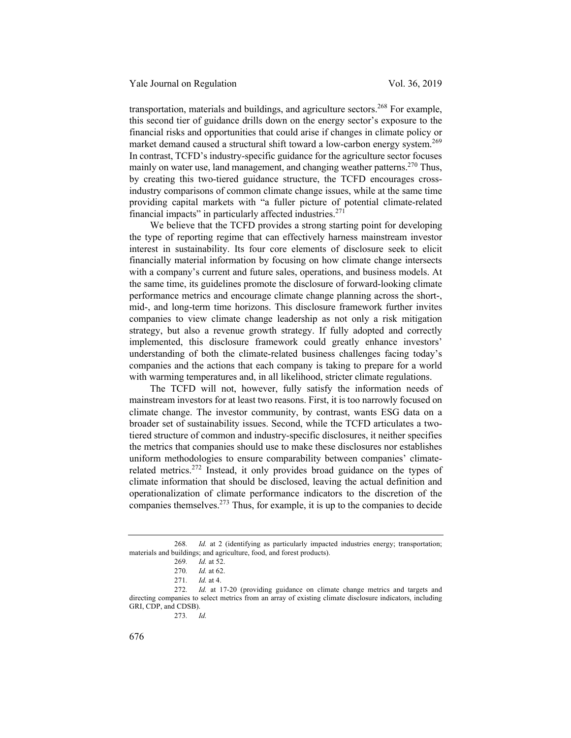transportation, materials and buildings, and agriculture sectors.[268] For example, this second tier of guidance drills down on the energy sector's exposure to the financial risks and opportunities that could arise if changes in climate policy or market demand caused a structural shift toward a low-carbon energy system.[269] In contrast, TCFD's industry-specific guidance for the agriculture sector focuses mainly on water use, land management, and changing weather patterns.[270] Thus, by creating this two-tiered guidance structure, the TCFD encourages cross-industry comparisons of common climate change issues, while at the same time providing capital markets with "a fuller picture of potential climate-related financial impacts" in particularly affected industries.[271]

We believe that the TCFD provides a strong starting point for developing the type of reporting regime that can effectively harness mainstream investor interest in sustainability. Its four core elements of disclosure seek to elicit financially material information by focusing on how climate change intersects with a company's current and future sales, operations, and business models. At the same time, its guidelines promote the disclosure of forward-looking climate performance metrics and encourage climate change planning across the short-, mid-, and long-term time horizons. This disclosure framework further invites companies to view climate change leadership as not only a risk mitigation strategy, but also a revenue growth strategy. If fully adopted and correctly implemented, this disclosure framework could greatly enhance investors' understanding of both the climate-related business challenges facing today's companies and the actions that each company is taking to prepare for a world with warming temperatures and, in all likelihood, stricter climate regulations.

The TCFD will not, however, fully satisfy the information needs of mainstream investors for at least two reasons. First, it is too narrowly focused on climate change. The investor community, by contrast, wants ESG data on a broader set of sustainability issues. Second, while the TCFD articulates a two-tiered structure of common and industry-specific disclosures, it neither specifies the metrics that companies should use to make these disclosures nor establishes uniform methodologies to ensure comparability between companies' climate-related metrics.[272] Instead, it only provides broad guidance on the types of climate information that should be disclosed, leaving the actual definition and operationalization of climate performance indicators to the discretion of the companies themselves.[273] Thus, for example, it is up to the companies to decide

---

268. *Id.* at 2 (identifying as particularly impacted industries energy; transportation; materials and buildings; and agriculture, food, and forest products).

269. *Id.* at 52.

270. *Id.* at 62.

271. *Id.* at 4.

272. *Id.* at 17-20 (providing guidance on climate change metrics and targets and directing companies to select metrics from an array of existing climate disclosure indicators, including GRI, CDP, and CDSB).

273. *Id.*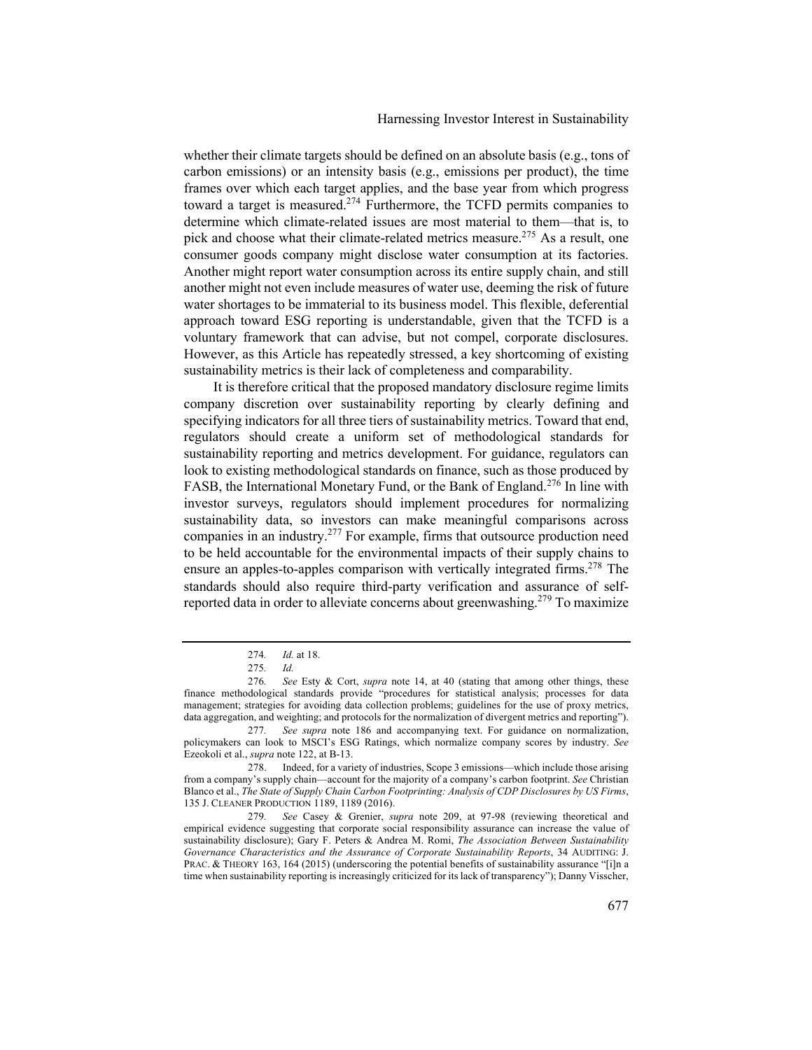whether their climate targets should be defined on an absolute basis (e.g., tons of carbon emissions) or an intensity basis (e.g., emissions per product), the time frames over which each target applies, and the base year from which progress toward a target is measured.[274] Furthermore, the TCFD permits companies to determine which climate-related issues are most material to them—that is, to pick and choose what their climate-related metrics measure.[275] As a result, one consumer goods company might disclose water consumption at its factories. Another might report water consumption across its entire supply chain, and still another might not even include measures of water use, deeming the risk of future water shortages to be immaterial to its business model. This flexible, deferential approach toward ESG reporting is understandable, given that the TCFD is a voluntary framework that can advise, but not compel, corporate disclosures. However, as this Article has repeatedly stressed, a key shortcoming of existing sustainability metrics is their lack of completeness and comparability.

It is therefore critical that the proposed mandatory disclosure regime limits company discretion over sustainability reporting by clearly defining and specifying indicators for all three tiers of sustainability metrics. Toward that end, regulators should create a uniform set of methodological standards for sustainability reporting and metrics development. For guidance, regulators can look to existing methodological standards on finance, such as those produced by FASB, the International Monetary Fund, or the Bank of England.[276] In line with investor surveys, regulators should implement procedures for normalizing sustainability data, so investors can make meaningful comparisons across companies in an industry.[277] For example, firms that outsource production need to be held accountable for the environmental impacts of their supply chains to ensure an apples-to-apples comparison with vertically integrated firms.[278] The standards should also require third-party verification and assurance of self-reported data in order to alleviate concerns about greenwashing.[279] To maximize

---

274. *Id.* at 18.

275. *Id.*

276. *See* Esty & Cort, *supra* note 14, at 40 (stating that among other things, these finance methodological standards provide "procedures for statistical analysis; processes for data management; strategies for avoiding data collection problems; guidelines for the use of proxy metrics, data aggregation, and weighting; and protocols for the normalization of divergent metrics and reporting").

277. *See supra* note 186 and accompanying text. For guidance on normalization, policymakers can look to MSCI's ESG Ratings, which normalize company scores by industry. *See* Ezeokoli et al., *supra* note 122, at B-13.

278. Indeed, for a variety of industries, Scope 3 emissions—which include those arising from a company's supply chain—account for the majority of a company's carbon footprint. *See* Christian Blanco et al., *The State of Supply Chain Carbon Footprinting: Analysis of CDP Disclosures by US Firms*, 135 J. CLEANER PRODUCTION 1189, 1189 (2016).

279. *See* Casey & Grenier, *supra* note 209, at 97-98 (reviewing theoretical and empirical evidence suggesting that corporate social responsibility assurance can increase the value of sustainability disclosure); Gary F. Peters & Andrea M. Romi, *The Association Between Sustainability Governance Characteristics and the Assurance of Corporate Sustainability Reports*, 34 AUDITING: J. PRAC. & THEORY 163, 164 (2015) (underscoring the potential benefits of sustainability assurance "[i]n a time when sustainability reporting is increasingly criticized for its lack of transparency"); Danny Visscher,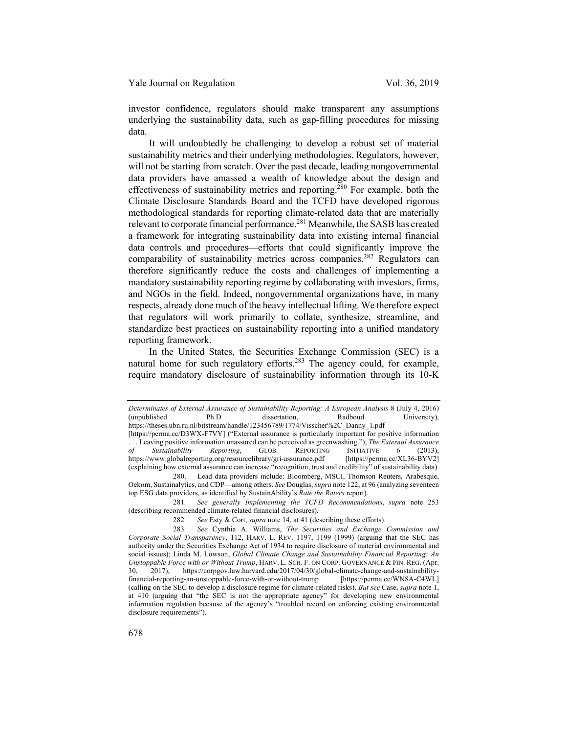investor confidence, regulators should make transparent any assumptions underlying the sustainability data, such as gap-filling procedures for missing data.

It will undoubtedly be challenging to develop a robust set of material sustainability metrics and their underlying methodologies. Regulators, however, will not be starting from scratch. Over the past decade, leading nongovernmental data providers have amassed a wealth of knowledge about the design and effectiveness of sustainability metrics and reporting.[280] For example, both the Climate Disclosure Standards Board and the TCFD have developed rigorous methodological standards for reporting climate-related data that are materially relevant to corporate financial performance.[281] Meanwhile, the SASB has created a framework for integrating sustainability data into existing internal financial data controls and procedures—efforts that could significantly improve the comparability of sustainability metrics across companies.[282] Regulators can therefore significantly reduce the costs and challenges of implementing a mandatory sustainability reporting regime by collaborating with investors, firms, and NGOs in the field. Indeed, nongovernmental organizations have, in many respects, already done much of the heavy intellectual lifting. We therefore expect that regulators will work primarily to collate, synthesize, streamline, and standardize best practices on sustainability reporting into a unified mandatory reporting framework.

In the United States, the Securities Exchange Commission (SEC) is a natural home for such regulatory efforts.[283] The agency could, for example, require mandatory disclosure of sustainability information through its 10-K

---

*Determinates of External Assurance of Sustainability Reporting: A European Analysis* 8 (July 4, 2016) (unpublished Ph.D. dissertation, Radboud University), https://theses.ubn.ru.nl/bitstream/handle/123456789/1774/Visscher%2C_Danny_1.pdf [https://perma.cc/D3WX-F7VY] ("External assurance is particularly important for positive information . . . Leaving positive information unassured can be perceived as greenwashing."); *The External Assurance of Sustainability Reporting*, GLOB. REPORTING INITIATIVE 6 (2013), https://www.globalreporting.org/resourcelibrary/gri-assurance.pdf [https://perma.cc/XL36-BYV2] (explaining how external assurance can increase "recognition, trust and credibility" of sustainability data).

280. Lead data providers include: Bloomberg, MSCI, Thomson Reuters, Arabesque, Oekom, Sustainalytics, and CDP—among others. *See* Douglas, *supra* note 122, at 96 (analyzing seventeen top ESG data providers, as identified by SustainAbility's *Rate the Raters* report).

281. *See generally Implementing the TCFD Recommendations*, *supra* note 253 (describing recommended climate-related financial disclosures).

282. *See* Esty & Cort, *supra* note 14, at 41 (describing these efforts).

283. *See* Cynthia A. Williams, *The Securities and Exchange Commission and Corporate Social Transparency*, 112, HARV. L. REV. 1197, 1199 (1999) (arguing that the SEC has authority under the Securities Exchange Act of 1934 to require disclosure of material environmental and social issues); Linda M. Lowson, *Global Climate Change and Sustainability Financial Reporting: An Unstoppable Force with or Without Trump*, HARV. L. SCH. F. ON CORP. GOVERNANCE & FIN. REG. (Apr. 30, 2017), https://corpgov.law.harvard.edu/2017/04/30/global-climate-change-and-sustainability-financial-reporting-an-unstoppable-force-with-or-without-trump [https://perma.cc/WN8A-C4WL] (calling on the SEC to develop a disclosure regime for climate-related risks). *But see* Case, *supra* note 1, at 410 (arguing that "the SEC is not the appropriate agency" for developing new environmental information regulation because of the agency's "troubled record on enforcing existing environmental disclosure requirements").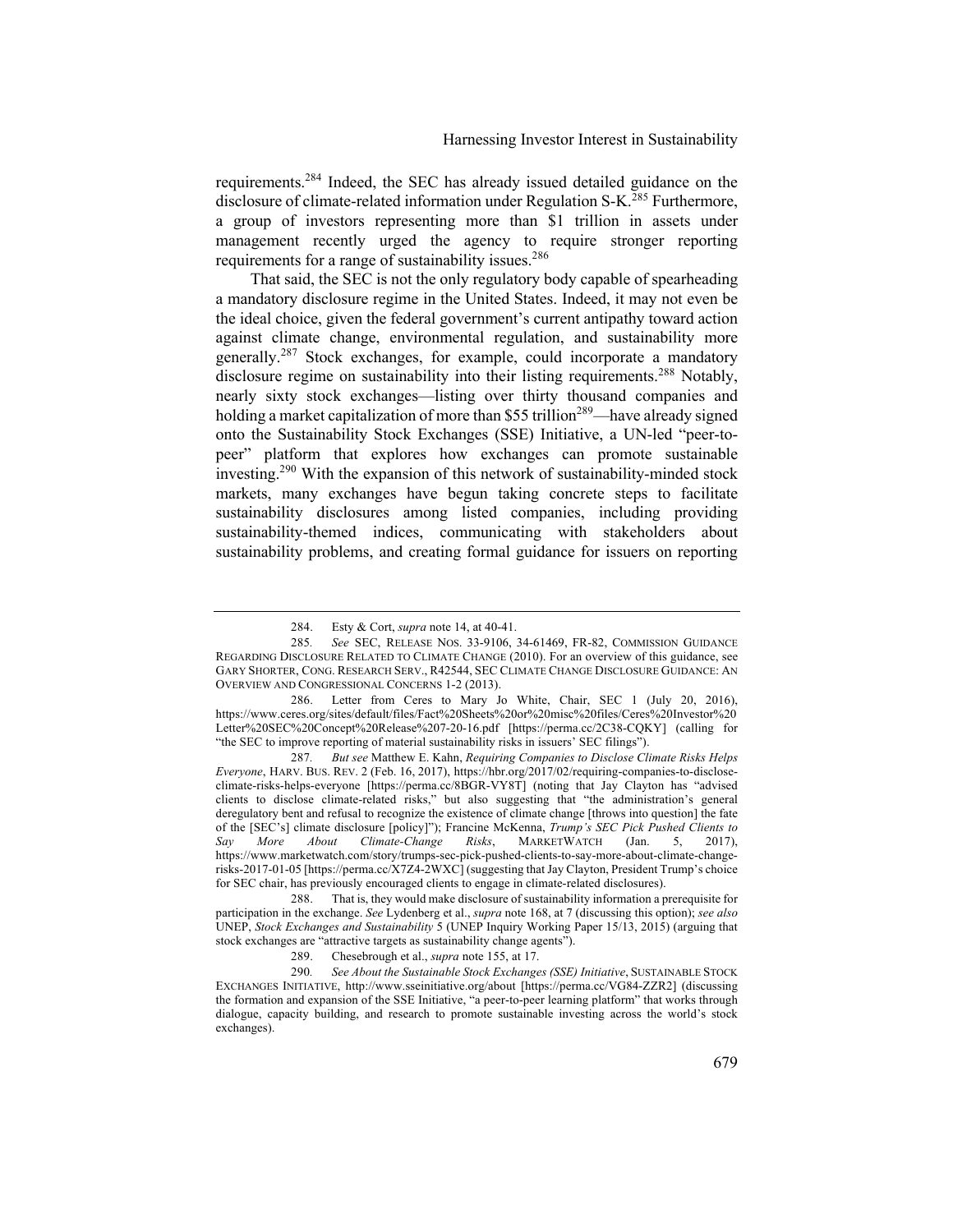requirements.[284] Indeed, the SEC has already issued detailed guidance on the disclosure of climate-related information under Regulation S-K.[285] Furthermore, a group of investors representing more than $1 trillion in assets under management recently urged the agency to require stronger reporting requirements for a range of sustainability issues.[286]

That said, the SEC is not the only regulatory body capable of spearheading a mandatory disclosure regime in the United States. Indeed, it may not even be the ideal choice, given the federal government's current antipathy toward action against climate change, environmental regulation, and sustainability more generally.[287] Stock exchanges, for example, could incorporate a mandatory disclosure regime on sustainability into their listing requirements.[288] Notably, nearly sixty stock exchanges—listing over thirty thousand companies and holding a market capitalization of more than $55 trillion[289]—have already signed onto the Sustainability Stock Exchanges (SSE) Initiative, a UN-led "peer-to-peer" platform that explores how exchanges can promote sustainable investing.[290] With the expansion of this network of sustainability-minded stock markets, many exchanges have begun taking concrete steps to facilitate sustainability disclosures among listed companies, including providing sustainability-themed indices, communicating with stakeholders about sustainability problems, and creating formal guidance for issuers on reporting

---

284. Esty & Cort, *supra* note 14, at 40-41.

285. *See* SEC, RELEASE NOS. 33-9106, 34-61469, FR-82, COMMISSION GUIDANCE REGARDING DISCLOSURE RELATED TO CLIMATE CHANGE (2010). For an overview of this guidance, see GARY SHORTER, CONG. RESEARCH SERV., R42544, SEC CLIMATE CHANGE DISCLOSURE GUIDANCE: AN OVERVIEW AND CONGRESSIONAL CONCERNS 1-2 (2013).

286. Letter from Ceres to Mary Jo White, Chair, SEC 1 (July 20, 2016), https://www.ceres.org/sites/default/files/Fact%20Sheets%20or%20misc%20files/Ceres%20Investor%20Letter%20SEC%20Concept%20Release%207-20-16.pdf [https://perma.cc/2C38-CQKY] (calling for "the SEC to improve reporting of material sustainability risks in issuers' SEC filings").

287. *But see* Matthew E. Kahn, *Requiring Companies to Disclose Climate Risks Helps Everyone*, HARV. BUS. REV. 2 (Feb. 16, 2017), https://hbr.org/2017/02/requiring-companies-to-disclose-climate-risks-helps-everyone [https://perma.cc/8BGR-VY8T] (noting that Jay Clayton has "advised clients to disclose climate-related risks," but also suggesting that "the administration's general deregulatory bent and refusal to recognize the existence of climate change [throws into question] the fate of the [SEC's] climate disclosure [policy]"); Francine McKenna, *Trump's SEC Pick Pushed Clients to Say More About Climate-Change Risks*, MARKETWATCH (Jan. 5, 2017), https://www.marketwatch.com/story/trumps-sec-pick-pushed-clients-to-say-more-about-climate-change-risks-2017-01-05 [https://perma.cc/X7Z4-2WXC] (suggesting that Jay Clayton, President Trump's choice for SEC chair, has previously encouraged clients to engage in climate-related disclosures).

288. That is, they would make disclosure of sustainability information a prerequisite for participation in the exchange. *See* Lydenberg et al., *supra* note 168, at 7 (discussing this option); *see also* UNEP, *Stock Exchanges and Sustainability* 5 (UNEP Inquiry Working Paper 15/13, 2015) (arguing that stock exchanges are "attractive targets as sustainability change agents").

289. Chesebrough et al., *supra* note 155, at 17.

290. *See About the Sustainable Stock Exchanges (SSE) Initiative*, SUSTAINABLE STOCK EXCHANGES INITIATIVE, http://www.sseinitiative.com/about [https://perma.cc/VG84-ZZR2] (discussing the formation and expansion of the SSE Initiative, "a peer-to-peer learning platform" that works through dialogue, capacity building, and research to promote sustainable investing across the world's stock exchanges).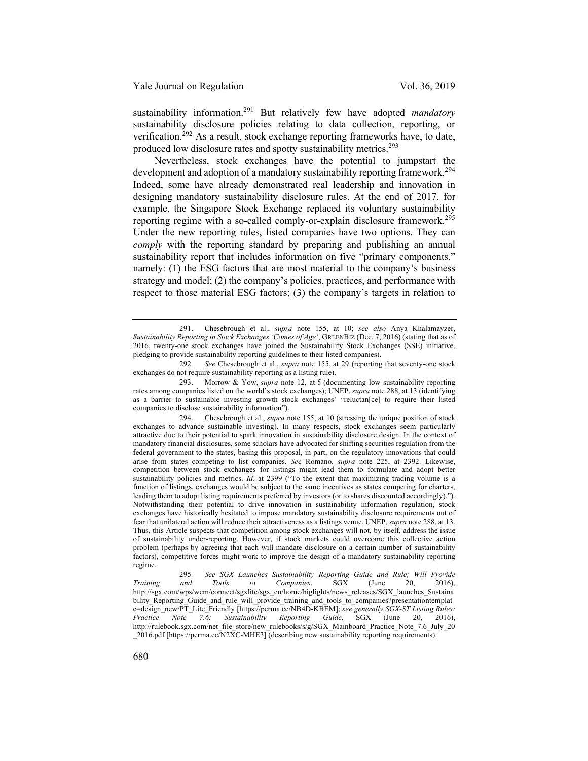sustainability information.[291] But relatively few have adopted *mandatory* sustainability disclosure policies relating to data collection, reporting, or verification.[292] As a result, stock exchange reporting frameworks have, to date, produced low disclosure rates and spotty sustainability metrics.[293]

Nevertheless, stock exchanges have the potential to jumpstart the development and adoption of a mandatory sustainability reporting framework.[294] Indeed, some have already demonstrated real leadership and innovation in designing mandatory sustainability disclosure rules. At the end of 2017, for example, the Singapore Stock Exchange replaced its voluntary sustainability reporting regime with a so-called comply-or-explain disclosure framework.[295] Under the new reporting rules, listed companies have two options. They can *comply* with the reporting standard by preparing and publishing an annual sustainability report that includes information on five "primary components," namely: (1) the ESG factors that are most material to the company's business strategy and model; (2) the company's policies, practices, and performance with respect to those material ESG factors; (3) the company's targets in relation to

---

291. Chesebrough et al., *supra* note 155, at 10; *see also* Anya Khalamayzer, *Sustainability Reporting in Stock Exchanges 'Comes of Age'*, GREENBIZ (Dec. 7, 2016) (stating that as of 2016, twenty-one stock exchanges have joined the Sustainability Stock Exchanges (SSE) initiative, pledging to provide sustainability reporting guidelines to their listed companies).

292. *See* Chesebrough et al., *supra* note 155, at 29 (reporting that seventy-one stock exchanges do not require sustainability reporting as a listing rule).

293. Morrow & Yow, *supra* note 12, at 5 (documenting low sustainability reporting rates among companies listed on the world's stock exchanges); UNEP, *supra* note 288, at 13 (identifying as a barrier to sustainable investing growth stock exchanges' "reluctan[ce] to require their listed companies to disclose sustainability information").

294. Chesebrough et al., *supra* note 155, at 10 (stressing the unique position of stock exchanges to advance sustainable investing). In many respects, stock exchanges seem particularly attractive due to their potential to spark innovation in sustainability disclosure design. In the context of mandatory financial disclosures, some scholars have advocated for shifting securities regulation from the federal government to the states, basing this proposal, in part, on the regulatory innovations that could arise from states competing to list companies. *See* Romano, *supra* note 225, at 2392. Likewise, competition between stock exchanges for listings might lead them to formulate and adopt better sustainability policies and metrics. *Id.* at 2399 ("To the extent that maximizing trading volume is a function of listings, exchanges would be subject to the same incentives as states competing for charters, leading them to adopt listing requirements preferred by investors (or to shares discounted accordingly)."). Notwithstanding their potential to drive innovation in sustainability information regulation, stock exchanges have historically hesitated to impose mandatory sustainability disclosure requirements out of fear that unilateral action will reduce their attractiveness as a listings venue. UNEP, *supra* note 288, at 13. Thus, this Article suspects that competition among stock exchanges will not, by itself, address the issue of sustainability under-reporting. However, if stock markets could overcome this collective action problem (perhaps by agreeing that each will mandate disclosure on a certain number of sustainability factors), competitive forces might work to improve the design of a mandatory sustainability reporting regime.

295. *See SGX Launches Sustainability Reporting Guide and Rule; Will Provide Training and Tools to Companies*, SGX (June 20, 2016), http://sgx.com/wps/wcm/connect/sgxlite/sgx_en/home/higlights/news_releases/SGX_launches_Sustainability_Reporting_Guide_and_rule_will_provide_training_and_tools_to_companies?presentationtemplate=design_new/PT_Lite_Friendly [https://perma.cc/NB4D-KBEM]; *see generally SGX-ST Listing Rules: Practice Note 7.6: Sustainability Reporting Guide*, SGX (June 20, 2016), http://rulebook.sgx.com/net_file_store/new_rulebooks/s/g/SGX_Mainboard_Practice_Note_7.6_July_20_2016.pdf [https://perma.cc/N2XC-MHE3] (describing new sustainability reporting requirements).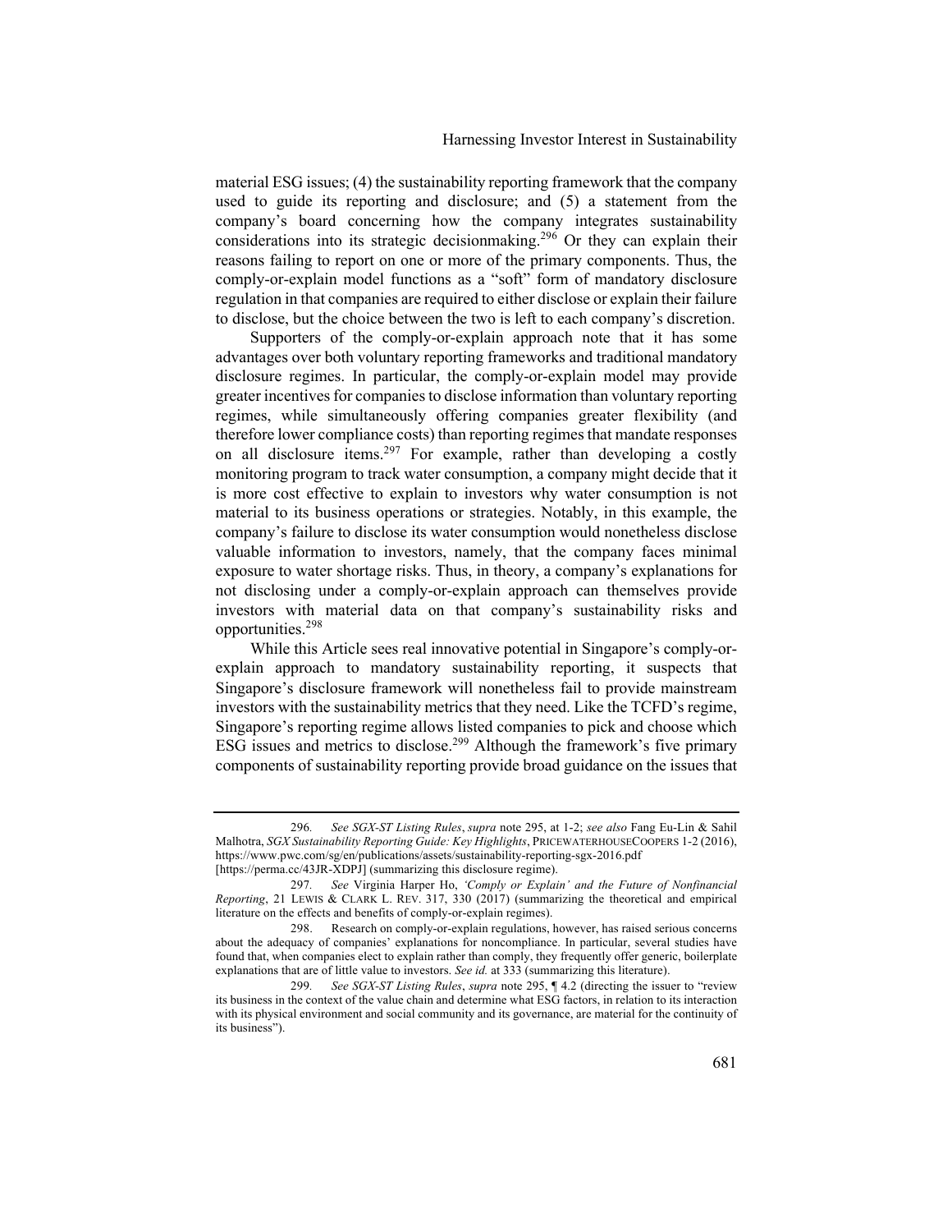material ESG issues; (4) the sustainability reporting framework that the company used to guide its reporting and disclosure; and (5) a statement from the company's board concerning how the company integrates sustainability considerations into its strategic decisionmaking.[296] Or they can explain their reasons failing to report on one or more of the primary components. Thus, the comply-or-explain model functions as a "soft" form of mandatory disclosure regulation in that companies are required to either disclose or explain their failure to disclose, but the choice between the two is left to each company's discretion.

Supporters of the comply-or-explain approach note that it has some advantages over both voluntary reporting frameworks and traditional mandatory disclosure regimes. In particular, the comply-or-explain model may provide greater incentives for companies to disclose information than voluntary reporting regimes, while simultaneously offering companies greater flexibility (and therefore lower compliance costs) than reporting regimes that mandate responses on all disclosure items.[297] For example, rather than developing a costly monitoring program to track water consumption, a company might decide that it is more cost effective to explain to investors why water consumption is not material to its business operations or strategies. Notably, in this example, the company's failure to disclose its water consumption would nonetheless disclose valuable information to investors, namely, that the company faces minimal exposure to water shortage risks. Thus, in theory, a company's explanations for not disclosing under a comply-or-explain approach can themselves provide investors with material data on that company's sustainability risks and opportunities.[298]

While this Article sees real innovative potential in Singapore's comply-or-explain approach to mandatory sustainability reporting, it suspects that Singapore's disclosure framework will nonetheless fail to provide mainstream investors with the sustainability metrics that they need. Like the TCFD's regime, Singapore's reporting regime allows listed companies to pick and choose which ESG issues and metrics to disclose.[299] Although the framework's five primary components of sustainability reporting provide broad guidance on the issues that

---

296. *See SGX-ST Listing Rules*, *supra* note 295, at 1-2; *see also* Fang Eu-Lin & Sahil Malhotra, *SGX Sustainability Reporting Guide: Key Highlights*, PRICEWATERHOUSECOOPERS 1-2 (2016), https://www.pwc.com/sg/en/publications/assets/sustainability-reporting-sgx-2016.pdf [https://perma.cc/43JR-XDPJ] (summarizing this disclosure regime).

297. *See* Virginia Harper Ho, *'Comply or Explain' and the Future of Nonfinancial Reporting*, 21 LEWIS & CLARK L. REV. 317, 330 (2017) (summarizing the theoretical and empirical literature on the effects and benefits of comply-or-explain regimes).

298. Research on comply-or-explain regulations, however, has raised serious concerns about the adequacy of companies' explanations for noncompliance. In particular, several studies have found that, when companies elect to explain rather than comply, they frequently offer generic, boilerplate explanations that are of little value to investors. *See id.* at 333 (summarizing this literature).

299. *See SGX-ST Listing Rules*, *supra* note 295, ¶ 4.2 (directing the issuer to "review its business in the context of the value chain and determine what ESG factors, in relation to its interaction with its physical environment and social community and its governance, are material for the continuity of its business").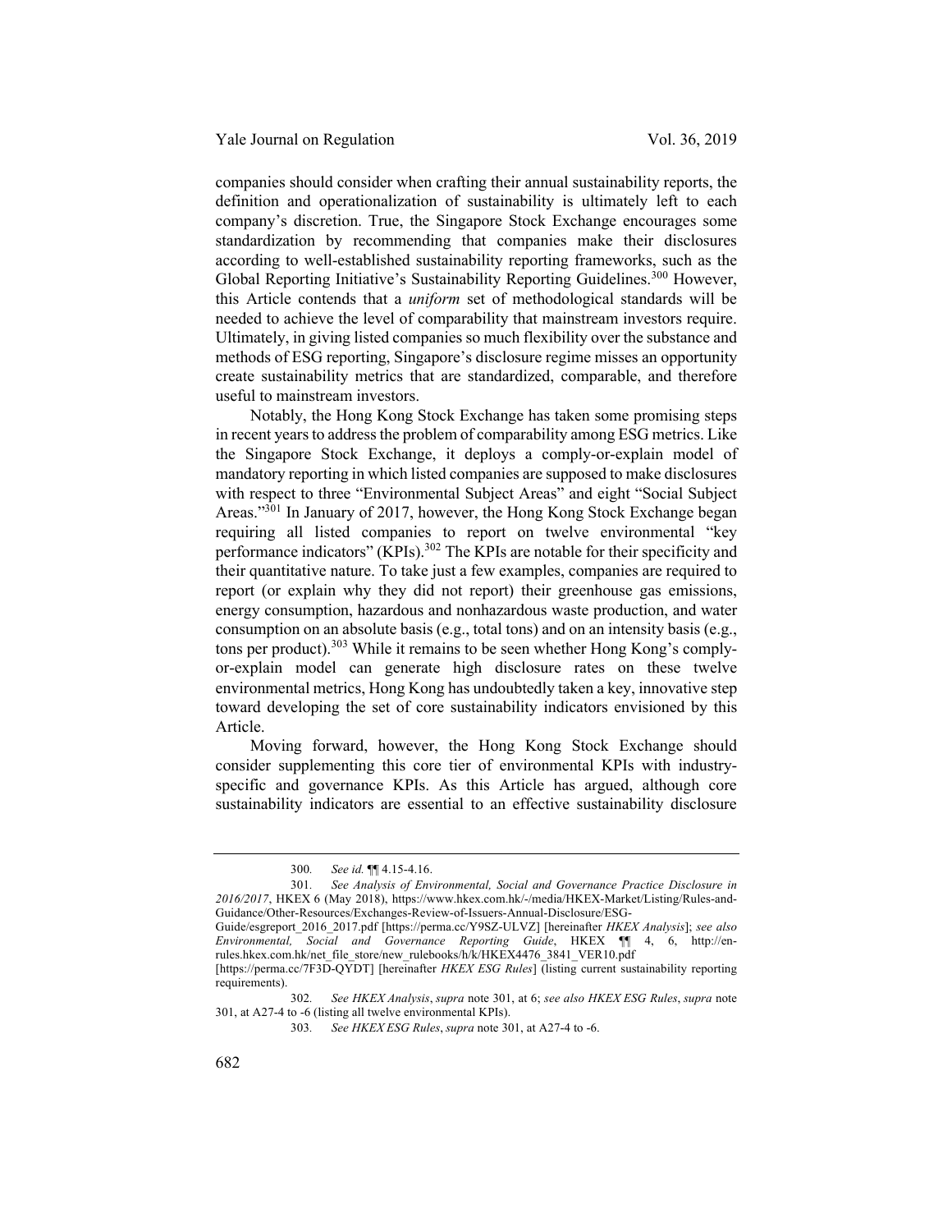companies should consider when crafting their annual sustainability reports, the definition and operationalization of sustainability is ultimately left to each company's discretion. True, the Singapore Stock Exchange encourages some standardization by recommending that companies make their disclosures according to well-established sustainability reporting frameworks, such as the Global Reporting Initiative's Sustainability Reporting Guidelines.[300] However, this Article contends that a *uniform* set of methodological standards will be needed to achieve the level of comparability that mainstream investors require. Ultimately, in giving listed companies so much flexibility over the substance and methods of ESG reporting, Singapore's disclosure regime misses an opportunity create sustainability metrics that are standardized, comparable, and therefore useful to mainstream investors.

Notably, the Hong Kong Stock Exchange has taken some promising steps in recent years to address the problem of comparability among ESG metrics. Like the Singapore Stock Exchange, it deploys a comply-or-explain model of mandatory reporting in which listed companies are supposed to make disclosures with respect to three "Environmental Subject Areas" and eight "Social Subject Areas."[301] In January of 2017, however, the Hong Kong Stock Exchange began requiring all listed companies to report on twelve environmental "key performance indicators" (KPIs).[302] The KPIs are notable for their specificity and their quantitative nature. To take just a few examples, companies are required to report (or explain why they did not report) their greenhouse gas emissions, energy consumption, hazardous and nonhazardous waste production, and water consumption on an absolute basis (e.g., total tons) and on an intensity basis (e.g., tons per product).[303] While it remains to be seen whether Hong Kong's comply-or-explain model can generate high disclosure rates on these twelve environmental metrics, Hong Kong has undoubtedly taken a key, innovative step toward developing the set of core sustainability indicators envisioned by this Article.

Moving forward, however, the Hong Kong Stock Exchange should consider supplementing this core tier of environmental KPIs with industry-specific and governance KPIs. As this Article has argued, although core sustainability indicators are essential to an effective sustainability disclosure

---

300. *See id.* ¶¶ 4.15-4.16.

301. *See Analysis of Environmental, Social and Governance Practice Disclosure in 2016/2017*, HKEX 6 (May 2018), https://www.hkex.com.hk/-/media/HKEX-Market/Listing/Rules-and-Guidance/Other-Resources/Exchanges-Review-of-Issuers-Annual-Disclosure/ESG-Guide/esgreport_2016_2017.pdf [https://perma.cc/Y9SZ-ULVZ] [hereinafter *HKEX Analysis*]; *see also Environmental, Social and Governance Reporting Guide*, HKEX ¶¶ 4, 6, http://en-rules.hkex.com.hk/net_file_store/new_rulebooks/h/k/HKEX4476_3841_VER10.pdf [https://perma.cc/7F3D-QYDT] [hereinafter *HKEX ESG Rules*] (listing current sustainability reporting requirements).

302. *See HKEX Analysis*, *supra* note 301, at 6; *see also HKEX ESG Rules*, *supra* note 301, at A27-4 to -6 (listing all twelve environmental KPIs).

303. *See HKEX ESG Rules*, *supra* note 301, at A27-4 to -6.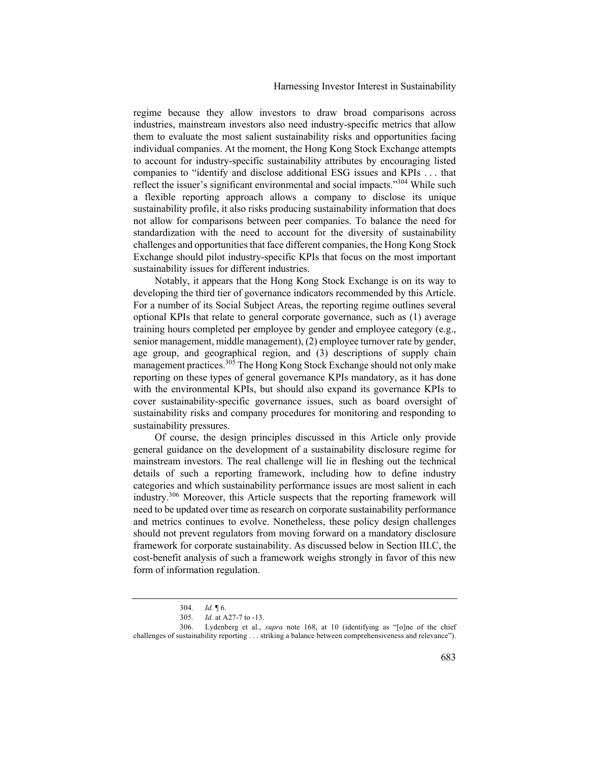regime because they allow investors to draw broad comparisons across industries, mainstream investors also need industry-specific metrics that allow them to evaluate the most salient sustainability risks and opportunities facing individual companies. At the moment, the Hong Kong Stock Exchange attempts to account for industry-specific sustainability attributes by encouraging listed companies to "identify and disclose additional ESG issues and KPIs . . . that reflect the issuer's significant environmental and social impacts."[304] While such a flexible reporting approach allows a company to disclose its unique sustainability profile, it also risks producing sustainability information that does not allow for comparisons between peer companies. To balance the need for standardization with the need to account for the diversity of sustainability challenges and opportunities that face different companies, the Hong Kong Stock Exchange should pilot industry-specific KPIs that focus on the most important sustainability issues for different industries.

Notably, it appears that the Hong Kong Stock Exchange is on its way to developing the third tier of governance indicators recommended by this Article. For a number of its Social Subject Areas, the reporting regime outlines several optional KPIs that relate to general corporate governance, such as (1) average training hours completed per employee by gender and employee category (e.g., senior management, middle management), (2) employee turnover rate by gender, age group, and geographical region, and (3) descriptions of supply chain management practices.[305] The Hong Kong Stock Exchange should not only make reporting on these types of general governance KPIs mandatory, as it has done with the environmental KPIs, but should also expand its governance KPIs to cover sustainability-specific governance issues, such as board oversight of sustainability risks and company procedures for monitoring and responding to sustainability pressures.

Of course, the design principles discussed in this Article only provide general guidance on the development of a sustainability disclosure regime for mainstream investors. The real challenge will lie in fleshing out the technical details of such a reporting framework, including how to define industry categories and which sustainability performance issues are most salient in each industry.[306] Moreover, this Article suspects that the reporting framework will need to be updated over time as research on corporate sustainability performance and metrics continues to evolve. Nonetheless, these policy design challenges should not prevent regulators from moving forward on a mandatory disclosure framework for corporate sustainability. As discussed below in Section III.C, the cost-benefit analysis of such a framework weighs strongly in favor of this new form of information regulation.

---

304. *Id.* ¶ 6.

305. *Id.* at A27-7 to -13.

306. Lydenberg et al., *supra* note 168, at 10 (identifying as "[o]ne of the chief challenges of sustainability reporting . . . striking a balance between comprehensiveness and relevance").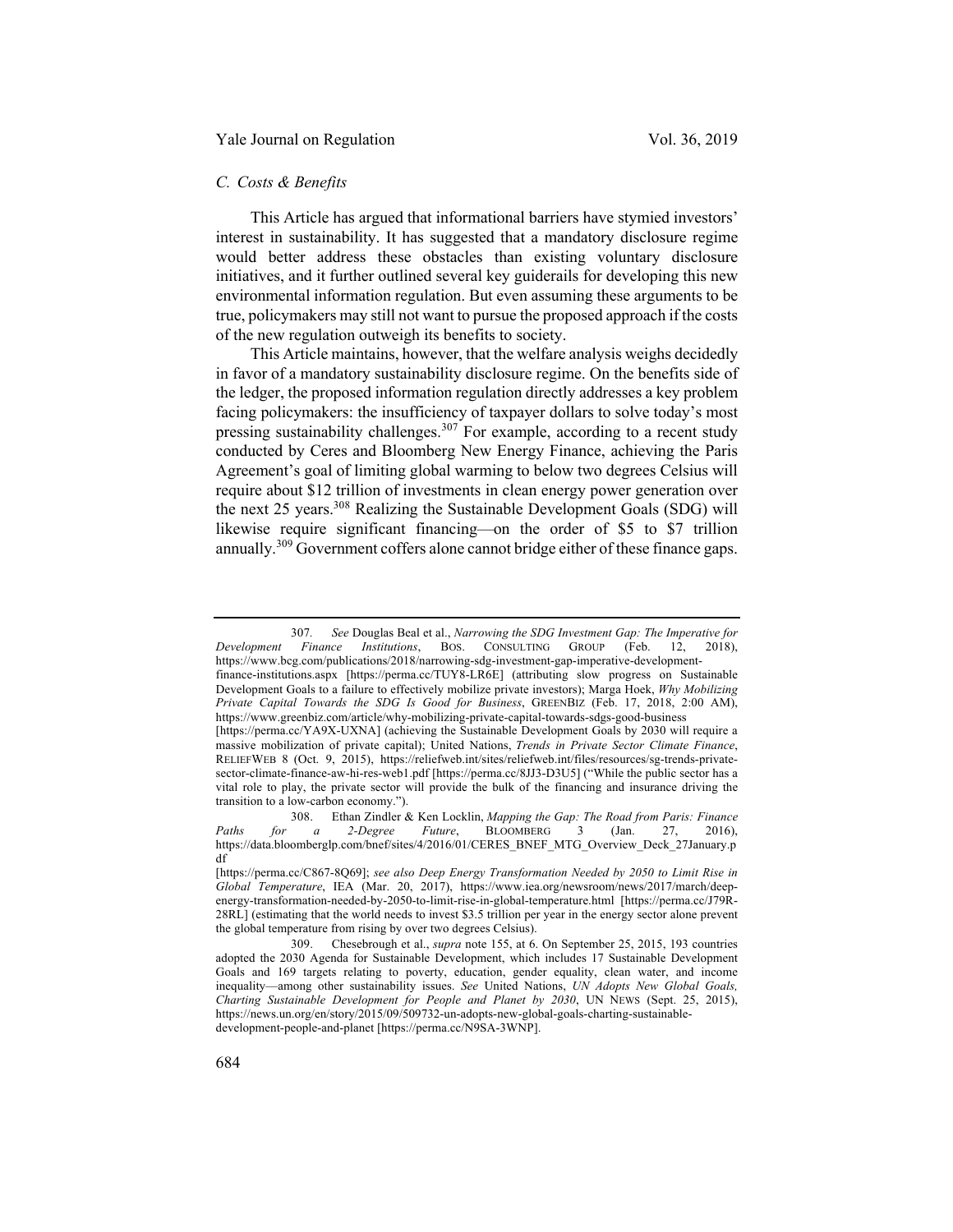### *C. Costs & Benefits*

This Article has argued that informational barriers have stymied investors' interest in sustainability. It has suggested that a mandatory disclosure regime would better address these obstacles than existing voluntary disclosure initiatives, and it further outlined several key guiderails for developing this new environmental information regulation. But even assuming these arguments to be true, policymakers may still not want to pursue the proposed approach if the costs of the new regulation outweigh its benefits to society.

This Article maintains, however, that the welfare analysis weighs decidedly in favor of a mandatory sustainability disclosure regime. On the benefits side of the ledger, the proposed information regulation directly addresses a key problem facing policymakers: the insufficiency of taxpayer dollars to solve today's most pressing sustainability challenges.[307] For example, according to a recent study conducted by Ceres and Bloomberg New Energy Finance, achieving the Paris Agreement's goal of limiting global warming to below two degrees Celsius will require about $12 trillion of investments in clean energy power generation over the next 25 years.[308] Realizing the Sustainable Development Goals (SDG) will likewise require significant financing—on the order of $5 to $7 trillion annually.[309] Government coffers alone cannot bridge either of these finance gaps.

---

307. *See* Douglas Beal et al., *Narrowing the SDG Investment Gap: The Imperative for Development Finance Institutions*, BOS. CONSULTING GROUP (Feb. 12, 2018), https://www.bcg.com/publications/2018/narrowing-sdg-investment-gap-imperative-development-finance-institutions.aspx [https://perma.cc/TUY8-LR6E] (attributing slow progress on Sustainable Development Goals to a failure to effectively mobilize private investors); Marga Hoek, *Why Mobilizing Private Capital Towards the SDG Is Good for Business*, GREENBIZ (Feb. 17, 2018, 2:00 AM), https://www.greenbiz.com/article/why-mobilizing-private-capital-towards-sdgs-good-business [https://perma.cc/YA9X-UXNA] (achieving the Sustainable Development Goals by 2030 will require a massive mobilization of private capital); United Nations, *Trends in Private Sector Climate Finance*, RELIEFWEB 8 (Oct. 9, 2015), https://reliefweb.int/sites/reliefweb.int/files/resources/sg-trends-private-sector-climate-finance-aw-hi-res-web1.pdf [https://perma.cc/8JJ3-D3U5] ("While the public sector has a vital role to play, the private sector will provide the bulk of the financing and insurance driving the transition to a low-carbon economy.").

308. Ethan Zindler & Ken Locklin, *Mapping the Gap: The Road from Paris: Finance Paths for a 2-Degree Future*, BLOOMBERG 3 (Jan. 27, 2016), https://data.bloomberglp.com/bnef/sites/4/2016/01/CERES_BNEF_MTG_Overview_Deck_27January.pdf [https://perma.cc/C867-8Q69]; *see also Deep Energy Transformation Needed by 2050 to Limit Rise in Global Temperature*, IEA (Mar. 20, 2017), https://www.iea.org/newsroom/news/2017/march/deep-energy-transformation-needed-by-2050-to-limit-rise-in-global-temperature.html [https://perma.cc/J79R-28RL] (estimating that the world needs to invest $3.5 trillion per year in the energy sector alone prevent the global temperature from rising by over two degrees Celsius).

309. Chesebrough et al., *supra* note 155, at 6. On September 25, 2015, 193 countries adopted the 2030 Agenda for Sustainable Development, which includes 17 Sustainable Development Goals and 169 targets relating to poverty, education, gender equality, clean water, and income inequality—among other sustainability issues. *See* United Nations, *UN Adopts New Global Goals, Charting Sustainable Development for People and Planet by 2030*, UN NEWS (Sept. 25, 2015), https://news.un.org/en/story/2015/09/509732-un-adopts-new-global-goals-charting-sustainable-development-people-and-planet [https://perma.cc/N9SA-3WNP].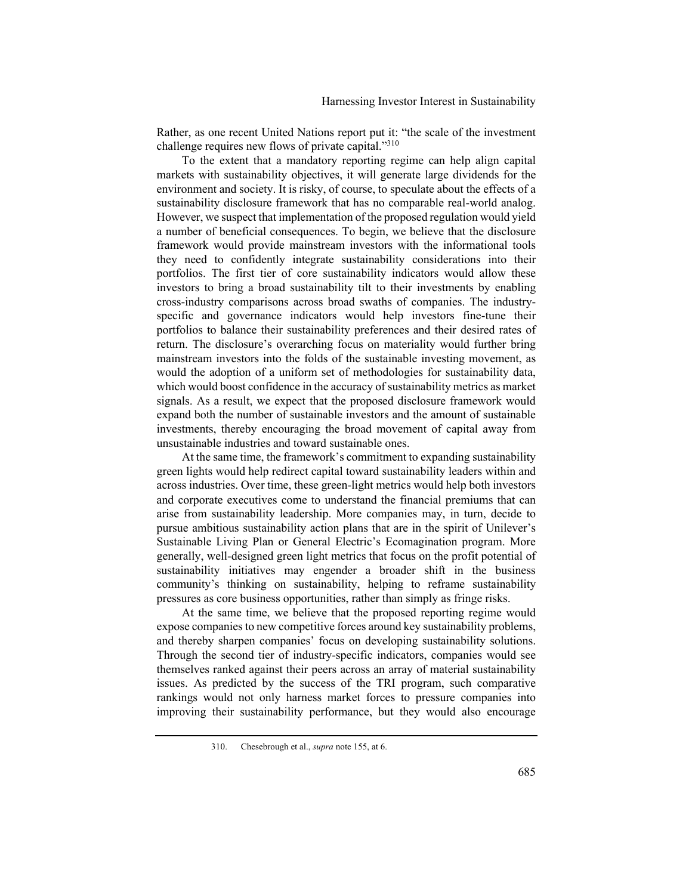Rather, as one recent United Nations report put it: "the scale of the investment challenge requires new flows of private capital."[310]

To the extent that a mandatory reporting regime can help align capital markets with sustainability objectives, it will generate large dividends for the environment and society. It is risky, of course, to speculate about the effects of a sustainability disclosure framework that has no comparable real-world analog. However, we suspect that implementation of the proposed regulation would yield a number of beneficial consequences. To begin, we believe that the disclosure framework would provide mainstream investors with the informational tools they need to confidently integrate sustainability considerations into their portfolios. The first tier of core sustainability indicators would allow these investors to bring a broad sustainability tilt to their investments by enabling cross-industry comparisons across broad swaths of companies. The industry-specific and governance indicators would help investors fine-tune their portfolios to balance their sustainability preferences and their desired rates of return. The disclosure's overarching focus on materiality would further bring mainstream investors into the folds of the sustainable investing movement, as would the adoption of a uniform set of methodologies for sustainability data, which would boost confidence in the accuracy of sustainability metrics as market signals. As a result, we expect that the proposed disclosure framework would expand both the number of sustainable investors and the amount of sustainable investments, thereby encouraging the broad movement of capital away from unsustainable industries and toward sustainable ones.

At the same time, the framework's commitment to expanding sustainability green lights would help redirect capital toward sustainability leaders within and across industries. Over time, these green-light metrics would help both investors and corporate executives come to understand the financial premiums that can arise from sustainability leadership. More companies may, in turn, decide to pursue ambitious sustainability action plans that are in the spirit of Unilever's Sustainable Living Plan or General Electric's Ecomagination program. More generally, well-designed green light metrics that focus on the profit potential of sustainability initiatives may engender a broader shift in the business community's thinking on sustainability, helping to reframe sustainability pressures as core business opportunities, rather than simply as fringe risks.

At the same time, we believe that the proposed reporting regime would expose companies to new competitive forces around key sustainability problems, and thereby sharpen companies' focus on developing sustainability solutions. Through the second tier of industry-specific indicators, companies would see themselves ranked against their peers across an array of material sustainability issues. As predicted by the success of the TRI program, such comparative rankings would not only harness market forces to pressure companies into improving their sustainability performance, but they would also encourage

310. Chesebrough et al., *supra* note 155, at 6.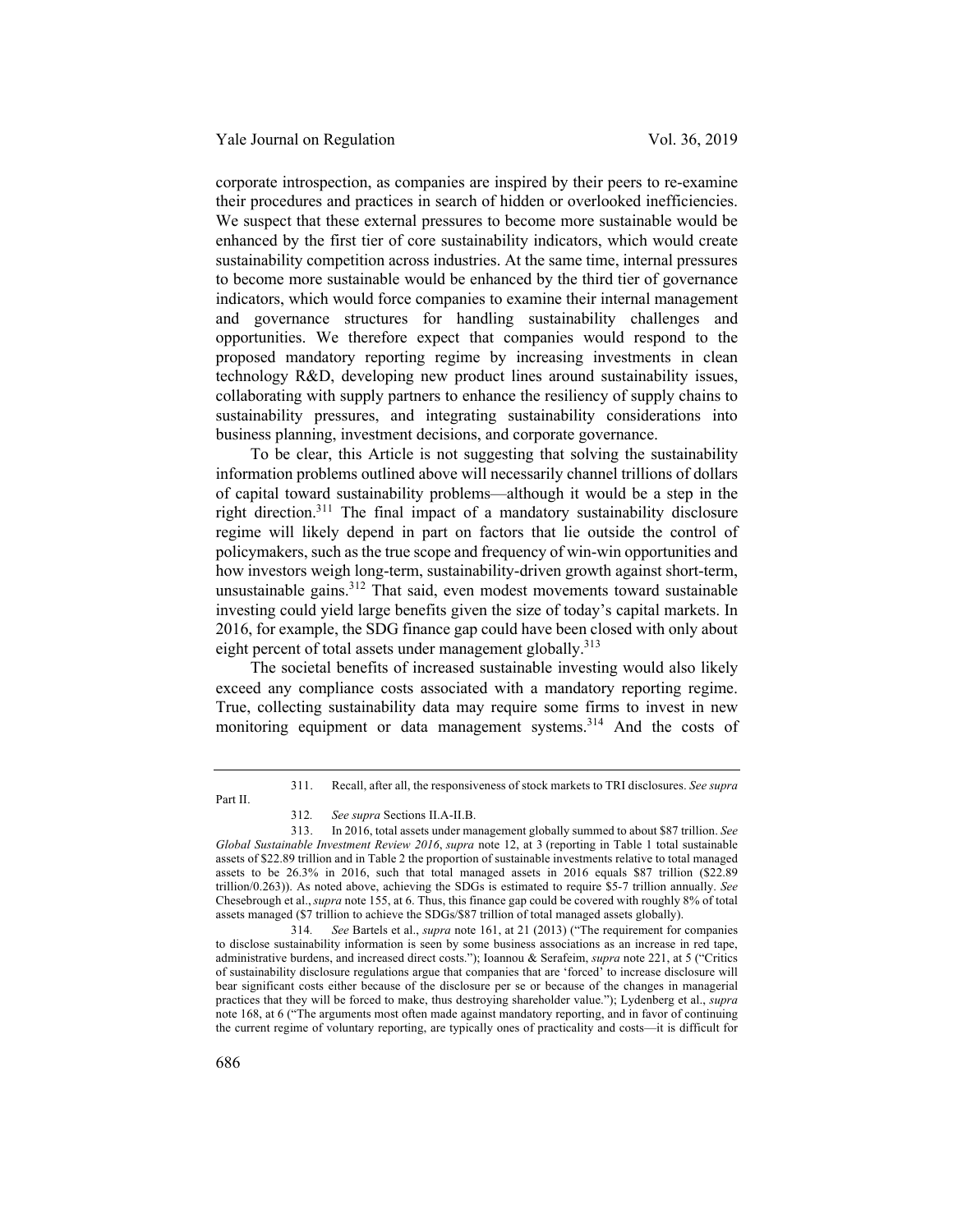corporate introspection, as companies are inspired by their peers to re-examine their procedures and practices in search of hidden or overlooked inefficiencies. We suspect that these external pressures to become more sustainable would be enhanced by the first tier of core sustainability indicators, which would create sustainability competition across industries. At the same time, internal pressures to become more sustainable would be enhanced by the third tier of governance indicators, which would force companies to examine their internal management and governance structures for handling sustainability challenges and opportunities. We therefore expect that companies would respond to the proposed mandatory reporting regime by increasing investments in clean technology R&D, developing new product lines around sustainability issues, collaborating with supply partners to enhance the resiliency of supply chains to sustainability pressures, and integrating sustainability considerations into business planning, investment decisions, and corporate governance.

To be clear, this Article is not suggesting that solving the sustainability information problems outlined above will necessarily channel trillions of dollars of capital toward sustainability problems—although it would be a step in the right direction.[311] The final impact of a mandatory sustainability disclosure regime will likely depend in part on factors that lie outside the control of policymakers, such as the true scope and frequency of win-win opportunities and how investors weigh long-term, sustainability-driven growth against short-term, unsustainable gains.[312] That said, even modest movements toward sustainable investing could yield large benefits given the size of today's capital markets. In 2016, for example, the SDG finance gap could have been closed with only about eight percent of total assets under management globally.[313]

The societal benefits of increased sustainable investing would also likely exceed any compliance costs associated with a mandatory reporting regime. True, collecting sustainability data may require some firms to invest in new monitoring equipment or data management systems.[314] And the costs of

---

311. Recall, after all, the responsiveness of stock markets to TRI disclosures. *See supra* Part II.

312. *See supra* Sections II.A-II.B.

313. In 2016, total assets under management globally summed to about $87 trillion. *See Global Sustainable Investment Review 2016*, *supra* note 12, at 3 (reporting in Table 1 total sustainable assets of $22.89 trillion and in Table 2 the proportion of sustainable investments relative to total managed assets to be 26.3% in 2016, such that total managed assets in 2016 equals $87 trillion ($22.89 trillion/0.263)). As noted above, achieving the SDGs is estimated to require $5-7 trillion annually. *See* Chesebrough et al., *supra* note 155, at 6. Thus, this finance gap could be covered with roughly 8% of total assets managed ($7 trillion to achieve the SDGs/$87 trillion of total managed assets globally).

314. *See* Bartels et al., *supra* note 161, at 21 (2013) ("The requirement for companies to disclose sustainability information is seen by some business associations as an increase in red tape, administrative burdens, and increased direct costs."); Ioannou & Serafeim, *supra* note 221, at 5 ("Critics of sustainability disclosure regulations argue that companies that are 'forced' to increase disclosure will bear significant costs either because of the disclosure per se or because of the changes in managerial practices that they will be forced to make, thus destroying shareholder value."); Lydenberg et al., *supra* note 168, at 6 ("The arguments most often made against mandatory reporting, and in favor of continuing the current regime of voluntary reporting, are typically ones of practicality and costs—it is difficult for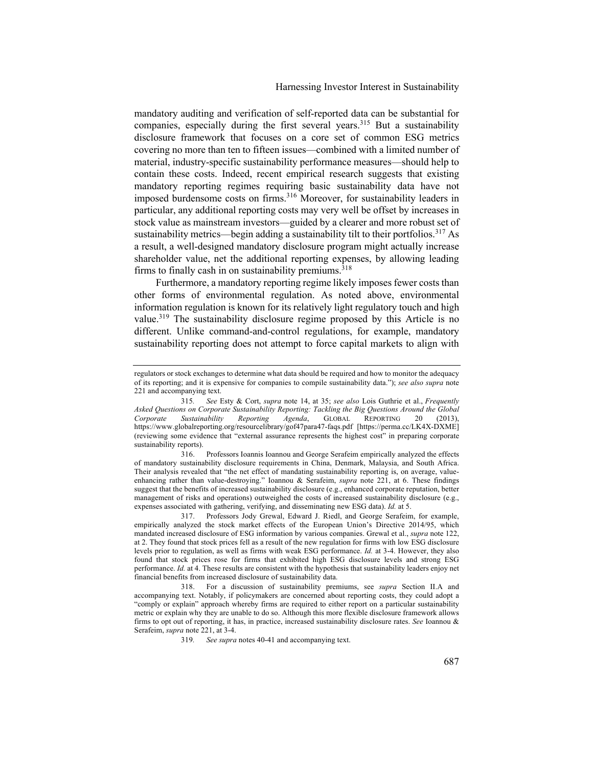mandatory auditing and verification of self-reported data can be substantial for companies, especially during the first several years.[315] But a sustainability disclosure framework that focuses on a core set of common ESG metrics covering no more than ten to fifteen issues—combined with a limited number of material, industry-specific sustainability performance measures—should help to contain these costs. Indeed, recent empirical research suggests that existing mandatory reporting regimes requiring basic sustainability data have not imposed burdensome costs on firms.[316] Moreover, for sustainability leaders in particular, any additional reporting costs may very well be offset by increases in stock value as mainstream investors—guided by a clearer and more robust set of sustainability metrics—begin adding a sustainability tilt to their portfolios.[317] As a result, a well-designed mandatory disclosure program might actually increase shareholder value, net the additional reporting expenses, by allowing leading firms to finally cash in on sustainability premiums.[318]

Furthermore, a mandatory reporting regime likely imposes fewer costs than other forms of environmental regulation. As noted above, environmental information regulation is known for its relatively light regulatory touch and high value.[319] The sustainability disclosure regime proposed by this Article is no different. Unlike command-and-control regulations, for example, mandatory sustainability reporting does not attempt to force capital markets to align with

---

regulators or stock exchanges to determine what data should be required and how to monitor the adequacy of its reporting; and it is expensive for companies to compile sustainability data."); *see also supra* note 221 and accompanying text.

315. *See* Esty & Cort, *supra* note 14, at 35; *see also* Lois Guthrie et al., *Frequently Asked Questions on Corporate Sustainability Reporting: Tackling the Big Questions Around the Global Corporate Sustainability Reporting Agenda*, GLOBAL REPORTING 20 (2013), https://www.globalreporting.org/resourcelibrary/gof47para47-faqs.pdf [https://perma.cc/LK4X-DXME] (reviewing some evidence that "external assurance represents the highest cost" in preparing corporate sustainability reports).

316. Professors Ioannis Ioannou and George Serafeim empirically analyzed the effects of mandatory sustainability disclosure requirements in China, Denmark, Malaysia, and South Africa. Their analysis revealed that "the net effect of mandating sustainability reporting is, on average, value-enhancing rather than value-destroying." Ioannou & Serafeim, *supra* note 221, at 6. These findings suggest that the benefits of increased sustainability disclosure (e.g., enhanced corporate reputation, better management of risks and operations) outweighed the costs of increased sustainability disclosure (e.g., expenses associated with gathering, verifying, and disseminating new ESG data). *Id.* at 5.

317. Professors Jody Grewal, Edward J. Riedl, and George Serafeim, for example, empirically analyzed the stock market effects of the European Union's Directive 2014/95, which mandated increased disclosure of ESG information by various companies. Grewal et al., *supra* note 122, at 2. They found that stock prices fell as a result of the new regulation for firms with low ESG disclosure levels prior to regulation, as well as firms with weak ESG performance. *Id.* at 3-4. However, they also found that stock prices rose for firms that exhibited high ESG disclosure levels and strong ESG performance. *Id.* at 4. These results are consistent with the hypothesis that sustainability leaders enjoy net financial benefits from increased disclosure of sustainability data.

318. For a discussion of sustainability premiums, see *supra* Section II.A and accompanying text. Notably, if policymakers are concerned about reporting costs, they could adopt a "comply or explain" approach whereby firms are required to either report on a particular sustainability metric or explain why they are unable to do so. Although this more flexible disclosure framework allows firms to opt out of reporting, it has, in practice, increased sustainability disclosure rates. *See* Ioannou & Serafeim, *supra* note 221, at 3-4.

319. *See supra* notes 40-41 and accompanying text.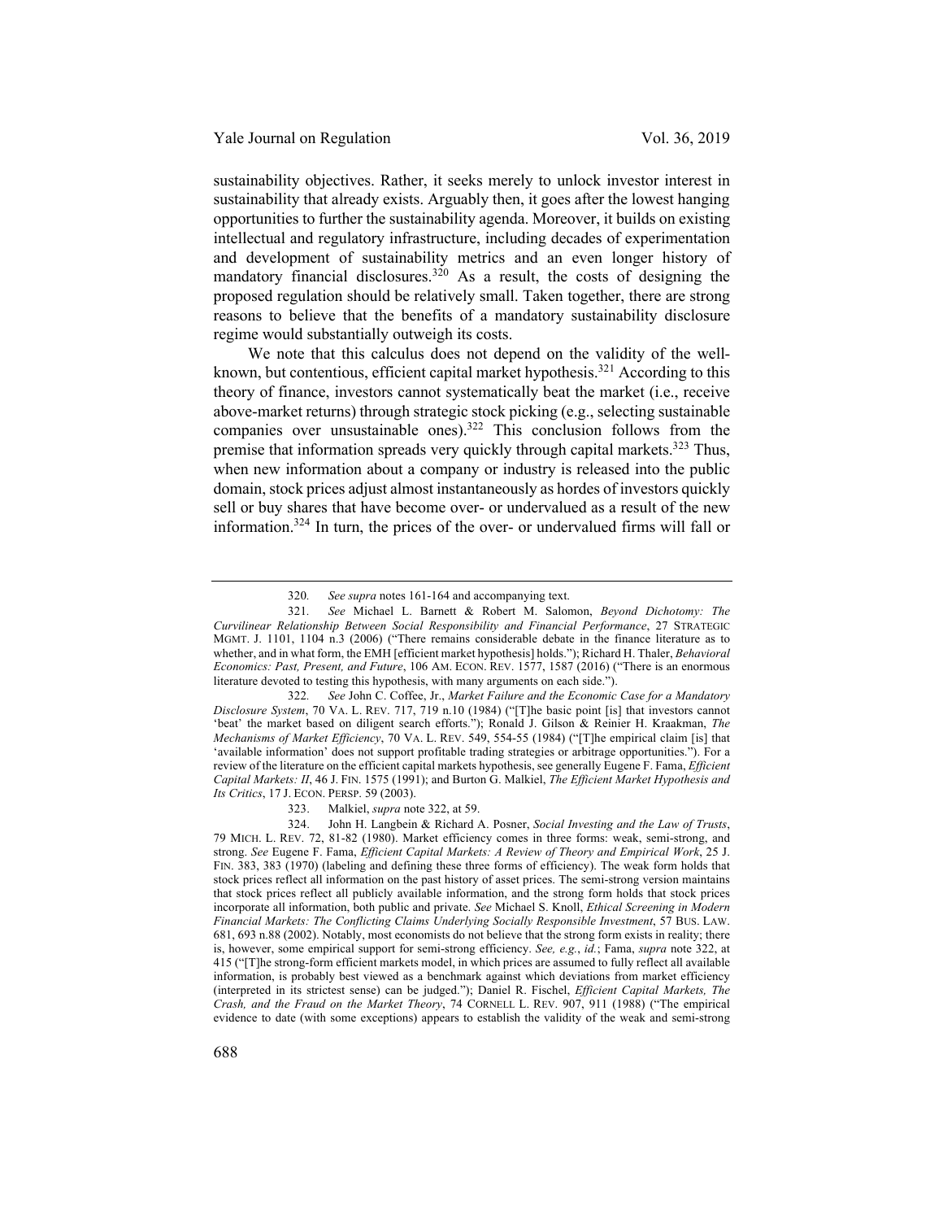sustainability objectives. Rather, it seeks merely to unlock investor interest in sustainability that already exists. Arguably then, it goes after the lowest hanging opportunities to further the sustainability agenda. Moreover, it builds on existing intellectual and regulatory infrastructure, including decades of experimentation and development of sustainability metrics and an even longer history of mandatory financial disclosures.[320] As a result, the costs of designing the proposed regulation should be relatively small. Taken together, there are strong reasons to believe that the benefits of a mandatory sustainability disclosure regime would substantially outweigh its costs.

We note that this calculus does not depend on the validity of the well-known, but contentious, efficient capital market hypothesis.[321] According to this theory of finance, investors cannot systematically beat the market (i.e., receive above-market returns) through strategic stock picking (e.g., selecting sustainable companies over unsustainable ones).[322] This conclusion follows from the premise that information spreads very quickly through capital markets.[323] Thus, when new information about a company or industry is released into the public domain, stock prices adjust almost instantaneously as hordes of investors quickly sell or buy shares that have become over- or undervalued as a result of the new information.[324] In turn, the prices of the over- or undervalued firms will fall or

---

320. *See supra* notes 161-164 and accompanying text.

321. *See* Michael L. Barnett & Robert M. Salomon, *Beyond Dichotomy: The Curvilinear Relationship Between Social Responsibility and Financial Performance*, 27 STRATEGIC MGMT. J. 1101, 1104 n.3 (2006) ("There remains considerable debate in the finance literature as to whether, and in what form, the EMH [efficient market hypothesis] holds."); Richard H. Thaler, *Behavioral Economics: Past, Present, and Future*, 106 AM. ECON. REV. 1577, 1587 (2016) ("There is an enormous literature devoted to testing this hypothesis, with many arguments on each side.").

322. *See* John C. Coffee, Jr., *Market Failure and the Economic Case for a Mandatory Disclosure System*, 70 VA. L. REV. 717, 719 n.10 (1984) ("[T]he basic point [is] that investors cannot 'beat' the market based on diligent search efforts."); Ronald J. Gilson & Reinier H. Kraakman, *The Mechanisms of Market Efficiency*, 70 VA. L. REV. 549, 554-55 (1984) ("[T]he empirical claim [is] that 'available information' does not support profitable trading strategies or arbitrage opportunities."). For a review of the literature on the efficient capital markets hypothesis, see generally Eugene F. Fama, *Efficient Capital Markets: II*, 46 J. FIN. 1575 (1991); and Burton G. Malkiel, *The Efficient Market Hypothesis and Its Critics*, 17 J. ECON. PERSP. 59 (2003).

323. Malkiel, *supra* note 322, at 59.

324. John H. Langbein & Richard A. Posner, *Social Investing and the Law of Trusts*, 79 MICH. L. REV. 72, 81-82 (1980). Market efficiency comes in three forms: weak, semi-strong, and strong. *See* Eugene F. Fama, *Efficient Capital Markets: A Review of Theory and Empirical Work*, 25 J. FIN. 383, 383 (1970) (labeling and defining these three forms of efficiency). The weak form holds that stock prices reflect all information on the past history of asset prices. The semi-strong version maintains that stock prices reflect all publicly available information, and the strong form holds that stock prices incorporate all information, both public and private. *See* Michael S. Knoll, *Ethical Screening in Modern Financial Markets: The Conflicting Claims Underlying Socially Responsible Investment*, 57 BUS. LAW. 681, 693 n.88 (2002). Notably, most economists do not believe that the strong form exists in reality; there is, however, some empirical support for semi-strong efficiency. *See, e.g.*, *id.*; Fama, *supra* note 322, at 415 ("[T]he strong-form efficient markets model, in which prices are assumed to fully reflect all available information, is probably best viewed as a benchmark against which deviations from market efficiency (interpreted in its strictest sense) can be judged."); Daniel R. Fischel, *Efficient Capital Markets, The Crash, and the Fraud on the Market Theory*, 74 CORNELL L. REV. 907, 911 (1988) ("The empirical evidence to date (with some exceptions) appears to establish the validity of the weak and semi-strong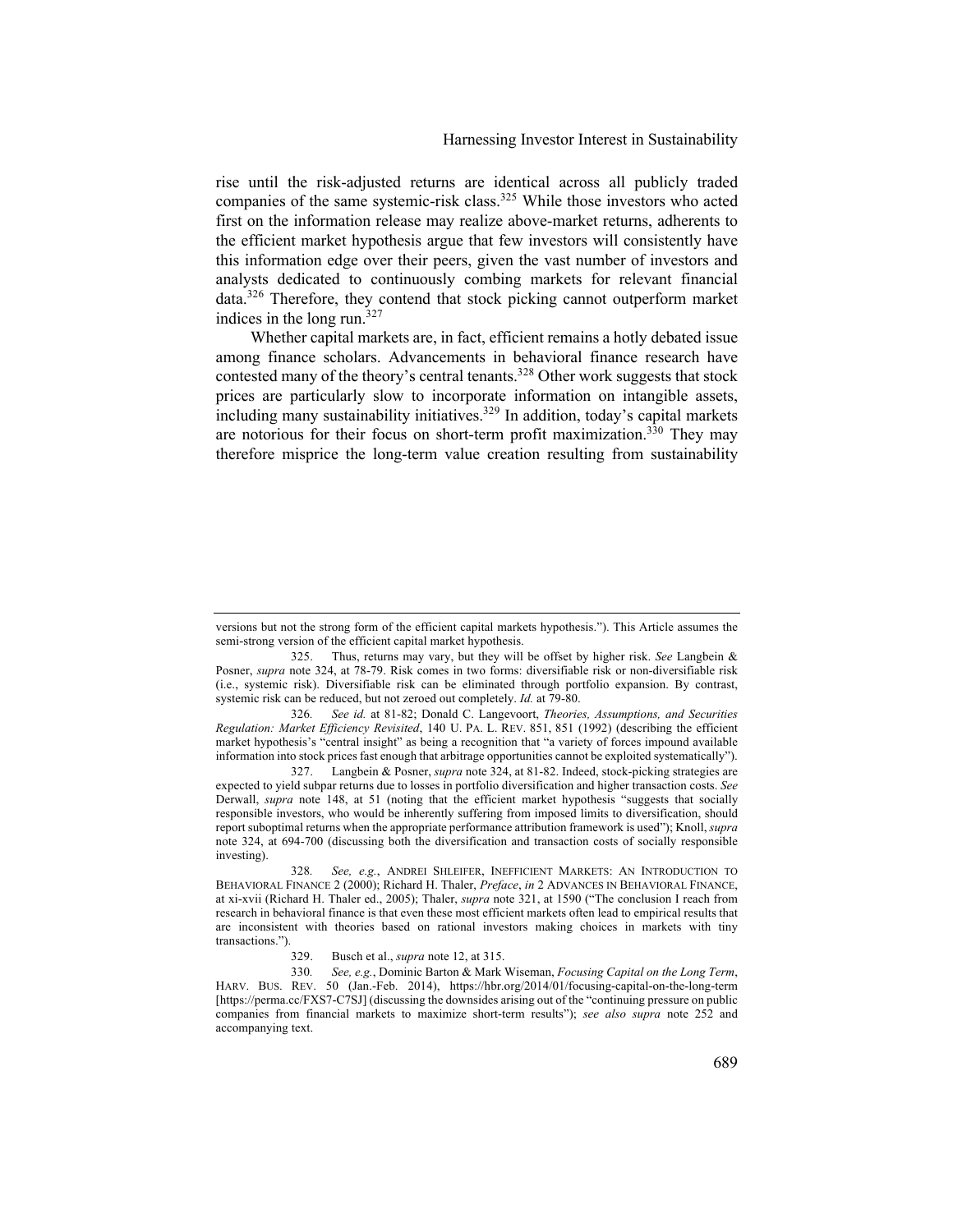rise until the risk-adjusted returns are identical across all publicly traded companies of the same systemic-risk class.[325] While those investors who acted first on the information release may realize above-market returns, adherents to the efficient market hypothesis argue that few investors will consistently have this information edge over their peers, given the vast number of investors and analysts dedicated to continuously combing markets for relevant financial data.[326] Therefore, they contend that stock picking cannot outperform market indices in the long run.[327]

Whether capital markets are, in fact, efficient remains a hotly debated issue among finance scholars. Advancements in behavioral finance research have contested many of the theory's central tenants.[328] Other work suggests that stock prices are particularly slow to incorporate information on intangible assets, including many sustainability initiatives.[329] In addition, today's capital markets are notorious for their focus on short-term profit maximization.[330] They may therefore misprice the long-term value creation resulting from sustainability

---

versions but not the strong form of the efficient capital markets hypothesis."). This Article assumes the semi-strong version of the efficient capital market hypothesis.

325. Thus, returns may vary, but they will be offset by higher risk. *See* Langbein & Posner, *supra* note 324, at 78-79. Risk comes in two forms: diversifiable risk or non-diversifiable risk (i.e., systemic risk). Diversifiable risk can be eliminated through portfolio expansion. By contrast, systemic risk can be reduced, but not zeroed out completely. *Id.* at 79-80.

326. *See id.* at 81-82; Donald C. Langevoort, *Theories, Assumptions, and Securities Regulation: Market Efficiency Revisited*, 140 U. PA. L. REV. 851, 851 (1992) (describing the efficient market hypothesis's "central insight" as being a recognition that "a variety of forces impound available information into stock prices fast enough that arbitrage opportunities cannot be exploited systematically").

327. Langbein & Posner, *supra* note 324, at 81-82. Indeed, stock-picking strategies are expected to yield subpar returns due to losses in portfolio diversification and higher transaction costs. *See* Derwall, *supra* note 148, at 51 (noting that the efficient market hypothesis "suggests that socially responsible investors, who would be inherently suffering from imposed limits to diversification, should report suboptimal returns when the appropriate performance attribution framework is used"); Knoll, *supra* note 324, at 694-700 (discussing both the diversification and transaction costs of socially responsible investing).

328. *See, e.g.*, ANDREI SHLEIFER, INEFFICIENT MARKETS: AN INTRODUCTION TO BEHAVIORAL FINANCE 2 (2000); Richard H. Thaler, *Preface*, *in* 2 ADVANCES IN BEHAVIORAL FINANCE, at xi-xvii (Richard H. Thaler ed., 2005); Thaler, *supra* note 321, at 1590 ("The conclusion I reach from research in behavioral finance is that even these most efficient markets often lead to empirical results that are inconsistent with theories based on rational investors making choices in markets with tiny transactions.").

329. Busch et al., *supra* note 12, at 315.

330. *See, e.g.*, Dominic Barton & Mark Wiseman, *Focusing Capital on the Long Term*, HARV. BUS. REV. 50 (Jan.-Feb. 2014), https://hbr.org/2014/01/focusing-capital-on-the-long-term [https://perma.cc/FXS7-C7SJ] (discussing the downsides arising out of the "continuing pressure on public companies from financial markets to maximize short-term results"); *see also supra* note 252 and accompanying text.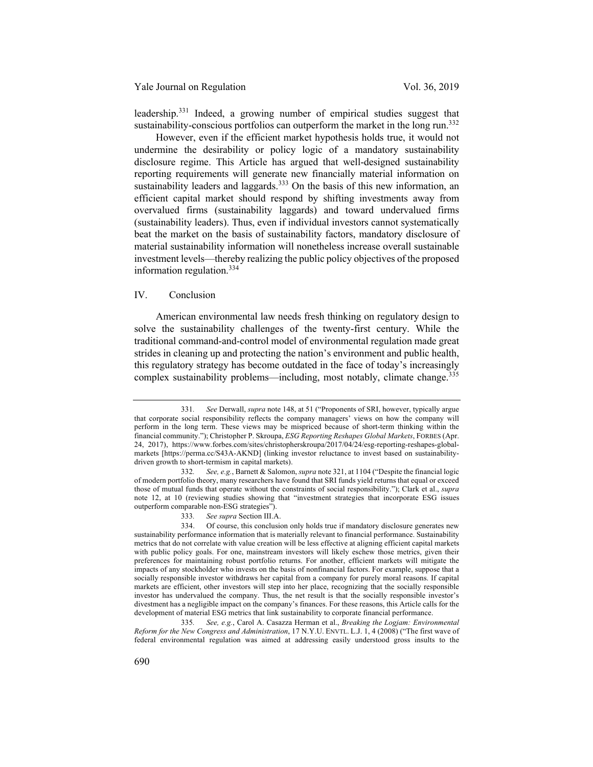leadership.[331] Indeed, a growing number of empirical studies suggest that sustainability-conscious portfolios can outperform the market in the long run.[332]

However, even if the efficient market hypothesis holds true, it would not undermine the desirability or policy logic of a mandatory sustainability disclosure regime. This Article has argued that well-designed sustainability reporting requirements will generate new financially material information on sustainability leaders and laggards.[333] On the basis of this new information, an efficient capital market should respond by shifting investments away from overvalued firms (sustainability laggards) and toward undervalued firms (sustainability leaders). Thus, even if individual investors cannot systematically beat the market on the basis of sustainability factors, mandatory disclosure of material sustainability information will nonetheless increase overall sustainable investment levels—thereby realizing the public policy objectives of the proposed information regulation.[334]

## IV. Conclusion

American environmental law needs fresh thinking on regulatory design to solve the sustainability challenges of the twenty-first century. While the traditional command-and-control model of environmental regulation made great strides in cleaning up and protecting the nation's environment and public health, this regulatory strategy has become outdated in the face of today's increasingly complex sustainability problems—including, most notably, climate change.[335]

---

331. *See* Derwall, *supra* note 148, at 51 ("Proponents of SRI, however, typically argue that corporate social responsibility reflects the company managers' views on how the company will perform in the long term. These views may be mispriced because of short-term thinking within the financial community."); Christopher P. Skroupa, *ESG Reporting Reshapes Global Markets*, FORBES (Apr. 24, 2017), https://www.forbes.com/sites/christopherskroupa/2017/04/24/esg-reporting-reshapes-global-markets [https://perma.cc/S43A-AKND] (linking investor reluctance to invest based on sustainability-driven growth to short-termism in capital markets).

332. *See, e.g.*, Barnett & Salomon, *supra* note 321, at 1104 ("Despite the financial logic of modern portfolio theory, many researchers have found that SRI funds yield returns that equal or exceed those of mutual funds that operate without the constraints of social responsibility."); Clark et al., *supra* note 12, at 10 (reviewing studies showing that "investment strategies that incorporate ESG issues outperform comparable non-ESG strategies").

333. *See supra* Section III.A.

334. Of course, this conclusion only holds true if mandatory disclosure generates new sustainability performance information that is materially relevant to financial performance. Sustainability metrics that do not correlate with value creation will be less effective at aligning efficient capital markets with public policy goals. For one, mainstream investors will likely eschew those metrics, given their preferences for maintaining robust portfolio returns. For another, efficient markets will mitigate the impacts of any stockholder who invests on the basis of nonfinancial factors. For example, suppose that a socially responsible investor withdraws her capital from a company for purely moral reasons. If capital markets are efficient, other investors will step into her place, recognizing that the socially responsible investor has undervalued the company. Thus, the net result is that the socially responsible investor's divestment has a negligible impact on the company's finances. For these reasons, this Article calls for the development of material ESG metrics that link sustainability to corporate financial performance.

335. *See, e.g.*, Carol A. Casazza Herman et al., *Breaking the Logjam: Environmental Reform for the New Congress and Administration*, 17 N.Y.U. ENVTL. L.J. 1, 4 (2008) ("The first wave of federal environmental regulation was aimed at addressing easily understood gross insults to the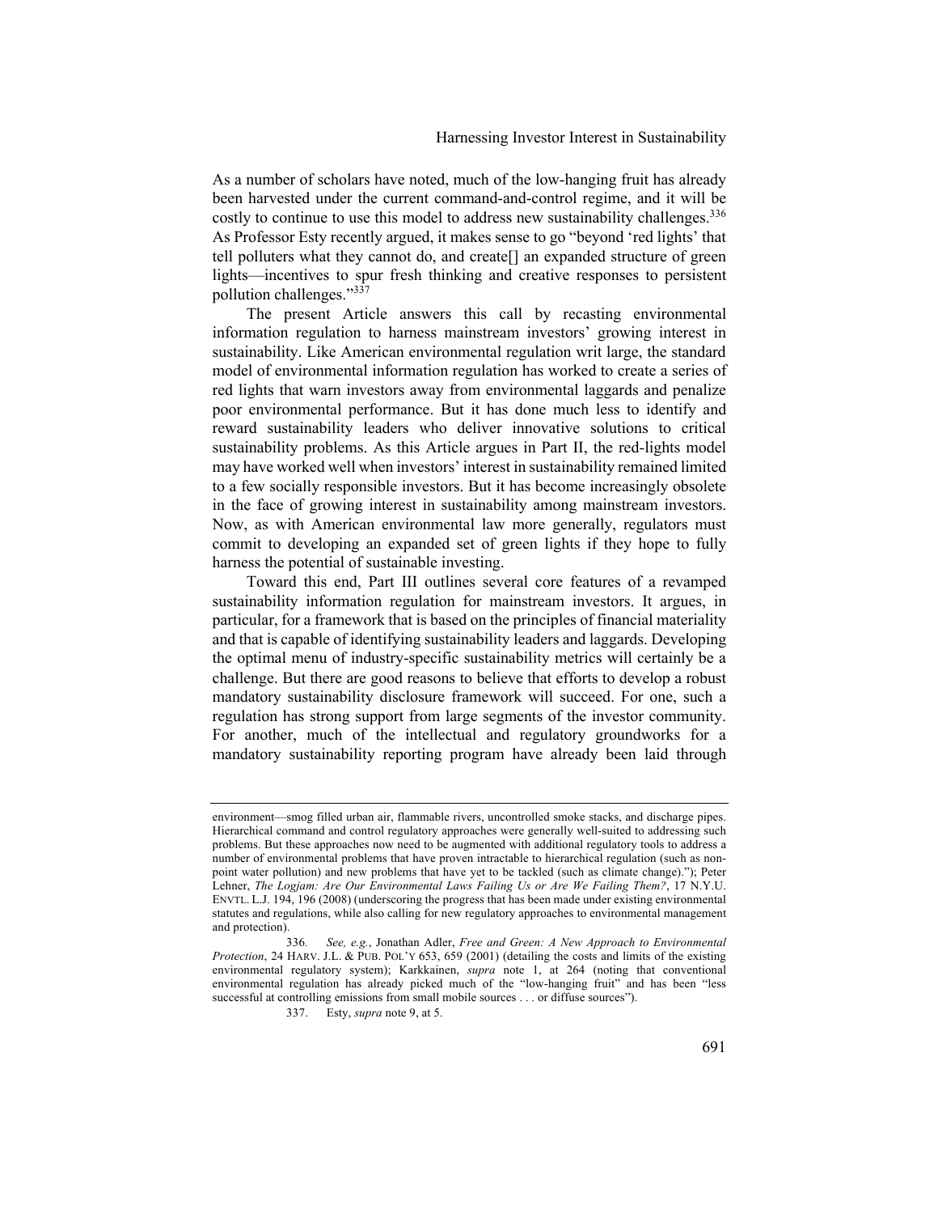As a number of scholars have noted, much of the low-hanging fruit has already been harvested under the current command-and-control regime, and it will be costly to continue to use this model to address new sustainability challenges.[336] As Professor Esty recently argued, it makes sense to go "beyond 'red lights' that tell polluters what they cannot do, and create[] an expanded structure of green lights—incentives to spur fresh thinking and creative responses to persistent pollution challenges."[337]

The present Article answers this call by recasting environmental information regulation to harness mainstream investors' growing interest in sustainability. Like American environmental regulation writ large, the standard model of environmental information regulation has worked to create a series of red lights that warn investors away from environmental laggards and penalize poor environmental performance. But it has done much less to identify and reward sustainability leaders who deliver innovative solutions to critical sustainability problems. As this Article argues in Part II, the red-lights model may have worked well when investors' interest in sustainability remained limited to a few socially responsible investors. But it has become increasingly obsolete in the face of growing interest in sustainability among mainstream investors. Now, as with American environmental law more generally, regulators must commit to developing an expanded set of green lights if they hope to fully harness the potential of sustainable investing.

Toward this end, Part III outlines several core features of a revamped sustainability information regulation for mainstream investors. It argues, in particular, for a framework that is based on the principles of financial materiality and that is capable of identifying sustainability leaders and laggards. Developing the optimal menu of industry-specific sustainability metrics will certainly be a challenge. But there are good reasons to believe that efforts to develop a robust mandatory sustainability disclosure framework will succeed. For one, such a regulation has strong support from large segments of the investor community. For another, much of the intellectual and regulatory groundworks for a mandatory sustainability reporting program have already been laid through

---

environment—smog filled urban air, flammable rivers, uncontrolled smoke stacks, and discharge pipes. Hierarchical command and control regulatory approaches were generally well-suited to addressing such problems. But these approaches now need to be augmented with additional regulatory tools to address a number of environmental problems that have proven intractable to hierarchical regulation (such as non-point water pollution) and new problems that have yet to be tackled (such as climate change)."); Peter Lehner, *The Logjam: Are Our Environmental Laws Failing Us or Are We Failing Them?*, 17 N.Y.U. ENVTL. L.J. 194, 196 (2008) (underscoring the progress that has been made under existing environmental statutes and regulations, while also calling for new regulatory approaches to environmental management and protection).

336. *See, e.g.*, Jonathan Adler, *Free and Green: A New Approach to Environmental Protection*, 24 HARV. J.L. & PUB. POL'Y 653, 659 (2001) (detailing the costs and limits of the existing environmental regulatory system); Karkkainen, *supra* note 1, at 264 (noting that conventional environmental regulation has already picked much of the "low-hanging fruit" and has been "less successful at controlling emissions from small mobile sources . . . or diffuse sources").

337. Esty, *supra* note 9, at 5.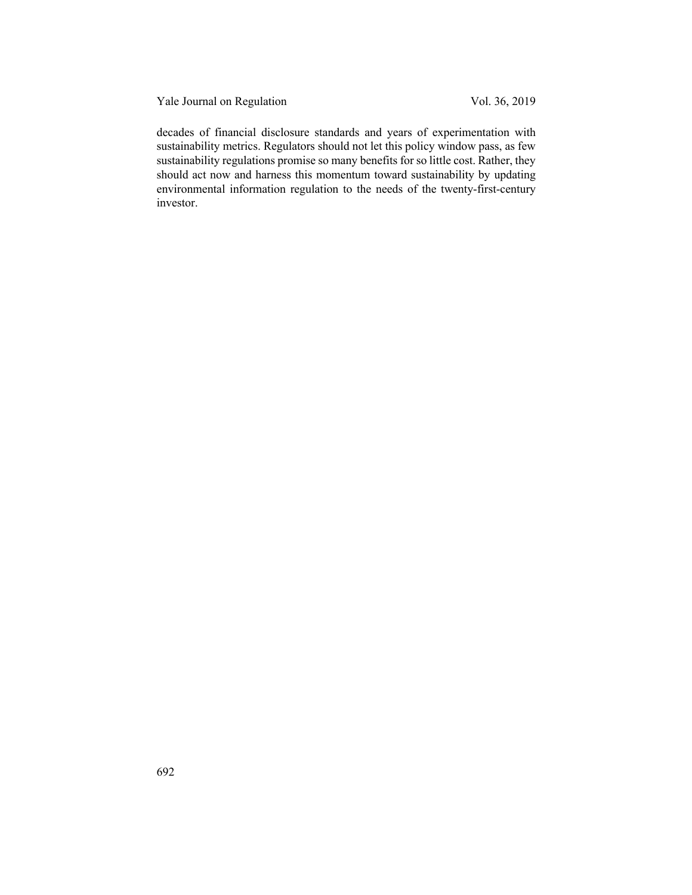decades of financial disclosure standards and years of experimentation with sustainability metrics. Regulators should not let this policy window pass, as few sustainability regulations promise so many benefits for so little cost. Rather, they should act now and harness this momentum toward sustainability by updating environmental information regulation to the needs of the twenty-first-century investor.